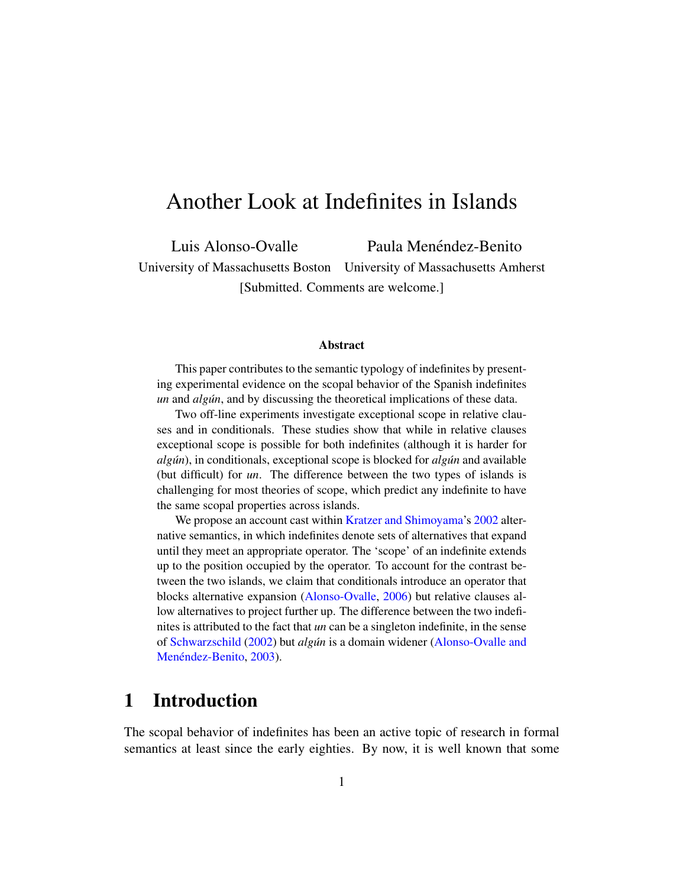# Another Look at Indefinites in Islands

Luis Alonso-Ovalle — University of Massachusetts Boston

Paula Menéndez-Benito — University of Massachusetts Amherst

[Submitted. Comments are welcome.]

### Abstract

This paper contributes to the semantic typology of indefinites by presenting experimental evidence on the scopal behavior of the Spanish indefinites *un* and *algún*, and by discussing the theoretical implications of these data.

Two off-line experiments investigate exceptional scope in relative clauses and in conditionals. These studies show that while in relative clauses exceptional scope is possible for both indefinites (although it is harder for *algún*), in conditionals, exceptional scope is blocked for *algún* and available (but difficult) for *un*. The difference between the two types of islands is challenging for most theories of scope, which predict any indefinite to have the same scopal properties across islands.

We propose an account cast within Kratzer and Shimoyama's 2002 alternative semantics, in which indefinites denote sets of alternatives that expand until they meet an appropriate operator. The 'scope' of an indefinite extends up to the position occupied by the operator. To account for the contrast between the two islands, we claim that conditionals introduce an operator that blocks alternative expansion (Alonso-Ovalle, 2006) but relative clauses allow alternatives to project further up. The difference between the two indefinites is attributed to the fact that *un* can be a singleton indefinite, in the sense of Schwarzschild (2002) but *algún* is a domain widener (Alonso-Ovalle and Menéndez-Benito, 2003).

## 1 Introduction

The scopal behavior of indefinites has been an active topic of research in formal semantics at least since the early eighties. By now, it is well known that some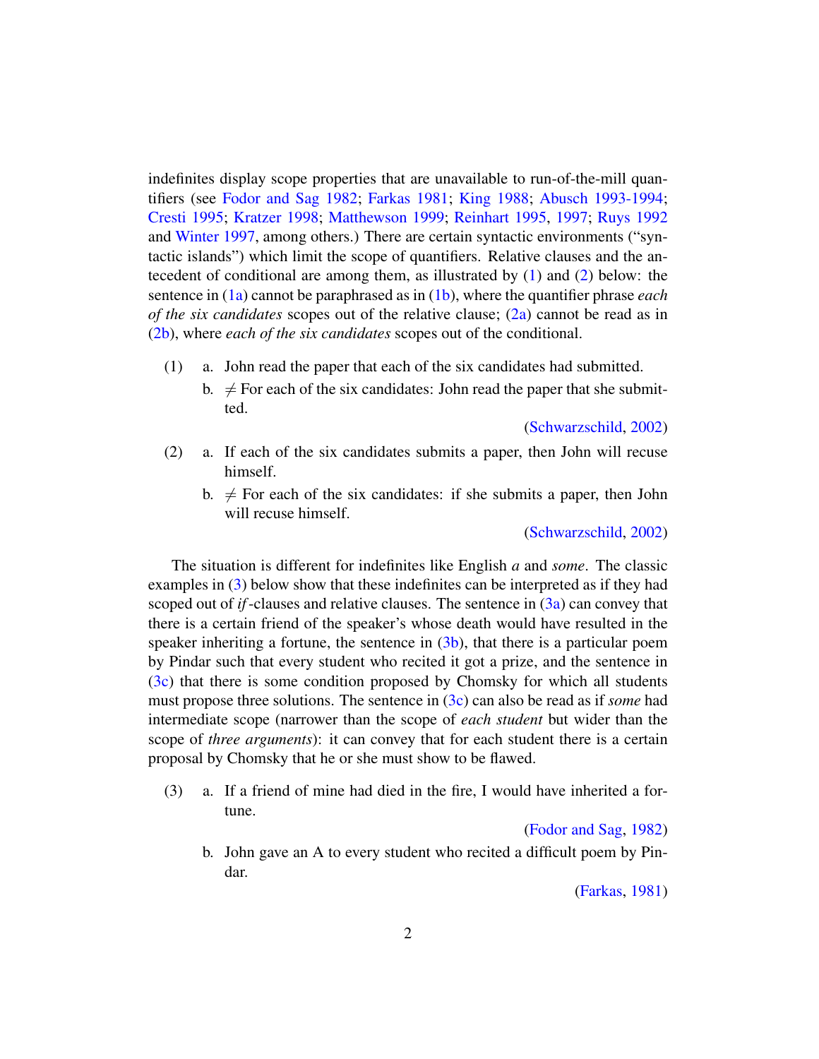indefinites display scope properties that are unavailable to run-of-the-mill quantifiers (see Fodor and Sag 1982; Farkas 1981; King 1988; Abusch 1993-1994; Cresti 1995; Kratzer 1998; Matthewson 1999; Reinhart 1995, 1997; Ruys 1992 and Winter 1997, among others.) There are certain syntactic environments ("syntactic islands") which limit the scope of quantifiers. Relative clauses and the antecedent of conditional are among them, as illustrated by (1) and (2) below: the sentence in (1a) cannot be paraphrased as in (1b), where the quantifier phrase *each of the six candidates* scopes out of the relative clause; (2a) cannot be read as in (2b), where *each of the six candidates* scopes out of the conditional.

(1) a. John read the paper that each of the six candidates had submitted.

b. ≠ For each of the six candidates: John read the paper that she submitted.

(Schwarzschild, 2002)

(2) a. If each of the six candidates submits a paper, then John will recuse himself.

b. ≠ For each of the six candidates: if she submits a paper, then John will recuse himself.

(Schwarzschild, 2002)

The situation is different for indefinites like English *a* and *some*. The classic examples in (3) below show that these indefinites can be interpreted as if they had scoped out of *if*-clauses and relative clauses. The sentence in (3a) can convey that there is a certain friend of the speaker's whose death would have resulted in the speaker inheriting a fortune, the sentence in (3b), that there is a particular poem by Pindar such that every student who recited it got a prize, and the sentence in (3c) that there is some condition proposed by Chomsky for which all students must propose three solutions. The sentence in (3c) can also be read as if *some* had intermediate scope (narrower than the scope of *each student* but wider than the scope of *three arguments*): it can convey that for each student there is a certain proposal by Chomsky that he or she must show to be flawed.

(3) a. If a friend of mine had died in the fire, I would have inherited a fortune.

(Fodor and Sag, 1982)

b. John gave an A to every student who recited a difficult poem by Pindar.

(Farkas, 1981)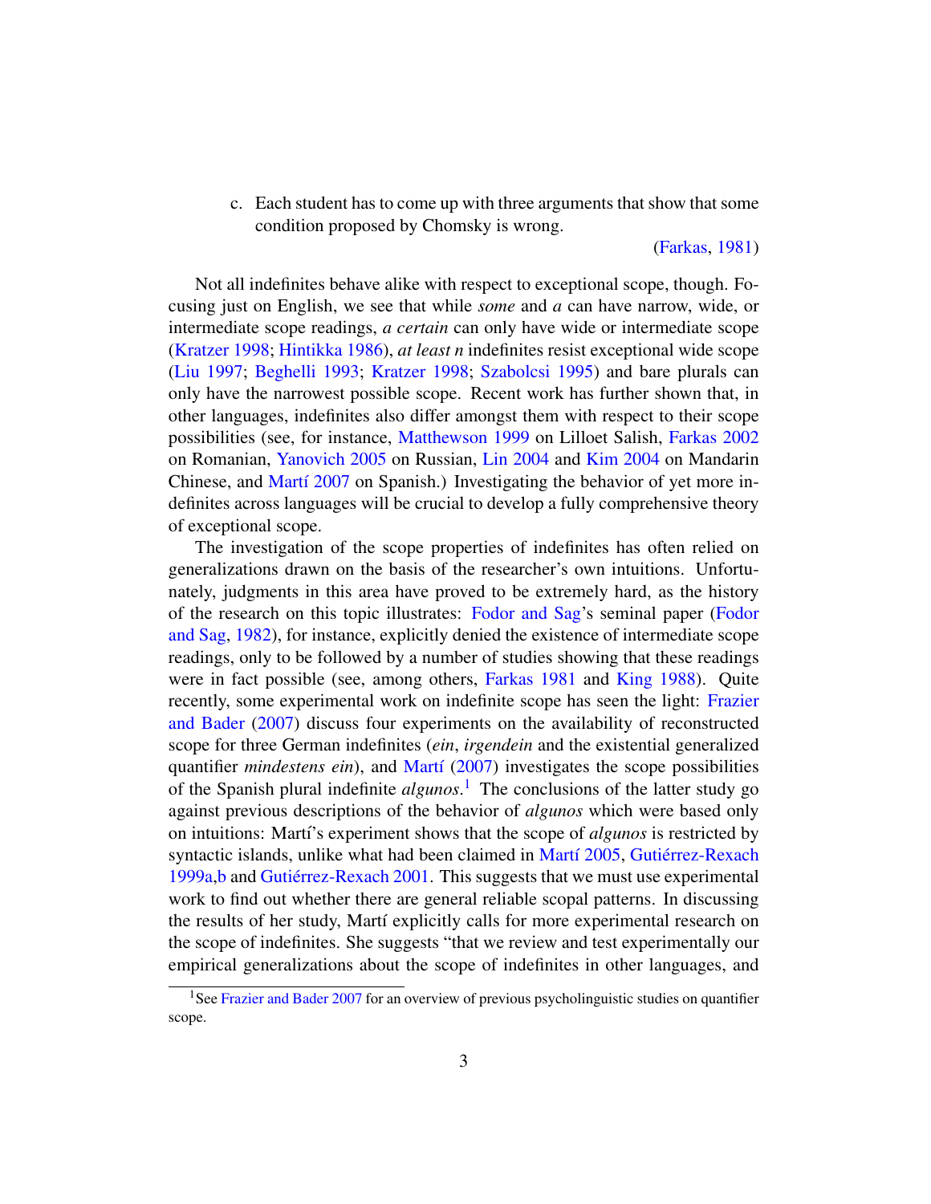c. Each student has to come up with three arguments that show that some condition proposed by Chomsky is wrong.

(Farkas, 1981)

Not all indefinites behave alike with respect to exceptional scope, though. Focusing just on English, we see that while *some* and *a* can have narrow, wide, or intermediate scope readings, *a certain* can only have wide or intermediate scope (Kratzer 1998; Hintikka 1986), *at least n* indefinites resist exceptional wide scope (Liu 1997; Beghelli 1993; Kratzer 1998; Szabolcsi 1995) and bare plurals can only have the narrowest possible scope. Recent work has further shown that, in other languages, indefinites also differ amongst them with respect to their scope possibilities (see, for instance, Matthewson 1999 on Lilloet Salish, Farkas 2002 on Romanian, Yanovich 2005 on Russian, Lin 2004 and Kim 2004 on Mandarin Chinese, and Martí 2007 on Spanish.) Investigating the behavior of yet more indefinites across languages will be crucial to develop a fully comprehensive theory of exceptional scope.

The investigation of the scope properties of indefinites has often relied on generalizations drawn on the basis of the researcher's own intuitions. Unfortunately, judgments in this area have proved to be extremely hard, as the history of the research on this topic illustrates: Fodor and Sag's seminal paper (Fodor and Sag, 1982), for instance, explicitly denied the existence of intermediate scope readings, only to be followed by a number of studies showing that these readings were in fact possible (see, among others, Farkas 1981 and King 1988). Quite recently, some experimental work on indefinite scope has seen the light: Frazier and Bader (2007) discuss four experiments on the availability of reconstructed scope for three German indefinites (*ein*, *irgendein* and the existential generalized quantifier *mindestens ein*), and Martí (2007) investigates the scope possibilities of the Spanish plural indefinite *algunos*.[1] The conclusions of the latter study go against previous descriptions of the behavior of *algunos* which were based only on intuitions: Martí's experiment shows that the scope of *algunos* is restricted by syntactic islands, unlike what had been claimed in Martí 2005, Gutiérrez-Rexach 1999a,b and Gutiérrez-Rexach 2001. This suggests that we must use experimental work to find out whether there are general reliable scopal patterns. In discussing the results of her study, Martí explicitly calls for more experimental research on the scope of indefinites. She suggests "that we review and test experimentally our empirical generalizations about the scope of indefinites in other languages, and

[1] See Frazier and Bader 2007 for an overview of previous psycholinguistic studies on quantifier scope.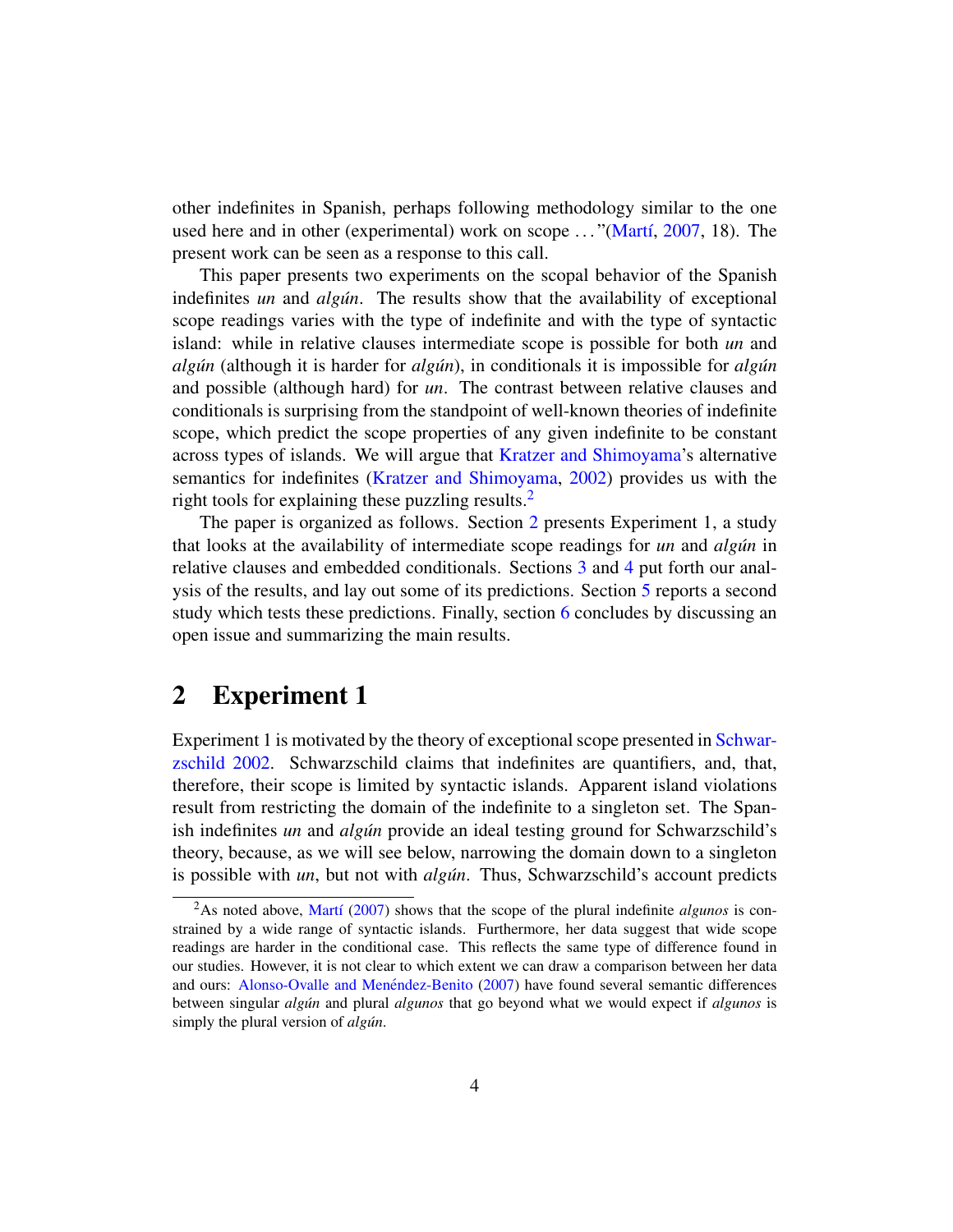other indefinites in Spanish, perhaps following methodology similar to the one used here and in other (experimental) work on scope ..."(Martí, 2007, 18). The present work can be seen as a response to this call.

This paper presents two experiments on the scopal behavior of the Spanish indefinites *un* and *algún*. The results show that the availability of exceptional scope readings varies with the type of indefinite and with the type of syntactic island: while in relative clauses intermediate scope is possible for both *un* and *algún* (although it is harder for *algún*), in conditionals it is impossible for *algún* and possible (although hard) for *un*. The contrast between relative clauses and conditionals is surprising from the standpoint of well-known theories of indefinite scope, which predict the scope properties of any given indefinite to be constant across types of islands. We will argue that Kratzer and Shimoyama's alternative semantics for indefinites (Kratzer and Shimoyama, 2002) provides us with the right tools for explaining these puzzling results.[2]

The paper is organized as follows. Section 2 presents Experiment 1, a study that looks at the availability of intermediate scope readings for *un* and *algún* in relative clauses and embedded conditionals. Sections 3 and 4 put forth our analysis of the results, and lay out some of its predictions. Section 5 reports a second study which tests these predictions. Finally, section 6 concludes by discussing an open issue and summarizing the main results.

## 2 Experiment 1

Experiment 1 is motivated by the theory of exceptional scope presented in Schwarzschild 2002. Schwarzschild claims that indefinites are quantifiers, and, that, therefore, their scope is limited by syntactic islands. Apparent island violations result from restricting the domain of the indefinite to a singleton set. The Spanish indefinites *un* and *algún* provide an ideal testing ground for Schwarzschild's theory, because, as we will see below, narrowing the domain down to a singleton is possible with *un*, but not with *algún*. Thus, Schwarzschild's account predicts

[2] As noted above, Martí (2007) shows that the scope of the plural indefinite *algunos* is constrained by a wide range of syntactic islands. Furthermore, her data suggest that wide scope readings are harder in the conditional case. This reflects the same type of difference found in our studies. However, it is not clear to which extent we can draw a comparison between her data and ours: Alonso-Ovalle and Menéndez-Benito (2007) have found several semantic differences between singular *algún* and plural *algunos* that go beyond what we would expect if *algunos* is simply the plural version of *algún*.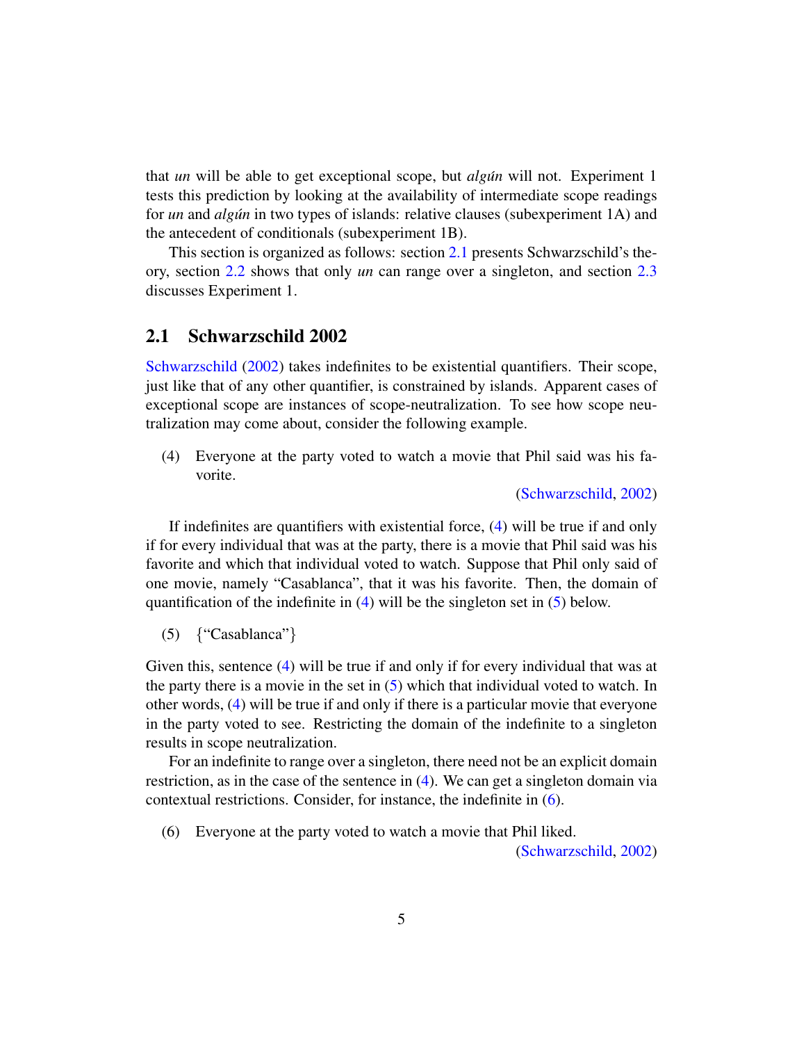that *un* will be able to get exceptional scope, but *algún* will not. Experiment 1 tests this prediction by looking at the availability of intermediate scope readings for *un* and *algún* in two types of islands: relative clauses (subexperiment 1A) and the antecedent of conditionals (subexperiment 1B).

This section is organized as follows: section 2.1 presents Schwarzschild's theory, section 2.2 shows that only *un* can range over a singleton, and section 2.3 discusses Experiment 1.

## 2.1 Schwarzschild 2002

Schwarzschild (2002) takes indefinites to be existential quantifiers. Their scope, just like that of any other quantifier, is constrained by islands. Apparent cases of exceptional scope are instances of scope-neutralization. To see how scope neutralization may come about, consider the following example.

(4) Everyone at the party voted to watch a movie that Phil said was his favorite.
(Schwarzschild, 2002)

If indefinites are quantifiers with existential force, (4) will be true if and only if for every individual that was at the party, there is a movie that Phil said was his favorite and which that individual voted to watch. Suppose that Phil only said of one movie, namely "Casablanca", that it was his favorite. Then, the domain of quantification of the indefinite in (4) will be the singleton set in (5) below.

(5) {"Casablanca"}

Given this, sentence (4) will be true if and only if for every individual that was at the party there is a movie in the set in (5) which that individual voted to watch. In other words, (4) will be true if and only if there is a particular movie that everyone in the party voted to see. Restricting the domain of the indefinite to a singleton results in scope neutralization.

For an indefinite to range over a singleton, there need not be an explicit domain restriction, as in the case of the sentence in (4). We can get a singleton domain via contextual restrictions. Consider, for instance, the indefinite in (6).

(6) Everyone at the party voted to watch a movie that Phil liked.
(Schwarzschild, 2002)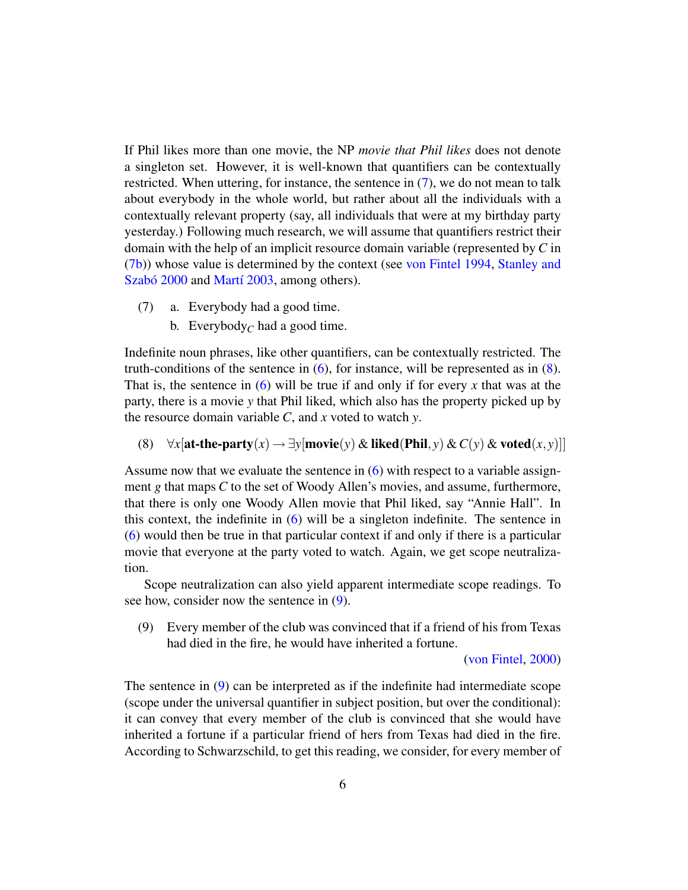If Phil likes more than one movie, the NP *movie that Phil likes* does not denote a singleton set. However, it is well-known that quantifiers can be contextually restricted. When uttering, for instance, the sentence in (7), we do not mean to talk about everybody in the whole world, but rather about all the individuals with a contextually relevant property (say, all individuals that were at my birthday party yesterday.) Following much research, we will assume that quantifiers restrict their domain with the help of an implicit resource domain variable (represented by $C$ in (7b)) whose value is determined by the context (see von Fintel 1994, Stanley and Szabó 2000 and Martí 2003, among others).

(7) a. Everybody had a good time.

b. Everybody$_C$ had a good time.

Indefinite noun phrases, like other quantifiers, can be contextually restricted. The truth-conditions of the sentence in (6), for instance, will be represented as in (8). That is, the sentence in (6) will be true if and only if for every $x$ that was at the party, there is a movie $y$ that Phil liked, which also has the property picked up by the resource domain variable $C$, and $x$ voted to watch $y$.

(8) $\forall x[\textbf{at-the-party}(x) \rightarrow \exists y[\textbf{movie}(y) \,\&\, \textbf{liked}(\textbf{Phil}, y) \,\&\, C(y) \,\&\, \textbf{voted}(x, y)]]$

Assume now that we evaluate the sentence in (6) with respect to a variable assignment $g$ that maps $C$ to the set of Woody Allen's movies, and assume, furthermore, that there is only one Woody Allen movie that Phil liked, say "Annie Hall". In this context, the indefinite in (6) will be a singleton indefinite. The sentence in (6) would then be true in that particular context if and only if there is a particular movie that everyone at the party voted to watch. Again, we get scope neutralization.

Scope neutralization can also yield apparent intermediate scope readings. To see how, consider now the sentence in (9).

(9) Every member of the club was convinced that if a friend of his from Texas had died in the fire, he would have inherited a fortune.

(von Fintel, 2000)

The sentence in (9) can be interpreted as if the indefinite had intermediate scope (scope under the universal quantifier in subject position, but over the conditional): it can convey that every member of the club is convinced that she would have inherited a fortune if a particular friend of hers from Texas had died in the fire. According to Schwarzschild, to get this reading, we consider, for every member of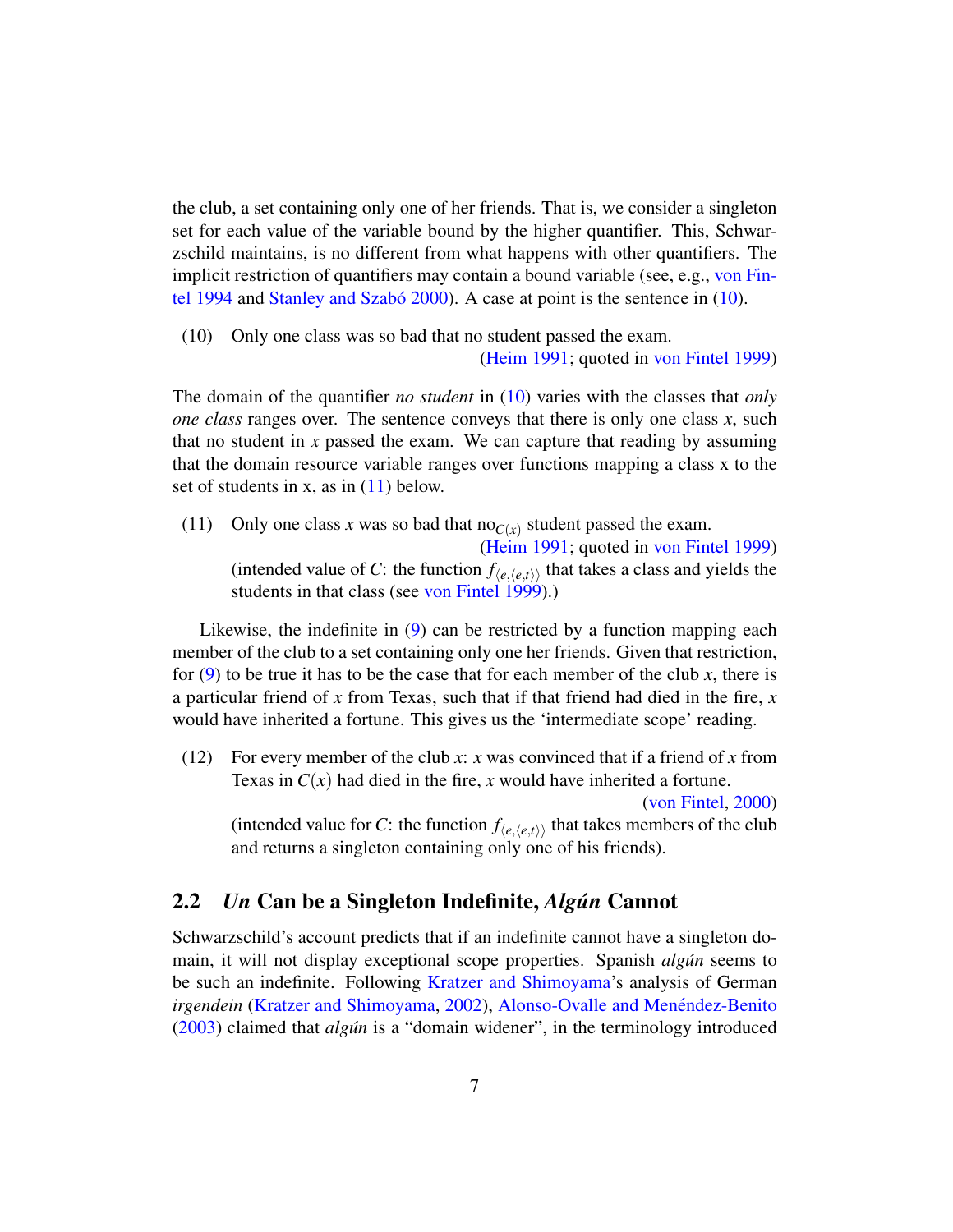the club, a set containing only one of her friends. That is, we consider a singleton set for each value of the variable bound by the higher quantifier. This, Schwarzschild maintains, is no different from what happens with other quantifiers. The implicit restriction of quantifiers may contain a bound variable (see, e.g., von Fintel 1994 and Stanley and Szabó 2000). A case at point is the sentence in (10).

(10) Only one class was so bad that no student passed the exam.
(Heim 1991; quoted in von Fintel 1999)

The domain of the quantifier *no student* in (10) varies with the classes that *only one class* ranges over. The sentence conveys that there is only one class $x$, such that no student in $x$ passed the exam. We can capture that reading by assuming that the domain resource variable ranges over functions mapping a class x to the set of students in x, as in (11) below.

(11) Only one class $x$ was so bad that no$_{C(x)}$ student passed the exam.
(Heim 1991; quoted in von Fintel 1999)
(intended value of $C$: the function $f_{\langle e,\langle e,t\rangle\rangle}$ that takes a class and yields the students in that class (see von Fintel 1999).)

Likewise, the indefinite in (9) can be restricted by a function mapping each member of the club to a set containing only one her friends. Given that restriction, for (9) to be true it has to be the case that for each member of the club $x$, there is a particular friend of $x$ from Texas, such that if that friend had died in the fire, $x$ would have inherited a fortune. This gives us the 'intermediate scope' reading.

(12) For every member of the club $x$: $x$ was convinced that if a friend of $x$ from Texas in $C(x)$ had died in the fire, $x$ would have inherited a fortune.
(von Fintel, 2000)
(intended value for $C$: the function $f_{\langle e,\langle e,t\rangle\rangle}$ that takes members of the club and returns a singleton containing only one of his friends).

## 2.2 *Un* Can be a Singleton Indefinite, *Algún* Cannot

Schwarzschild's account predicts that if an indefinite cannot have a singleton domain, it will not display exceptional scope properties. Spanish *algún* seems to be such an indefinite. Following Kratzer and Shimoyama's analysis of German *irgendein* (Kratzer and Shimoyama, 2002), Alonso-Ovalle and Menéndez-Benito (2003) claimed that *algún* is a "domain widener", in the terminology introduced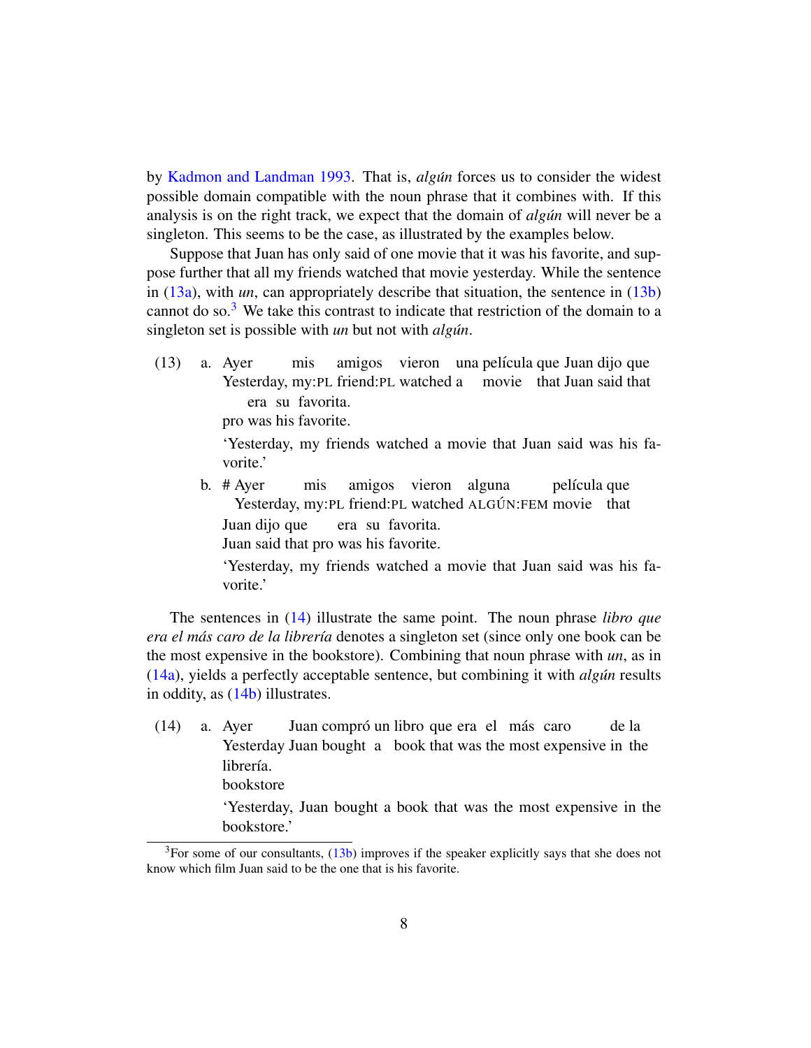by Kadmon and Landman 1993. That is, *algún* forces us to consider the widest possible domain compatible with the noun phrase that it combines with. If this analysis is on the right track, we expect that the domain of *algún* will never be a singleton. This seems to be the case, as illustrated by the examples below.

Suppose that Juan has only said of one movie that it was his favorite, and suppose further that all my friends watched that movie yesterday. While the sentence in (13a), with *un*, can appropriately describe that situation, the sentence in (13b) cannot do so.[3] We take this contrast to indicate that restriction of the domain to a singleton set is possible with *un* but not with *algún*.

(13) a. Ayer mis amigos vieron una película que Juan dijo que era su favorita.
Yesterday, my:PL friend:PL watched a movie that Juan said that pro was his favorite.
'Yesterday, my friends watched a movie that Juan said was his favorite.'

b. # Ayer mis amigos vieron alguna película que Juan dijo que era su favorita.
Yesterday, my:PL friend:PL watched ALGÚN:FEM movie that Juan said that pro was his favorite.
'Yesterday, my friends watched a movie that Juan said was his favorite.'

The sentences in (14) illustrate the same point. The noun phrase *libro que era el más caro de la librería* denotes a singleton set (since only one book can be the most expensive in the bookstore). Combining that noun phrase with *un*, as in (14a), yields a perfectly acceptable sentence, but combining it with *algún* results in oddity, as (14b) illustrates.

(14) a. Ayer Juan compró un libro que era el más caro de la librería.
Yesterday Juan bought a book that was the most expensive in the bookstore
'Yesterday, Juan bought a book that was the most expensive in the bookstore.'

[3] For some of our consultants, (13b) improves if the speaker explicitly says that she does not know which film Juan said to be the one that is his favorite.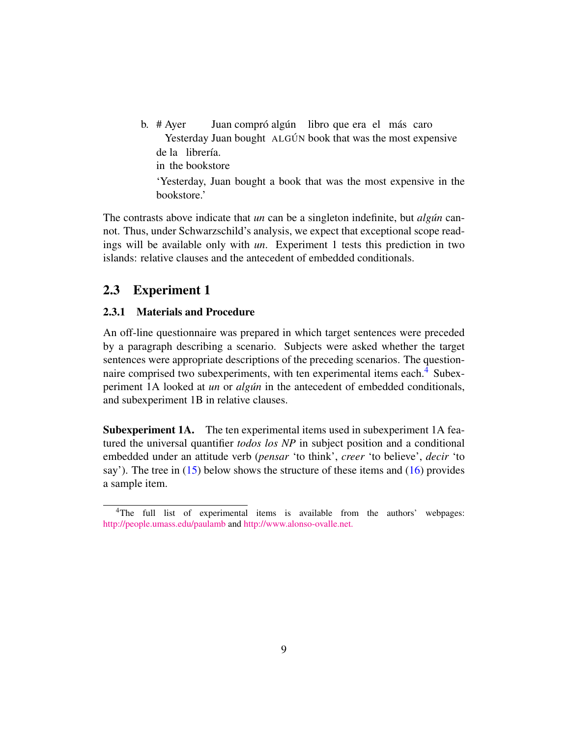b. # Ayer Juan compró algún libro que era el más caro
   Yesterday Juan bought ALGÚN book that was the most expensive
   de la librería.
   in the bookstore
   'Yesterday, Juan bought a book that was the most expensive in the bookstore.'

The contrasts above indicate that *un* can be a singleton indefinite, but *algún* cannot. Thus, under Schwarzschild's analysis, we expect that exceptional scope readings will be available only with *un*. Experiment 1 tests this prediction in two islands: relative clauses and the antecedent of embedded conditionals.

## 2.3 Experiment 1

### 2.3.1 Materials and Procedure

An off-line questionnaire was prepared in which target sentences were preceded by a paragraph describing a scenario. Subjects were asked whether the target sentences were appropriate descriptions of the preceding scenarios. The questionnaire comprised two subexperiments, with ten experimental items each.[4] Subexperiment 1A looked at *un* or *algún* in the antecedent of embedded conditionals, and subexperiment 1B in relative clauses.

**Subexperiment 1A.** The ten experimental items used in subexperiment 1A featured the universal quantifier *todos los NP* in subject position and a conditional embedded under an attitude verb (*pensar* 'to think', *creer* 'to believe', *decir* 'to say'). The tree in (15) below shows the structure of these items and (16) provides a sample item.

[4] The full list of experimental items is available from the authors' webpages: http://people.umass.edu/paulamb and http://www.alonso-ovalle.net.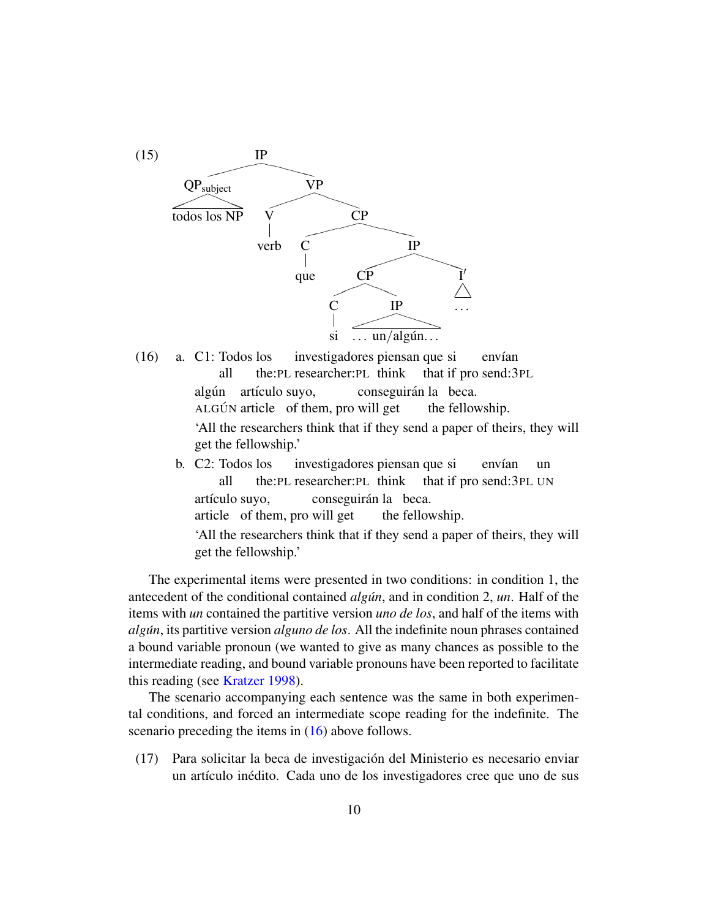(15) [Tree diagram:]

```
IP
├── QP_subject
│   └── todos los NP
└── VP
    ├── V
    │   └── verb
    └── CP
        ├── C
        │   └── que
        └── IP
            ├── CP
            │   ├── C
            │   │   └── si
            │   └── IP
            │       └── … un/algún…
            └── I′
                └── …
```

(16) a. C1: Todos los investigadores piensan que si envían algún artículo suyo, conseguirán la beca.
all the:PL researcher:PL think that if pro send:3PL ALGÚN article of them, pro will get the fellowship.
'All the researchers think that if they send a paper of theirs, they will get the fellowship.'

b. C2: Todos los investigadores piensan que si envían un artículo suyo, conseguirán la beca.
all the:PL researcher:PL think that if pro send:3PL UN article of them, pro will get the fellowship.
'All the researchers think that if they send a paper of theirs, they will get the fellowship.'

The experimental items were presented in two conditions: in condition 1, the antecedent of the conditional contained *algún*, and in condition 2, *un*. Half of the items with *un* contained the partitive version *uno de los*, and half of the items with *algún*, its partitive version *alguno de los*. All the indefinite noun phrases contained a bound variable pronoun (we wanted to give as many chances as possible to the intermediate reading, and bound variable pronouns have been reported to facilitate this reading (see Kratzer 1998).

The scenario accompanying each sentence was the same in both experimental conditions, and forced an intermediate scope reading for the indefinite. The scenario preceding the items in (16) above follows.

(17) Para solicitar la beca de investigación del Ministerio es necesario enviar un artículo inédito. Cada uno de los investigadores cree que uno de sus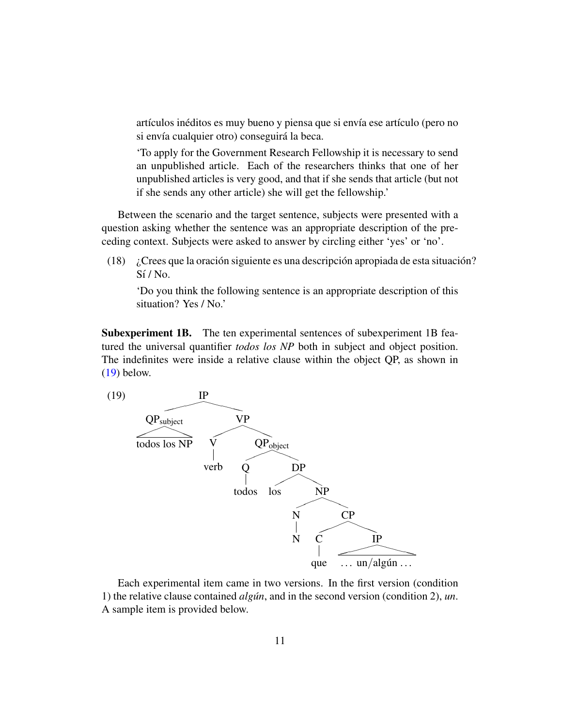artículos inéditos es muy bueno y piensa que si envía ese artículo (pero no si envía cualquier otro) conseguirá la beca.

'To apply for the Government Research Fellowship it is necessary to send an unpublished article. Each of the researchers thinks that one of her unpublished articles is very good, and that if she sends that article (but not if she sends any other article) she will get the fellowship.'

Between the scenario and the target sentence, subjects were presented with a question asking whether the sentence was an appropriate description of the preceding context. Subjects were asked to answer by circling either 'yes' or 'no'.

(18) ¿Crees que la oración siguiente es una descripción apropiada de esta situación? Sí / No.

'Do you think the following sentence is an appropriate description of this situation? Yes / No.'

**Subexperiment 1B.** The ten experimental sentences of subexperiment 1B featured the universal quantifier *todos los NP* both in subject and object position. The indefinites were inside a relative clause within the object QP, as shown in (19) below.

(19)

```
IP
├── QP_subject
│   └── todos los NP
└── VP
    ├── V
    │   └── verb
    └── QP_object
        ├── Q
        │   └── todos
        └── DP
            ├── los
            └── NP
                ├── N
                │   └── N
                └── CP
                    ├── C
                    │   └── que
                    └── IP
                        └── ... un/algún ...
```

Each experimental item came in two versions. In the first version (condition 1) the relative clause contained *algún*, and in the second version (condition 2), *un*. A sample item is provided below.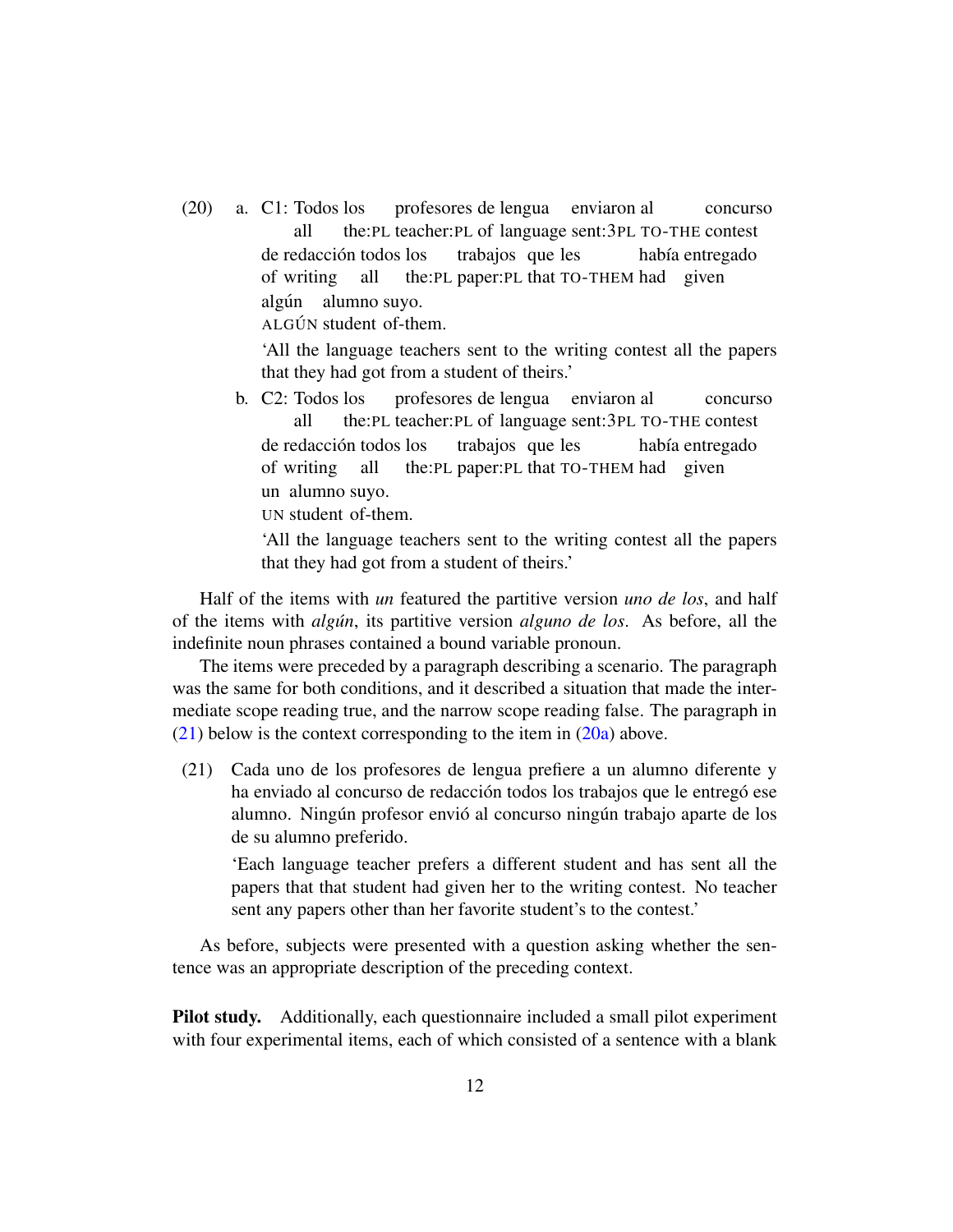(20) a. C1: Todos los profesores de lengua enviaron al concurso
all the:PL teacher:PL of language sent:3PL TO-THE contest
de redacción todos los trabajos que les había entregado
of writing all the:PL paper:PL that TO-THEM had given
algún alumno suyo.
ALGÚN student of-them.

'All the language teachers sent to the writing contest all the papers that they had got from a student of theirs.'

b. C2: Todos los profesores de lengua enviaron al concurso
all the:PL teacher:PL of language sent:3PL TO-THE contest
de redacción todos los trabajos que les había entregado
of writing all the:PL paper:PL that TO-THEM had given
un alumno suyo.
UN student of-them.

'All the language teachers sent to the writing contest all the papers that they had got from a student of theirs.'

Half of the items with *un* featured the partitive version *uno de los*, and half of the items with *algún*, its partitive version *alguno de los*. As before, all the indefinite noun phrases contained a bound variable pronoun.

The items were preceded by a paragraph describing a scenario. The paragraph was the same for both conditions, and it described a situation that made the intermediate scope reading true, and the narrow scope reading false. The paragraph in (21) below is the context corresponding to the item in (20a) above.

(21) Cada uno de los profesores de lengua prefiere a un alumno diferente y ha enviado al concurso de redacción todos los trabajos que le entregó ese alumno. Ningún profesor envió al concurso ningún trabajo aparte de los de su alumno preferido.

'Each language teacher prefers a different student and has sent all the papers that that student had given her to the writing contest. No teacher sent any papers other than her favorite student's to the contest.'

As before, subjects were presented with a question asking whether the sentence was an appropriate description of the preceding context.

**Pilot study.** Additionally, each questionnaire included a small pilot experiment with four experimental items, each of which consisted of a sentence with a blank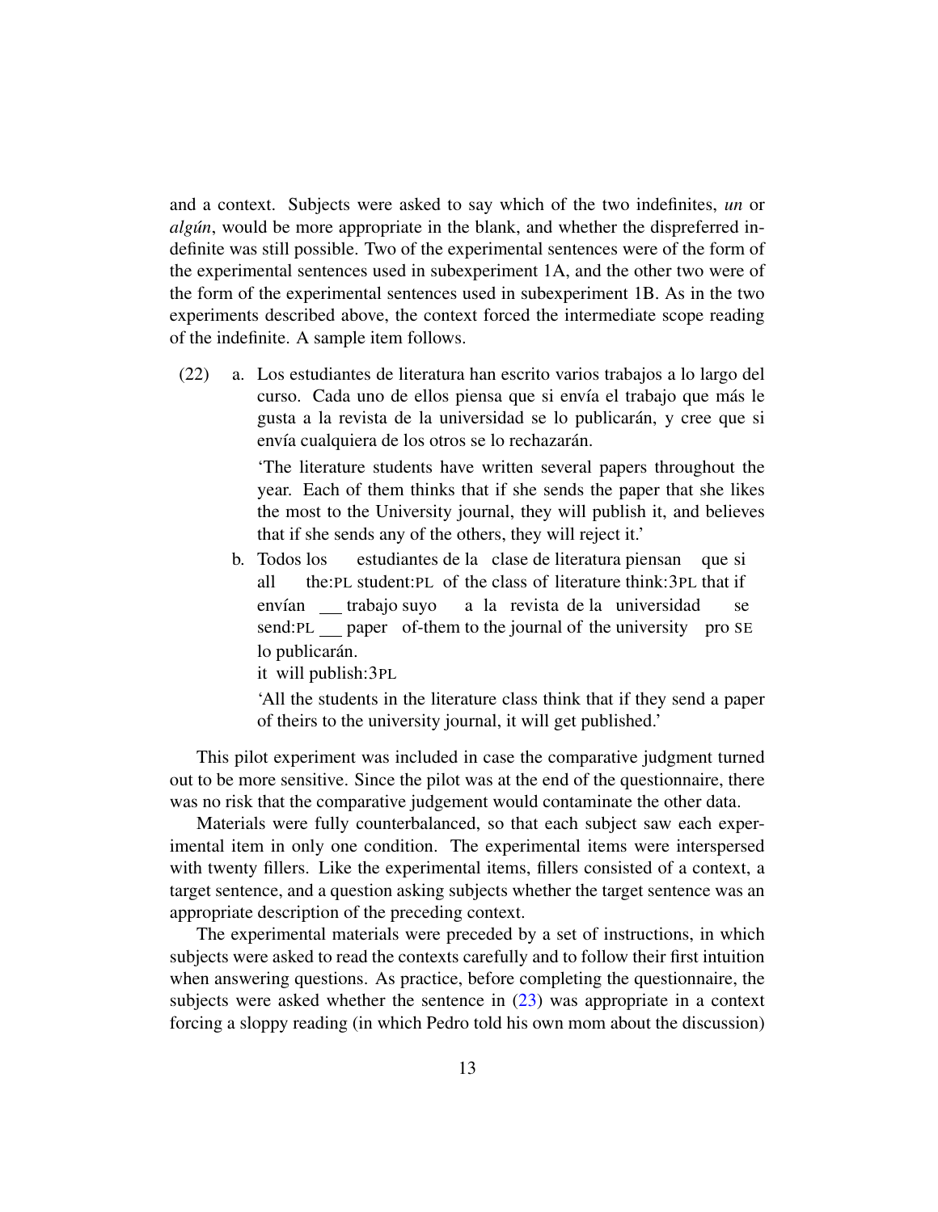and a context. Subjects were asked to say which of the two indefinites, *un* or *algún*, would be more appropriate in the blank, and whether the dispreferred indefinite was still possible. Two of the experimental sentences were of the form of the experimental sentences used in subexperiment 1A, and the other two were of the form of the experimental sentences used in subexperiment 1B. As in the two experiments described above, the context forced the intermediate scope reading of the indefinite. A sample item follows.

(22) a. Los estudiantes de literatura han escrito varios trabajos a lo largo del curso. Cada uno de ellos piensa que si envía el trabajo que más le gusta a la revista de la universidad se lo publicarán, y cree que si envía cualquiera de los otros se lo rechazarán.

'The literature students have written several papers throughout the year. Each of them thinks that if she sends the paper that she likes the most to the University journal, they will publish it, and believes that if she sends any of the others, they will reject it.'

b. Todos los estudiantes de la clase de literatura piensan que si envían ___ trabajo suyo a la revista de la universidad se lo publicarán.
all the:PL student:PL of the class of literature think:3PL that if send:PL ___ paper of-them to the journal of the university pro SE it will publish:3PL

'All the students in the literature class think that if they send a paper of theirs to the university journal, it will get published.'

This pilot experiment was included in case the comparative judgment turned out to be more sensitive. Since the pilot was at the end of the questionnaire, there was no risk that the comparative judgement would contaminate the other data.

Materials were fully counterbalanced, so that each subject saw each experimental item in only one condition. The experimental items were interspersed with twenty fillers. Like the experimental items, fillers consisted of a context, a target sentence, and a question asking subjects whether the target sentence was an appropriate description of the preceding context.

The experimental materials were preceded by a set of instructions, in which subjects were asked to read the contexts carefully and to follow their first intuition when answering questions. As practice, before completing the questionnaire, the subjects were asked whether the sentence in (23) was appropriate in a context forcing a sloppy reading (in which Pedro told his own mom about the discussion)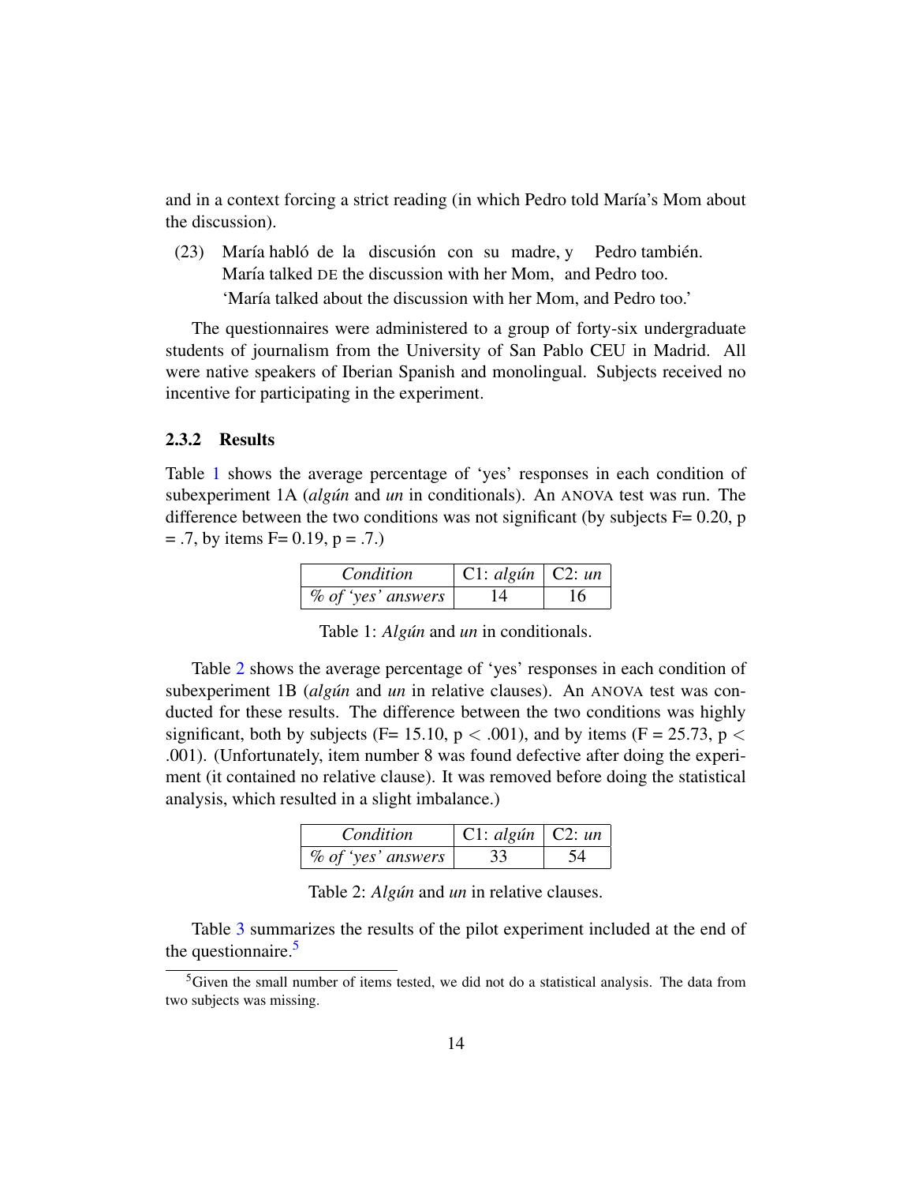and in a context forcing a strict reading (in which Pedro told María's Mom about the discussion).

(23) María habló de la discusión con su madre, y Pedro también.
María talked DE the discussion with her Mom, and Pedro too.
'María talked about the discussion with her Mom, and Pedro too.'

The questionnaires were administered to a group of forty-six undergraduate students of journalism from the University of San Pablo CEU in Madrid. All were native speakers of Iberian Spanish and monolingual. Subjects received no incentive for participating in the experiment.

### 2.3.2 Results

Table 1 shows the average percentage of 'yes' responses in each condition of subexperiment 1A (*algún* and *un* in conditionals). An ANOVA test was run. The difference between the two conditions was not significant (by subjects F= 0.20, p = .7, by items F= 0.19, p = .7.)

| *Condition* | C1: *algún* | C2: *un* |
|---|---|---|
| *% of 'yes' answers* | 14 | 16 |

Table 1: *Algún* and *un* in conditionals.

Table 2 shows the average percentage of 'yes' responses in each condition of subexperiment 1B (*algún* and *un* in relative clauses). An ANOVA test was conducted for these results. The difference between the two conditions was highly significant, both by subjects (F= 15.10, $p < .001$), and by items (F = 25.73, $p < .001$). (Unfortunately, item number 8 was found defective after doing the experiment (it contained no relative clause). It was removed before doing the statistical analysis, which resulted in a slight imbalance.)

| *Condition* | C1: *algún* | C2: *un* |
|---|---|---|
| *% of 'yes' answers* | 33 | 54 |

Table 2: *Algún* and *un* in relative clauses.

Table 3 summarizes the results of the pilot experiment included at the end of the questionnaire.[5]

[5] Given the small number of items tested, we did not do a statistical analysis. The data from two subjects was missing.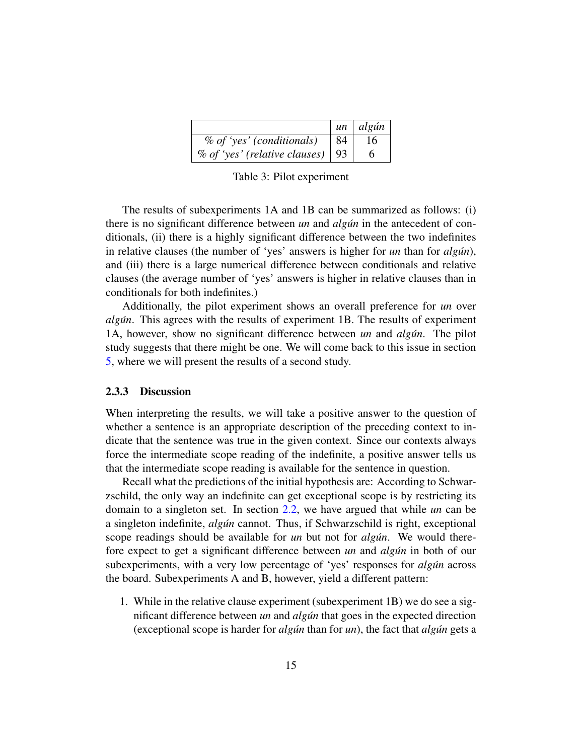| | *un* | *algún* |
|---|---|---|
| *% of 'yes' (conditionals)* | 84 | 16 |
| *% of 'yes' (relative clauses)* | 93 | 6 |

Table 3: Pilot experiment

The results of subexperiments 1A and 1B can be summarized as follows: (i) there is no significant difference between *un* and *algún* in the antecedent of conditionals, (ii) there is a highly significant difference between the two indefinites in relative clauses (the number of 'yes' answers is higher for *un* than for *algún*), and (iii) there is a large numerical difference between conditionals and relative clauses (the average number of 'yes' answers is higher in relative clauses than in conditionals for both indefinites.)

Additionally, the pilot experiment shows an overall preference for *un* over *algún*. This agrees with the results of experiment 1B. The results of experiment 1A, however, show no significant difference between *un* and *algún*. The pilot study suggests that there might be one. We will come back to this issue in section 5, where we will present the results of a second study.

#### 2.3.3 Discussion

When interpreting the results, we will take a positive answer to the question of whether a sentence is an appropriate description of the preceding context to indicate that the sentence was true in the given context. Since our contexts always force the intermediate scope reading of the indefinite, a positive answer tells us that the intermediate scope reading is available for the sentence in question.

Recall what the predictions of the initial hypothesis are: According to Schwarzschild, the only way an indefinite can get exceptional scope is by restricting its domain to a singleton set. In section 2.2, we have argued that while *un* can be a singleton indefinite, *algún* cannot. Thus, if Schwarzschild is right, exceptional scope readings should be available for *un* but not for *algún*. We would therefore expect to get a significant difference between *un* and *algún* in both of our subexperiments, with a very low percentage of 'yes' responses for *algún* across the board. Subexperiments A and B, however, yield a different pattern:

1. While in the relative clause experiment (subexperiment 1B) we do see a significant difference between *un* and *algún* that goes in the expected direction (exceptional scope is harder for *algún* than for *un*), the fact that *algún* gets a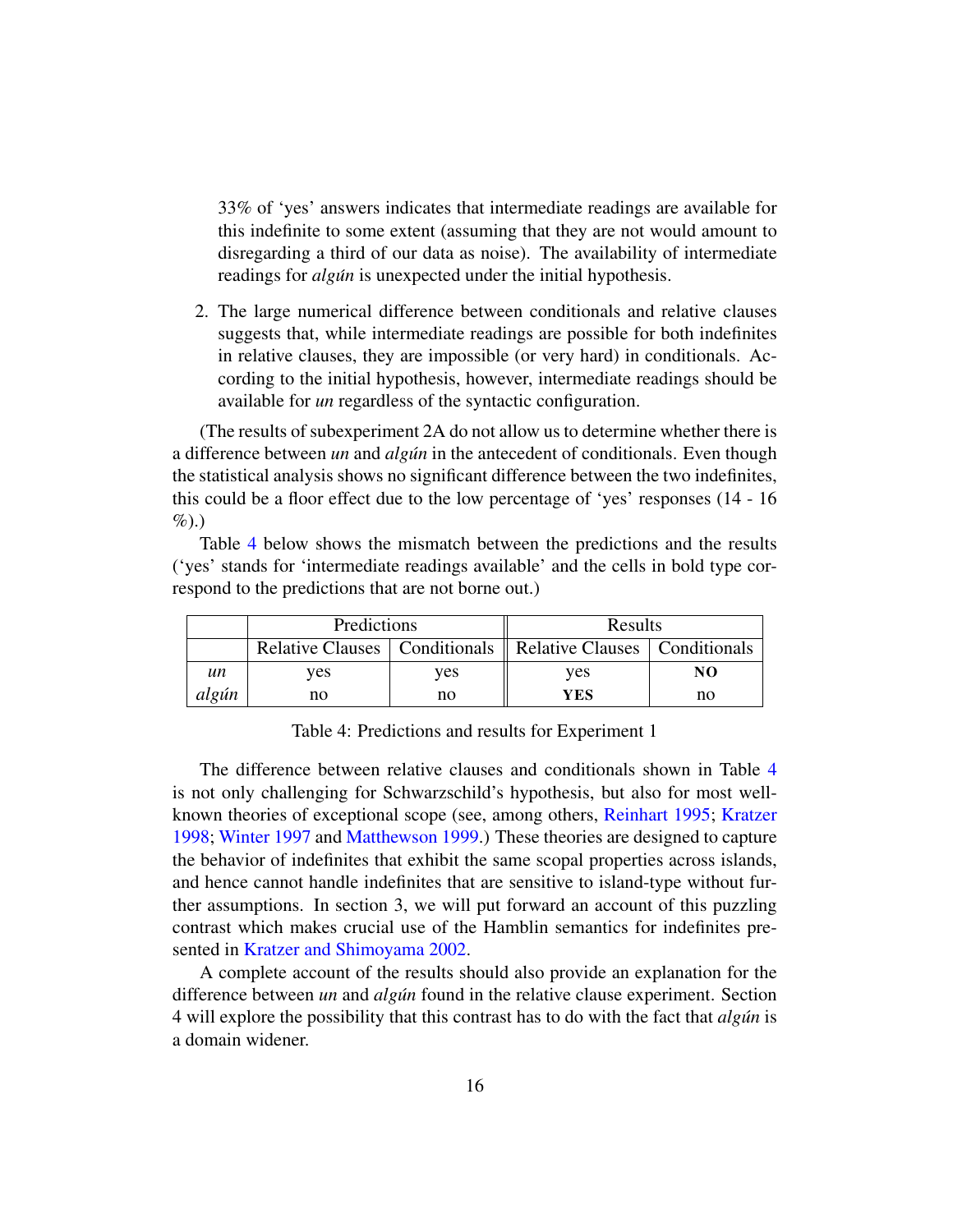33% of 'yes' answers indicates that intermediate readings are available for this indefinite to some extent (assuming that they are not would amount to disregarding a third of our data as noise). The availability of intermediate readings for *algún* is unexpected under the initial hypothesis.

2. The large numerical difference between conditionals and relative clauses suggests that, while intermediate readings are possible for both indefinites in relative clauses, they are impossible (or very hard) in conditionals. According to the initial hypothesis, however, intermediate readings should be available for *un* regardless of the syntactic configuration.

(The results of subexperiment 2A do not allow us to determine whether there is a difference between *un* and *algún* in the antecedent of conditionals. Even though the statistical analysis shows no significant difference between the two indefinites, this could be a floor effect due to the low percentage of 'yes' responses (14 - 16 %).)

Table 4 below shows the mismatch between the predictions and the results ('yes' stands for 'intermediate readings available' and the cells in bold type correspond to the predictions that are not borne out.)

| | Predictions | | Results | |
|---|---|---|---|---|
| | Relative Clauses | Conditionals | Relative Clauses | Conditionals |
| *un* | yes | yes | yes | **NO** |
| *algún* | no | no | **YES** | no |

Table 4: Predictions and results for Experiment 1

The difference between relative clauses and conditionals shown in Table 4 is not only challenging for Schwarzschild's hypothesis, but also for most well-known theories of exceptional scope (see, among others, Reinhart 1995; Kratzer 1998; Winter 1997 and Matthewson 1999.) These theories are designed to capture the behavior of indefinites that exhibit the same scopal properties across islands, and hence cannot handle indefinites that are sensitive to island-type without further assumptions. In section 3, we will put forward an account of this puzzling contrast which makes crucial use of the Hamblin semantics for indefinites presented in Kratzer and Shimoyama 2002.

A complete account of the results should also provide an explanation for the difference between *un* and *algún* found in the relative clause experiment. Section 4 will explore the possibility that this contrast has to do with the fact that *algún* is a domain widener.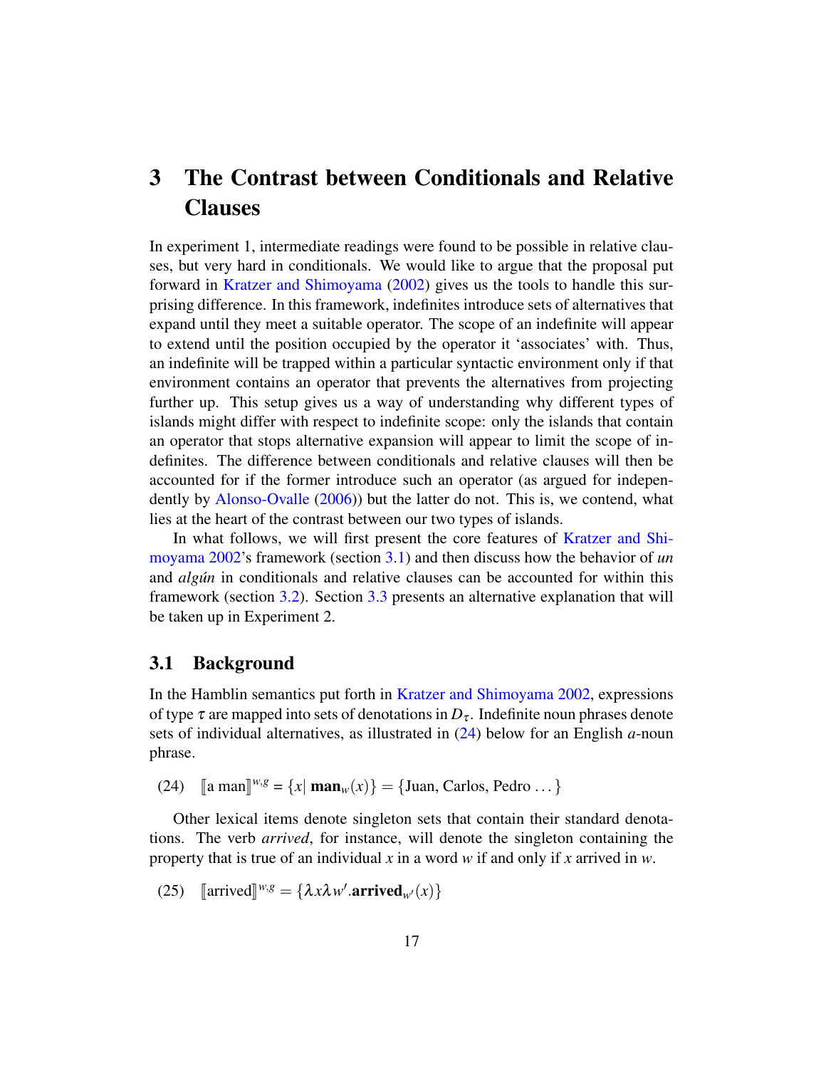# 3 The Contrast between Conditionals and Relative Clauses

In experiment 1, intermediate readings were found to be possible in relative clauses, but very hard in conditionals. We would like to argue that the proposal put forward in Kratzer and Shimoyama (2002) gives us the tools to handle this surprising difference. In this framework, indefinites introduce sets of alternatives that expand until they meet a suitable operator. The scope of an indefinite will appear to extend until the position occupied by the operator it 'associates' with. Thus, an indefinite will be trapped within a particular syntactic environment only if that environment contains an operator that prevents the alternatives from projecting further up. This setup gives us a way of understanding why different types of islands might differ with respect to indefinite scope: only the islands that contain an operator that stops alternative expansion will appear to limit the scope of indefinites. The difference between conditionals and relative clauses will then be accounted for if the former introduce such an operator (as argued for independently by Alonso-Ovalle (2006)) but the latter do not. This is, we contend, what lies at the heart of the contrast between our two types of islands.

In what follows, we will first present the core features of Kratzer and Shimoyama 2002's framework (section 3.1) and then discuss how the behavior of *un* and *algún* in conditionals and relative clauses can be accounted for within this framework (section 3.2). Section 3.3 presents an alternative explanation that will be taken up in Experiment 2.

## 3.1 Background

In the Hamblin semantics put forth in Kratzer and Shimoyama 2002, expressions of type $\tau$ are mapped into sets of denotations in $D_\tau$. Indefinite noun phrases denote sets of individual alternatives, as illustrated in (24) below for an English *a*-noun phrase.

(24) $[\![\text{a man}]\!]^{w,g} = \{x |\ \mathbf{man}_w(x)\} = \{\text{Juan, Carlos, Pedro} \ldots\}$

Other lexical items denote singleton sets that contain their standard denotations. The verb *arrived*, for instance, will denote the singleton containing the property that is true of an individual $x$ in a word $w$ if and only if $x$ arrived in $w$.

(25) $[\![\text{arrived}]\!]^{w,g} = \{\lambda x \lambda w'.\mathbf{arrived}_{w'}(x)\}$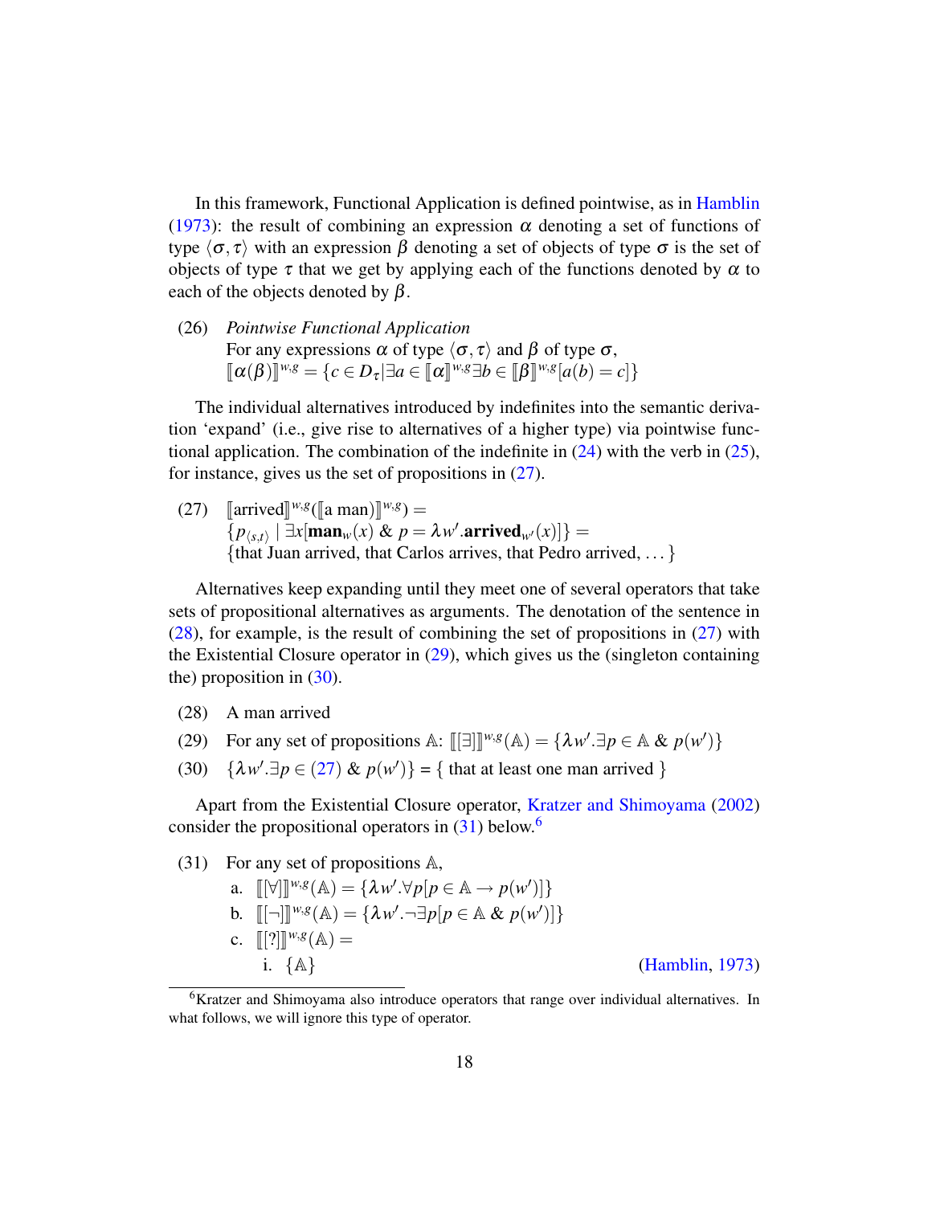In this framework, Functional Application is defined pointwise, as in Hamblin (1973): the result of combining an expression $\alpha$ denoting a set of functions of type $\langle \sigma, \tau \rangle$ with an expression $\beta$ denoting a set of objects of type $\sigma$ is the set of objects of type $\tau$ that we get by applying each of the functions denoted by $\alpha$ to each of the objects denoted by $\beta$.

(26) *Pointwise Functional Application*
For any expressions $\alpha$ of type $\langle \sigma, \tau \rangle$ and $\beta$ of type $\sigma$,
$[\![\alpha(\beta)]\!]^{w,g} = \{c \in D_\tau | \exists a \in [\![\alpha]\!]^{w,g} \exists b \in [\![\beta]\!]^{w,g}[a(b) = c]\}$

The individual alternatives introduced by indefinites into the semantic derivation 'expand' (i.e., give rise to alternatives of a higher type) via pointwise functional application. The combination of the indefinite in (24) with the verb in (25), for instance, gives us the set of propositions in (27).

(27) $[\![\text{arrived}]\!]^{w,g}([\![\text{a man}]\!]^{w,g}) =$
$\{p_{\langle s,t \rangle} \mid \exists x[\mathbf{man}_w(x) \ \& \ p = \lambda w'.\mathbf{arrived}_{w'}(x)]\} =$
{that Juan arrived, that Carlos arrives, that Pedro arrived, ...}

Alternatives keep expanding until they meet one of several operators that take sets of propositional alternatives as arguments. The denotation of the sentence in (28), for example, is the result of combining the set of propositions in (27) with the Existential Closure operator in (29), which gives us the (singleton containing the) proposition in (30).

(28) A man arrived

(29) For any set of propositions $\mathbb{A}$: $[\![[\exists]]\!]^{w,g}(\mathbb{A}) = \{\lambda w'.\exists p \in \mathbb{A} \ \& \ p(w')\}$

(30) $\{\lambda w'.\exists p \in (27) \ \& \ p(w')\}$ = { that at least one man arrived }

Apart from the Existential Closure operator, Kratzer and Shimoyama (2002) consider the propositional operators in (31) below.[6]

(31) For any set of propositions $\mathbb{A}$,
a. $[\![[\forall]]\!]^{w,g}(\mathbb{A}) = \{\lambda w'.\forall p[p \in \mathbb{A} \rightarrow p(w')]\}$
b. $[\![[\neg]]\!]^{w,g}(\mathbb{A}) = \{\lambda w'.\neg\exists p[p \in \mathbb{A} \ \& \ p(w')]\}$
c. $[\![[?]]\!]^{w,g}(\mathbb{A}) =$
i. $\{\mathbb{A}\}$ (Hamblin, 1973)

[6] Kratzer and Shimoyama also introduce operators that range over individual alternatives. In what follows, we will ignore this type of operator.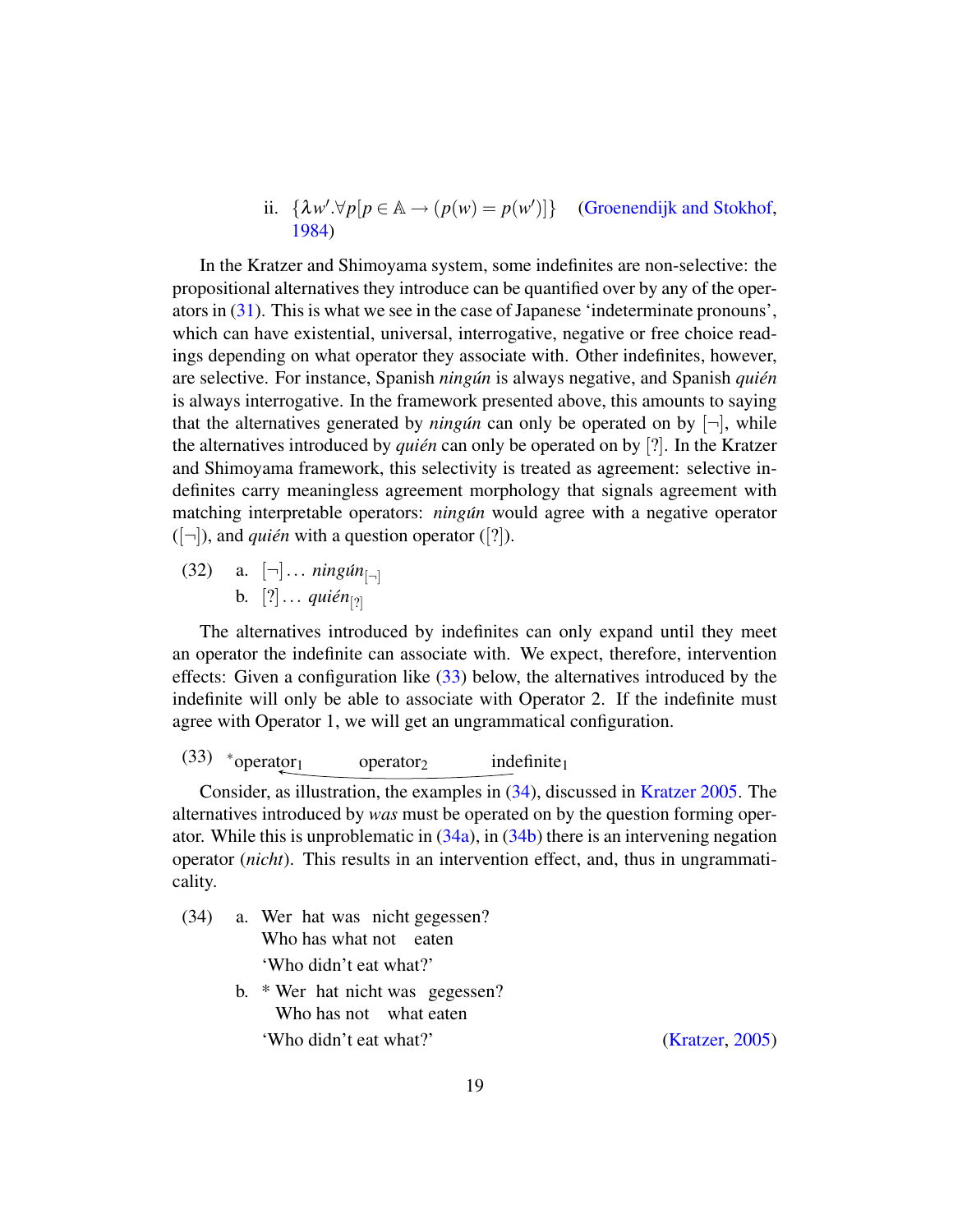ii. $\{\lambda w'.\forall p[p \in \mathbb{A} \rightarrow (p(w) = p(w'))]\}$ (Groenendijk and Stokhof, 1984)

In the Kratzer and Shimoyama system, some indefinites are non-selective: the propositional alternatives they introduce can be quantified over by any of the operators in (31). This is what we see in the case of Japanese 'indeterminate pronouns', which can have existential, universal, interrogative, negative or free choice readings depending on what operator they associate with. Other indefinites, however, are selective. For instance, Spanish *ningún* is always negative, and Spanish *quién* is always interrogative. In the framework presented above, this amounts to saying that the alternatives generated by *ningún* can only be operated on by $[\neg]$, while the alternatives introduced by *quién* can only be operated on by $[?]$. In the Kratzer and Shimoyama framework, this selectivity is treated as agreement: selective indefinites carry meaningless agreement morphology that signals agreement with matching interpretable operators: *ningún* would agree with a negative operator ($[\neg]$), and *quién* with a question operator ($[?]$).

(32) a. $[\neg] \ldots$ *ningún*$_{[\neg]}$
b. $[?] \ldots$ *quién*$_{[?]}$

The alternatives introduced by indefinites can only expand until they meet an operator the indefinite can associate with. We expect, therefore, intervention effects: Given a configuration like (33) below, the alternatives introduced by the indefinite will only be able to associate with Operator 2. If the indefinite must agree with Operator 1, we will get an ungrammatical configuration.

(33) *operator$_1$ operator$_2$ indefinite$_1$

Consider, as illustration, the examples in (34), discussed in Kratzer 2005. The alternatives introduced by *was* must be operated on by the question forming operator. While this is unproblematic in (34a), in (34b) there is an intervening negation operator (*nicht*). This results in an intervention effect, and, thus in ungrammaticality.

(34) a. Wer hat was nicht gegessen?
Who has what not eaten
'Who didn't eat what?'

b. * Wer hat nicht was gegessen?
Who has not what eaten
'Who didn't eat what?' (Kratzer, 2005)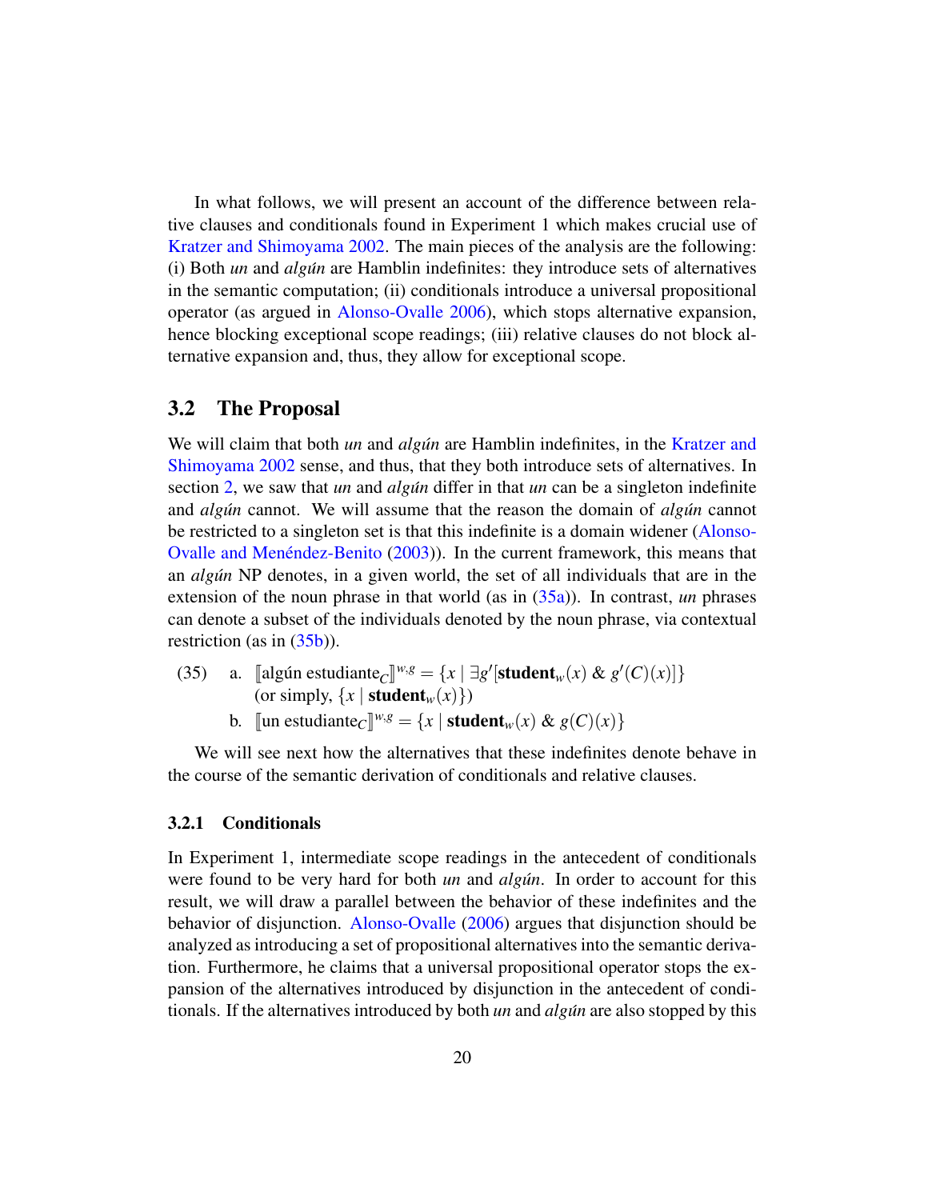In what follows, we will present an account of the difference between relative clauses and conditionals found in Experiment 1 which makes crucial use of Kratzer and Shimoyama 2002. The main pieces of the analysis are the following: (i) Both *un* and *algún* are Hamblin indefinites: they introduce sets of alternatives in the semantic computation; (ii) conditionals introduce a universal propositional operator (as argued in Alonso-Ovalle 2006), which stops alternative expansion, hence blocking exceptional scope readings; (iii) relative clauses do not block alternative expansion and, thus, they allow for exceptional scope.

## 3.2 The Proposal

We will claim that both *un* and *algún* are Hamblin indefinites, in the Kratzer and Shimoyama 2002 sense, and thus, that they both introduce sets of alternatives. In section 2, we saw that *un* and *algún* differ in that *un* can be a singleton indefinite and *algún* cannot. We will assume that the reason the domain of *algún* cannot be restricted to a singleton set is that this indefinite is a domain widener (Alonso-Ovalle and Menéndez-Benito (2003)). In the current framework, this means that an *algún* NP denotes, in a given world, the set of all individuals that are in the extension of the noun phrase in that world (as in (35a)). In contrast, *un* phrases can denote a subset of the individuals denoted by the noun phrase, via contextual restriction (as in (35b)).

(35) a. $[\![\text{algún estudiante}_C]\!]^{w,g} = \{x \mid \exists g'[\textbf{student}_w(x) \;\&\; g'(C)(x)]\}$
(or simply, $\{x \mid \textbf{student}_w(x)\}$)

b. $[\![\text{un estudiante}_C]\!]^{w,g} = \{x \mid \textbf{student}_w(x) \;\&\; g(C)(x)\}$

We will see next how the alternatives that these indefinites denote behave in the course of the semantic derivation of conditionals and relative clauses.

### 3.2.1 Conditionals

In Experiment 1, intermediate scope readings in the antecedent of conditionals were found to be very hard for both *un* and *algún*. In order to account for this result, we will draw a parallel between the behavior of these indefinites and the behavior of disjunction. Alonso-Ovalle (2006) argues that disjunction should be analyzed as introducing a set of propositional alternatives into the semantic derivation. Furthermore, he claims that a universal propositional operator stops the expansion of the alternatives introduced by disjunction in the antecedent of conditionals. If the alternatives introduced by both *un* and *algún* are also stopped by this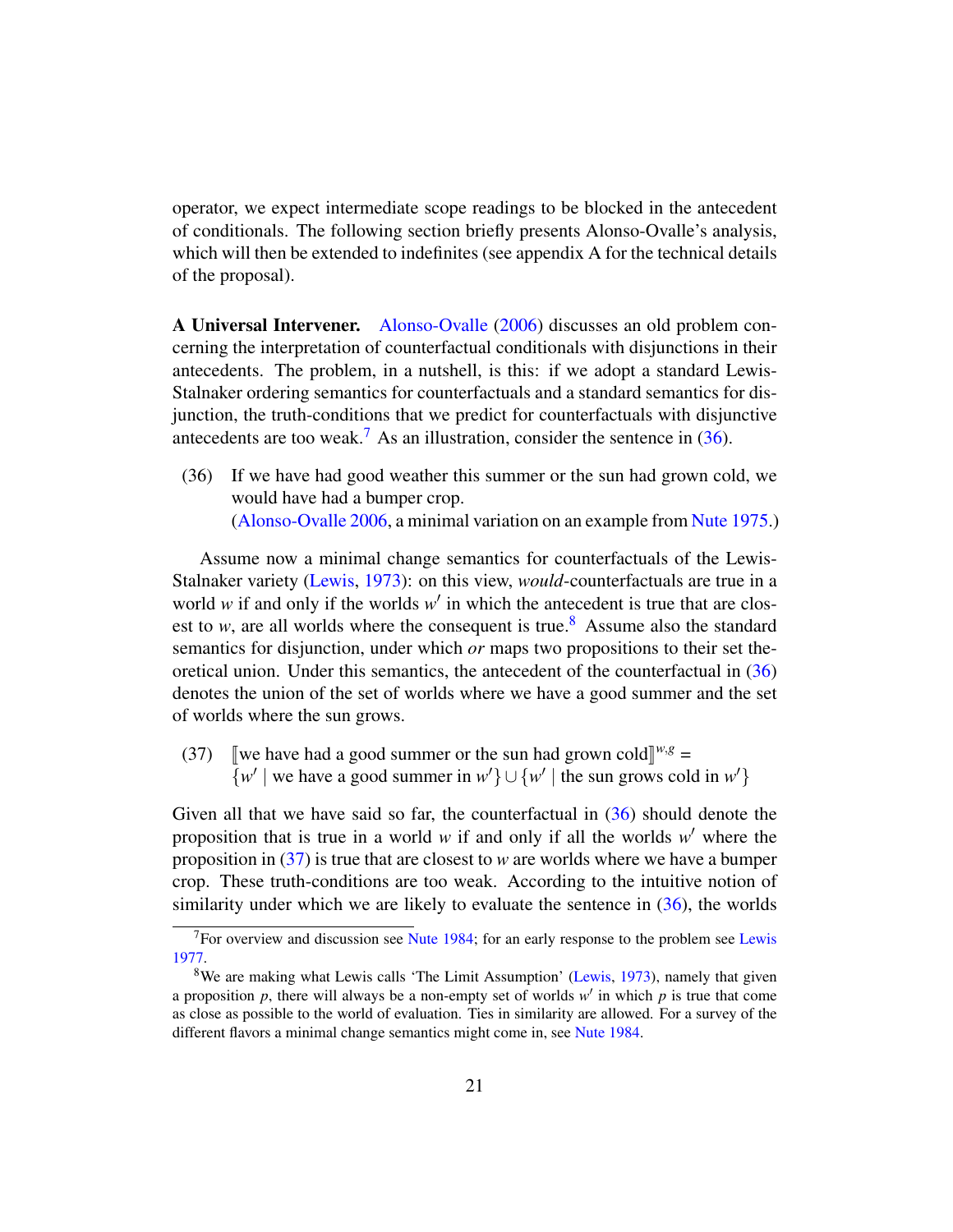operator, we expect intermediate scope readings to be blocked in the antecedent of conditionals. The following section briefly presents Alonso-Ovalle's analysis, which will then be extended to indefinites (see appendix A for the technical details of the proposal).

**A Universal Intervener.** Alonso-Ovalle (2006) discusses an old problem concerning the interpretation of counterfactual conditionals with disjunctions in their antecedents. The problem, in a nutshell, is this: if we adopt a standard Lewis-Stalnaker ordering semantics for counterfactuals and a standard semantics for disjunction, the truth-conditions that we predict for counterfactuals with disjunctive antecedents are too weak.[7] As an illustration, consider the sentence in (36).

(36) If we have had good weather this summer or the sun had grown cold, we would have had a bumper crop.
(Alonso-Ovalle 2006, a minimal variation on an example from Nute 1975.)

Assume now a minimal change semantics for counterfactuals of the Lewis-Stalnaker variety (Lewis, 1973): on this view, *would*-counterfactuals are true in a world $w$ if and only if the worlds $w'$ in which the antecedent is true that are closest to $w$, are all worlds where the consequent is true.[8] Assume also the standard semantics for disjunction, under which *or* maps two propositions to their set theoretical union. Under this semantics, the antecedent of the counterfactual in (36) denotes the union of the set of worlds where we have a good summer and the set of worlds where the sun grows.

(37) $[\![\text{we have had a good summer or the sun had grown cold}]\!]^{w,g} =$
$\{w' \mid \text{we have a good summer in } w'\} \cup \{w' \mid \text{the sun grows cold in } w'\}$

Given all that we have said so far, the counterfactual in (36) should denote the proposition that is true in a world $w$ if and only if all the worlds $w'$ where the proposition in (37) is true that are closest to $w$ are worlds where we have a bumper crop. These truth-conditions are too weak. According to the intuitive notion of similarity under which we are likely to evaluate the sentence in (36), the worlds

[7] For overview and discussion see Nute 1984; for an early response to the problem see Lewis 1977.

[8] We are making what Lewis calls 'The Limit Assumption' (Lewis, 1973), namely that given a proposition $p$, there will always be a non-empty set of worlds $w'$ in which $p$ is true that come as close as possible to the world of evaluation. Ties in similarity are allowed. For a survey of the different flavors a minimal change semantics might come in, see Nute 1984.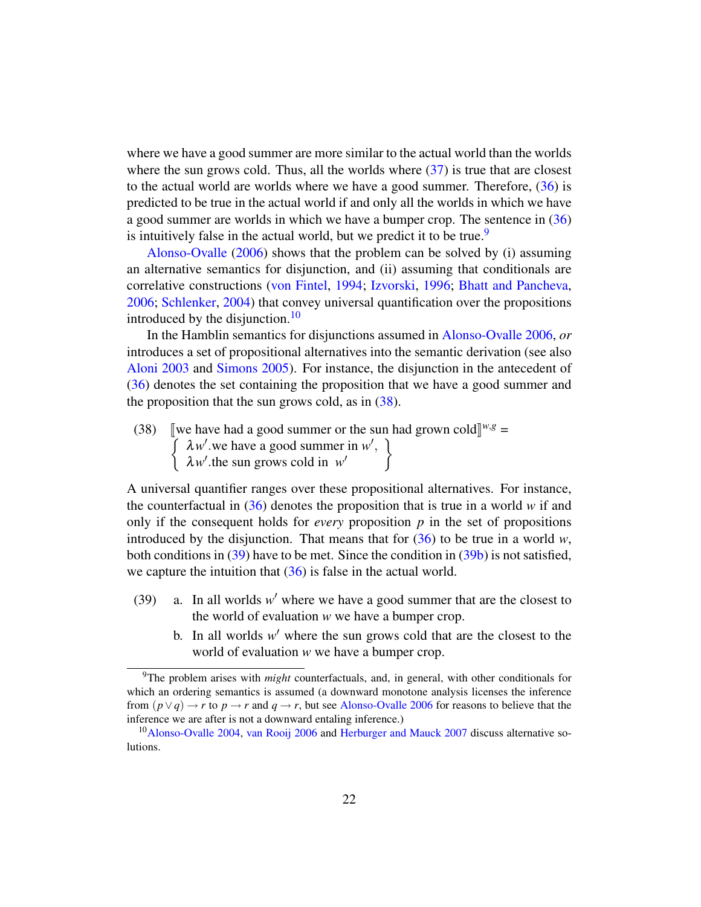where we have a good summer are more similar to the actual world than the worlds where the sun grows cold. Thus, all the worlds where (37) is true that are closest to the actual world are worlds where we have a good summer. Therefore, (36) is predicted to be true in the actual world if and only all the worlds in which we have a good summer are worlds in which we have a bumper crop. The sentence in (36) is intuitively false in the actual world, but we predict it to be true.[9]

Alonso-Ovalle (2006) shows that the problem can be solved by (i) assuming an alternative semantics for disjunction, and (ii) assuming that conditionals are correlative constructions (von Fintel, 1994; Izvorski, 1996; Bhatt and Pancheva, 2006; Schlenker, 2004) that convey universal quantification over the propositions introduced by the disjunction.[10]

In the Hamblin semantics for disjunctions assumed in Alonso-Ovalle 2006, *or* introduces a set of propositional alternatives into the semantic derivation (see also Aloni 2003 and Simons 2005). For instance, the disjunction in the antecedent of (36) denotes the set containing the proposition that we have a good summer and the proposition that the sun grows cold, as in (38).

(38) $[\![\text{we have had a good summer or the sun had grown cold}]\!]^{w,g} = \left\{ \begin{array}{l} \lambda w'.\text{we have a good summer in } w', \\ \lambda w'.\text{the sun grows cold in } w' \end{array} \right\}$

A universal quantifier ranges over these propositional alternatives. For instance, the counterfactual in (36) denotes the proposition that is true in a world $w$ if and only if the consequent holds for *every* proposition $p$ in the set of propositions introduced by the disjunction. That means that for (36) to be true in a world $w$, both conditions in (39) have to be met. Since the condition in (39b) is not satisfied, we capture the intuition that (36) is false in the actual world.

(39) a. In all worlds $w'$ where we have a good summer that are the closest to the world of evaluation $w$ we have a bumper crop.

b. In all worlds $w'$ where the sun grows cold that are the closest to the world of evaluation $w$ we have a bumper crop.

---

[9] The problem arises with *might* counterfactuals, and, in general, with other conditionals for which an ordering semantics is assumed (a downward monotone analysis licenses the inference from $(p \vee q) \rightarrow r$ to $p \rightarrow r$ and $q \rightarrow r$, but see Alonso-Ovalle 2006 for reasons to believe that the inference we are after is not a downward entaling inference.)

[10] Alonso-Ovalle 2004, van Rooij 2006 and Herburger and Mauck 2007 discuss alternative solutions.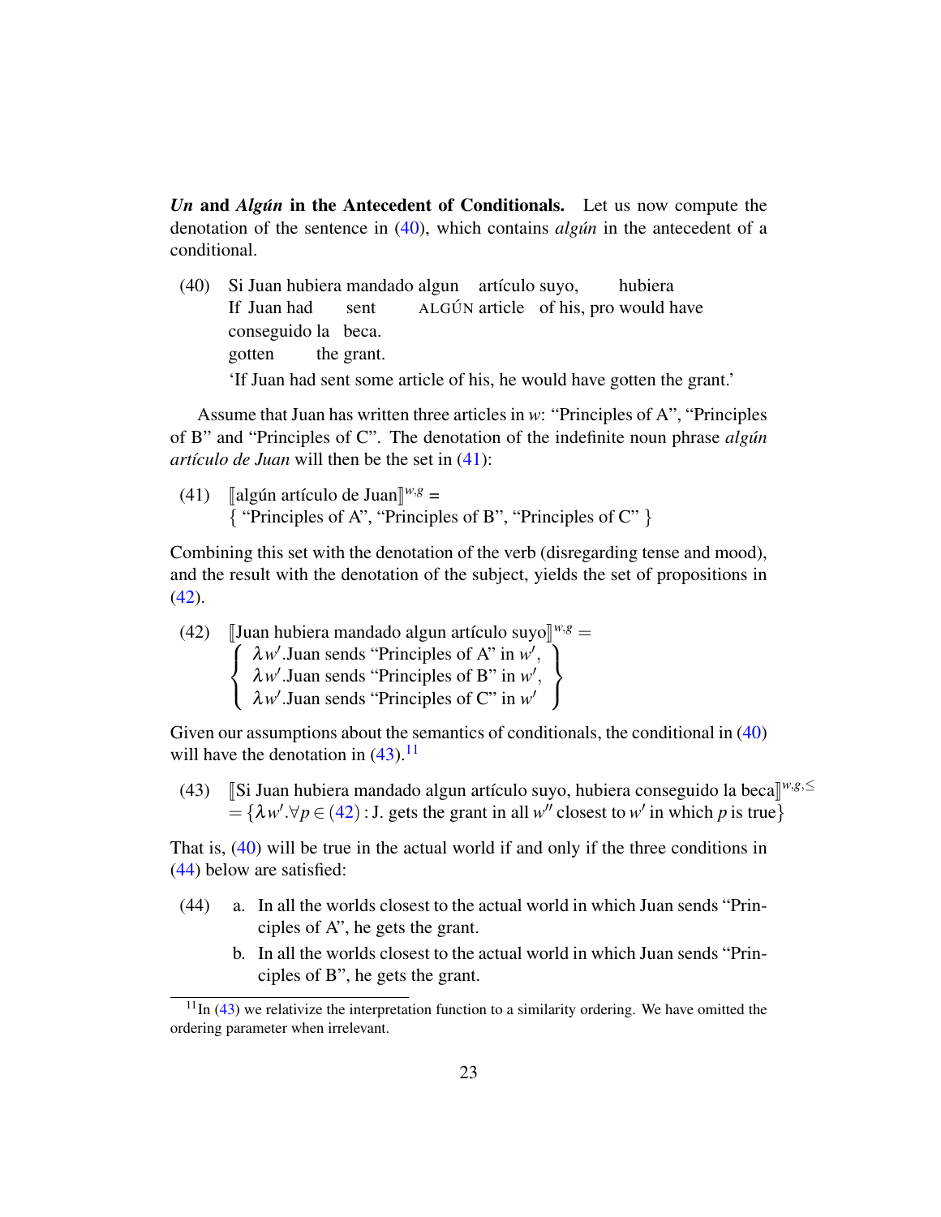***Un* and *Algún* in the Antecedent of Conditionals.** Let us now compute the denotation of the sentence in (40), which contains *algún* in the antecedent of a conditional.

(40) Si Juan hubiera mandado algun artículo suyo, hubiera conseguido la beca.
If Juan had sent ALGÚN article of his, pro would have gotten the grant.
'If Juan had sent some article of his, he would have gotten the grant.'

Assume that Juan has written three articles in $w$: "Principles of A", "Principles of B" and "Principles of C". The denotation of the indefinite noun phrase *algún artículo de Juan* will then be the set in (41):

(41) $[\![$algún artículo de Juan$]\!]^{w,g} =$
{ "Principles of A", "Principles of B", "Principles of C" }

Combining this set with the denotation of the verb (disregarding tense and mood), and the result with the denotation of the subject, yields the set of propositions in (42).

(42) $[\![$Juan hubiera mandado algun artículo suyo$]\!]^{w,g} =$

$$\left\{ \begin{array}{l} \lambda w'.\text{Juan sends “Principles of A” in } w', \\ \lambda w'.\text{Juan sends “Principles of B” in } w', \\ \lambda w'.\text{Juan sends “Principles of C” in } w' \end{array} \right\}$$

Given our assumptions about the semantics of conditionals, the conditional in (40) will have the denotation in (43).[11]

(43) $[\![$Si Juan hubiera mandado algun artículo suyo, hubiera conseguido la beca$]\!]^{w,g,\leq}$
$= \{\lambda w'.\forall p \in (42) : \text{J. gets the grant in all } w'' \text{ closest to } w' \text{ in which } p \text{ is true}\}$

That is, (40) will be true in the actual world if and only if the three conditions in (44) below are satisfied:

(44) a. In all the worlds closest to the actual world in which Juan sends "Principles of A", he gets the grant.
b. In all the worlds closest to the actual world in which Juan sends "Principles of B", he gets the grant.

[11] In (43) we relativize the interpretation function to a similarity ordering. We have omitted the ordering parameter when irrelevant.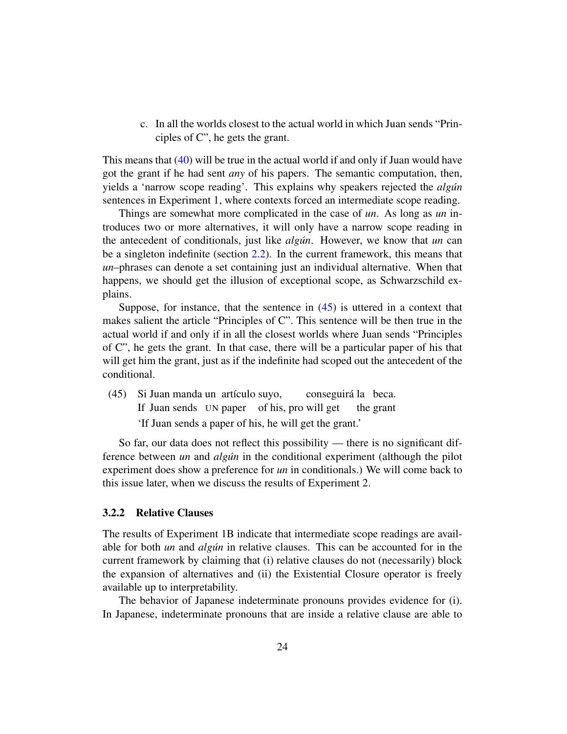c. In all the worlds closest to the actual world in which Juan sends "Principles of C", he gets the grant.

This means that (40) will be true in the actual world if and only if Juan would have got the grant if he had sent *any* of his papers. The semantic computation, then, yields a 'narrow scope reading'. This explains why speakers rejected the *algún* sentences in Experiment 1, where contexts forced an intermediate scope reading.

Things are somewhat more complicated in the case of *un*. As long as *un* introduces two or more alternatives, it will only have a narrow scope reading in the antecedent of conditionals, just like *algún*. However, we know that *un* can be a singleton indefinite (section 2.2). In the current framework, this means that *un*–phrases can denote a set containing just an individual alternative. When that happens, we should get the illusion of exceptional scope, as Schwarzschild explains.

Suppose, for instance, that the sentence in (45) is uttered in a context that makes salient the article "Principles of C". This sentence will be then true in the actual world if and only if in all the closest worlds where Juan sends "Principles of C", he gets the grant. In that case, there will be a particular paper of his that will get him the grant, just as if the indefinite had scoped out the antecedent of the conditional.

(45) Si Juan manda un artículo suyo, conseguirá la beca.
 If Juan sends UN paper of his, pro will get the grant
 'If Juan sends a paper of his, he will get the grant.'

So far, our data does not reflect this possibility — there is no significant difference between *un* and *algún* in the conditional experiment (although the pilot experiment does show a preference for *un* in conditionals.) We will come back to this issue later, when we discuss the results of Experiment 2.

### 3.2.2 Relative Clauses

The results of Experiment 1B indicate that intermediate scope readings are available for both *un* and *algún* in relative clauses. This can be accounted for in the current framework by claiming that (i) relative clauses do not (necessarily) block the expansion of alternatives and (ii) the Existential Closure operator is freely available up to interpretability.

The behavior of Japanese indeterminate pronouns provides evidence for (i). In Japanese, indeterminate pronouns that are inside a relative clause are able to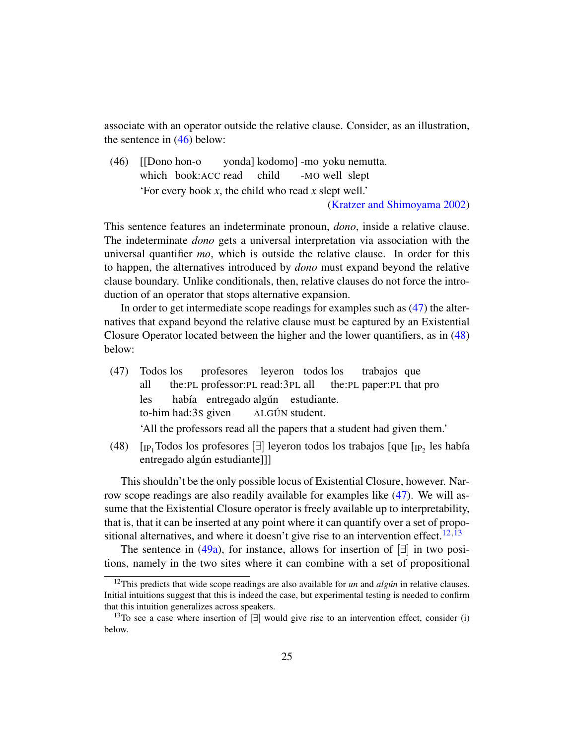associate with an operator outside the relative clause. Consider, as an illustration, the sentence in (46) below:

(46) [[Dono hon-o yonda] kodomo] -mo yoku nemutta.
which book:ACC read child -MO well slept
'For every book *x*, the child who read *x* slept well.'
(Kratzer and Shimoyama 2002)

This sentence features an indeterminate pronoun, *dono*, inside a relative clause. The indeterminate *dono* gets a universal interpretation via association with the universal quantifier *mo*, which is outside the relative clause. In order for this to happen, the alternatives introduced by *dono* must expand beyond the relative clause boundary. Unlike conditionals, then, relative clauses do not force the introduction of an operator that stops alternative expansion.

In order to get intermediate scope readings for examples such as (47) the alternatives that expand beyond the relative clause must be captured by an Existential Closure Operator located between the higher and the lower quantifiers, as in (48) below:

(47) Todos los profesores leyeron todos los trabajos que les había entregado algún estudiante.
all the:PL professor:PL read:3PL all the:PL paper:PL that pro to-him had:3S given ALGÚN student.
'All the professors read all the papers that a student had given them.'

(48) [$_{\text{IP}_1}$Todos los profesores [∃] leyeron todos los trabajos [que [$_{\text{IP}_2}$ les había entregado algún estudiante]]]

This shouldn't be the only possible locus of Existential Closure, however. Narrow scope readings are also readily available for examples like (47). We will assume that the Existential Closure operator is freely available up to interpretability, that is, that it can be inserted at any point where it can quantify over a set of propositional alternatives, and where it doesn't give rise to an intervention effect.[12,13]

The sentence in (49a), for instance, allows for insertion of [∃] in two positions, namely in the two sites where it can combine with a set of propositional

[12] This predicts that wide scope readings are also available for *un* and *algún* in relative clauses. Initial intuitions suggest that this is indeed the case, but experimental testing is needed to confirm that this intuition generalizes across speakers.

[13] To see a case where insertion of [∃] would give rise to an intervention effect, consider (i) below.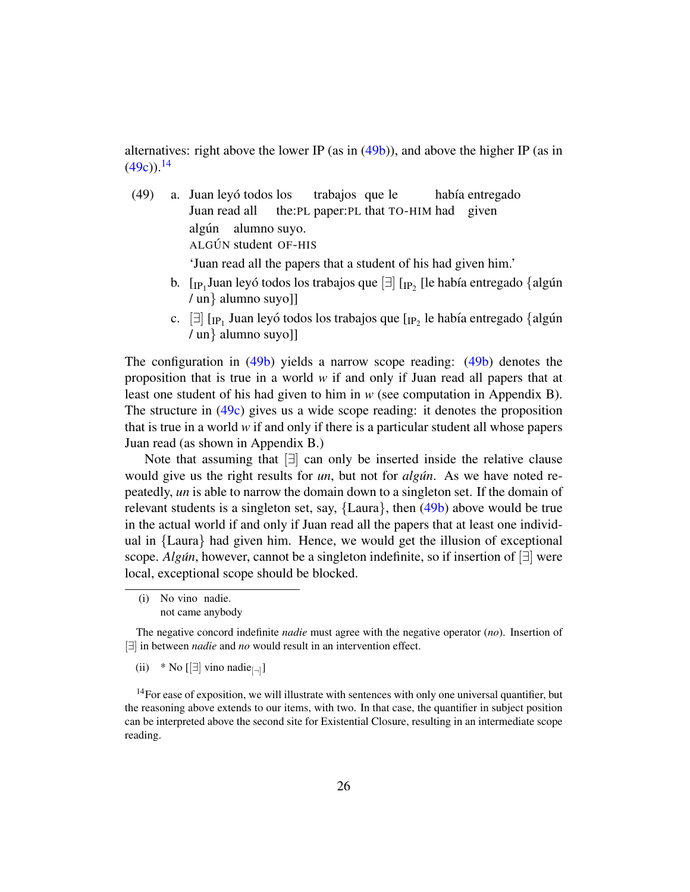alternatives: right above the lower IP (as in (49b)), and above the higher IP (as in (49c)).[14]

(49) a. Juan leyó todos los trabajos que le había entregado algún alumno suyo.
Juan read all the:PL paper:PL that TO-HIM had given ALGÚN student OF-HIS
'Juan read all the papers that a student of his had given him.'

b. [$_{IP_1}$Juan leyó todos los trabajos que [∃] [$_{IP_2}$ [le había entregado {algún / un} alumno suyo]]

c. [∃] [$_{IP_1}$ Juan leyó todos los trabajos que [$_{IP_2}$ le había entregado {algún / un} alumno suyo]]

The configuration in (49b) yields a narrow scope reading: (49b) denotes the proposition that is true in a world *w* if and only if Juan read all papers that at least one student of his had given to him in *w* (see computation in Appendix B). The structure in (49c) gives us a wide scope reading: it denotes the proposition that is true in a world *w* if and only if there is a particular student all whose papers Juan read (as shown in Appendix B.)

Note that assuming that [∃] can only be inserted inside the relative clause would give us the right results for *un*, but not for *algún*. As we have noted repeatedly, *un* is able to narrow the domain down to a singleton set. If the domain of relevant students is a singleton set, say, {Laura}, then (49b) above would be true in the actual world if and only if Juan read all the papers that at least one individual in {Laura} had given him. Hence, we would get the illusion of exceptional scope. *Algún*, however, cannot be a singleton indefinite, so if insertion of [∃] were local, exceptional scope should be blocked.

---

(i) No vino nadie.
not came anybody

The negative concord indefinite *nadie* must agree with the negative operator (*no*). Insertion of [∃] in between *nadie* and *no* would result in an intervention effect.

(ii) * No [[∃] vino nadie$_{[\neg]}$]

[14] For ease of exposition, we will illustrate with sentences with only one universal quantifier, but the reasoning above extends to our items, with two. In that case, the quantifier in subject position can be interpreted above the second site for Existential Closure, resulting in an intermediate scope reading.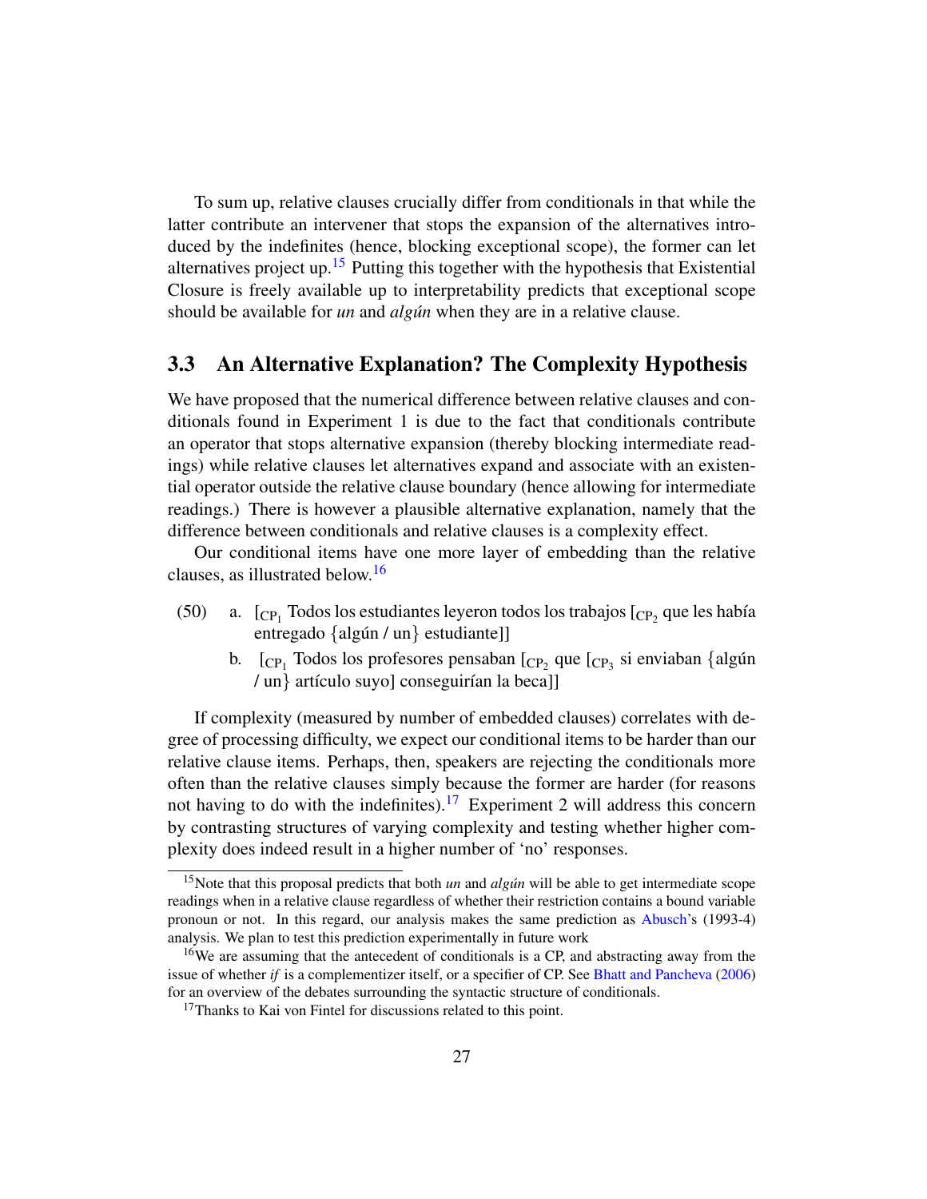To sum up, relative clauses crucially differ from conditionals in that while the latter contribute an intervener that stops the expansion of the alternatives introduced by the indefinites (hence, blocking exceptional scope), the former can let alternatives project up.[15] Putting this together with the hypothesis that Existential Closure is freely available up to interpretability predicts that exceptional scope should be available for *un* and *algún* when they are in a relative clause.

## 3.3 An Alternative Explanation? The Complexity Hypothesis

We have proposed that the numerical difference between relative clauses and conditionals found in Experiment 1 is due to the fact that conditionals contribute an operator that stops alternative expansion (thereby blocking intermediate readings) while relative clauses let alternatives expand and associate with an existential operator outside the relative clause boundary (hence allowing for intermediate readings.) There is however a plausible alternative explanation, namely that the difference between conditionals and relative clauses is a complexity effect.

Our conditional items have one more layer of embedding than the relative clauses, as illustrated below.[16]

(50) a. [$_{\text{CP}_1}$ Todos los estudiantes leyeron todos los trabajos [$_{\text{CP}_2}$ que les había entregado {algún / un} estudiante]]

b. [$_{\text{CP}_1}$ Todos los profesores pensaban [$_{\text{CP}_2}$ que [$_{\text{CP}_3}$ si enviaban {algún / un} artículo suyo] conseguirían la beca]]

If complexity (measured by number of embedded clauses) correlates with degree of processing difficulty, we expect our conditional items to be harder than our relative clause items. Perhaps, then, speakers are rejecting the conditionals more often than the relative clauses simply because the former are harder (for reasons not having to do with the indefinites).[17] Experiment 2 will address this concern by contrasting structures of varying complexity and testing whether higher complexity does indeed result in a higher number of 'no' responses.

---

[15]Note that this proposal predicts that both *un* and *algún* will be able to get intermediate scope readings when in a relative clause regardless of whether their restriction contains a bound variable pronoun or not. In this regard, our analysis makes the same prediction as Abusch's (1993-4) analysis. We plan to test this prediction experimentally in future work

[16]We are assuming that the antecedent of conditionals is a CP, and abstracting away from the issue of whether *if* is a complementizer itself, or a specifier of CP. See Bhatt and Pancheva (2006) for an overview of the debates surrounding the syntactic structure of conditionals.

[17]Thanks to Kai von Fintel for discussions related to this point.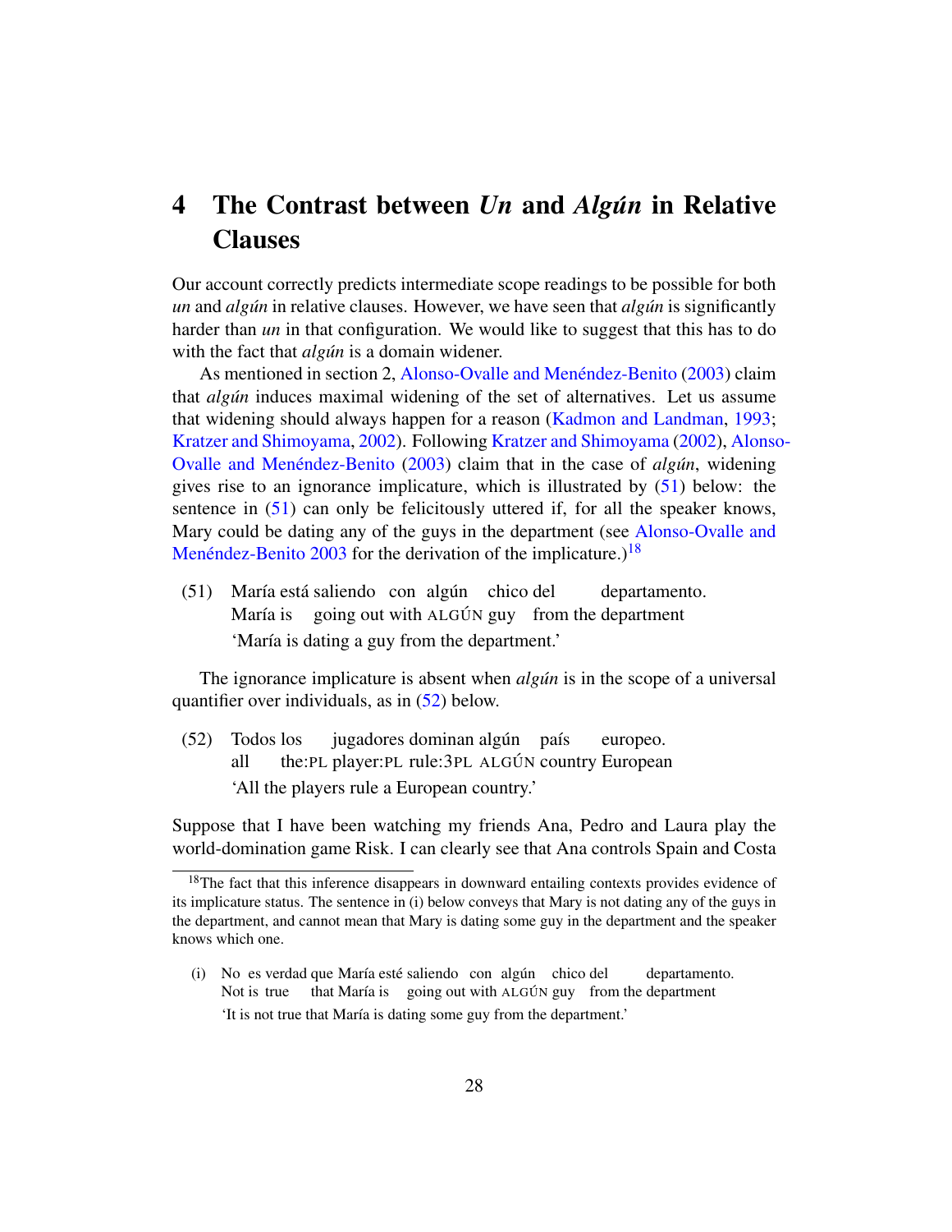# 4 The Contrast between *Un* and *Algún* in Relative Clauses

Our account correctly predicts intermediate scope readings to be possible for both *un* and *algún* in relative clauses. However, we have seen that *algún* is significantly harder than *un* in that configuration. We would like to suggest that this has to do with the fact that *algún* is a domain widener.

As mentioned in section 2, Alonso-Ovalle and Menéndez-Benito (2003) claim that *algún* induces maximal widening of the set of alternatives. Let us assume that widening should always happen for a reason (Kadmon and Landman, 1993; Kratzer and Shimoyama, 2002). Following Kratzer and Shimoyama (2002), Alonso-Ovalle and Menéndez-Benito (2003) claim that in the case of *algún*, widening gives rise to an ignorance implicature, which is illustrated by (51) below: the sentence in (51) can only be felicitously uttered if, for all the speaker knows, Mary could be dating any of the guys in the department (see Alonso-Ovalle and Menéndez-Benito 2003 for the derivation of the implicature.)[18]

(51) María está saliendo con algún chico del departamento.
María is going out with ALGÚN guy from the department
'María is dating a guy from the department.'

The ignorance implicature is absent when *algún* is in the scope of a universal quantifier over individuals, as in (52) below.

(52) Todos los jugadores dominan algún país europeo.
all the:PL player:PL rule:3PL ALGÚN country European
'All the players rule a European country.'

Suppose that I have been watching my friends Ana, Pedro and Laura play the world-domination game Risk. I can clearly see that Ana controls Spain and Costa

[18] The fact that this inference disappears in downward entailing contexts provides evidence of its implicature status. The sentence in (i) below conveys that Mary is not dating any of the guys in the department, and cannot mean that Mary is dating some guy in the department and the speaker knows which one.

(i) No es verdad que María esté saliendo con algún chico del departamento.
Not is true that María is going out with ALGÚN guy from the department
'It is not true that María is dating some guy from the department.'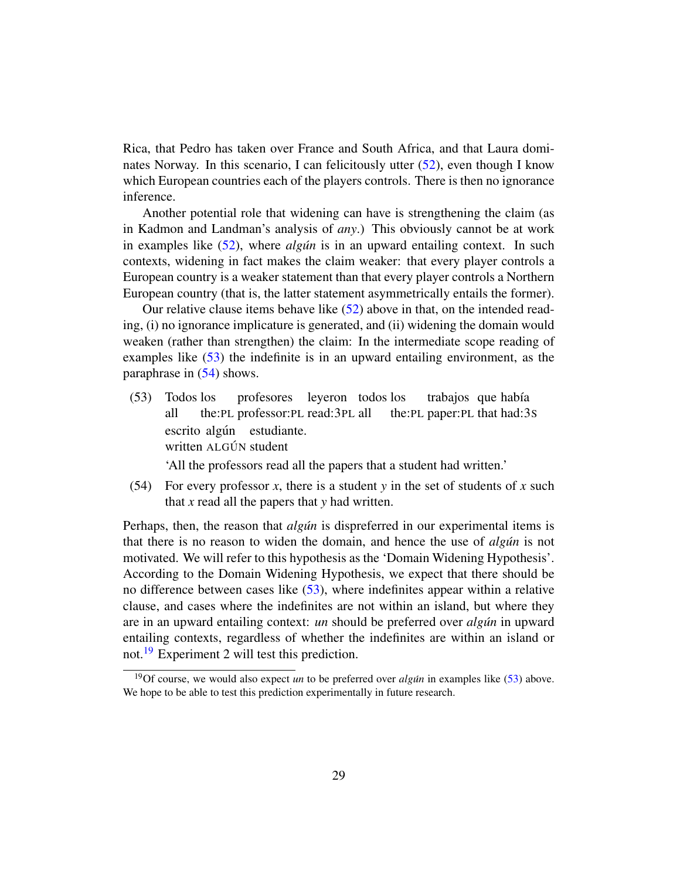Rica, that Pedro has taken over France and South Africa, and that Laura dominates Norway. In this scenario, I can felicitously utter (52), even though I know which European countries each of the players controls. There is then no ignorance inference.

Another potential role that widening can have is strengthening the claim (as in Kadmon and Landman's analysis of *any*.) This obviously cannot be at work in examples like (52), where *algún* is in an upward entailing context. In such contexts, widening in fact makes the claim weaker: that every player controls a European country is a weaker statement than that every player controls a Northern European country (that is, the latter statement asymmetrically entails the former).

Our relative clause items behave like (52) above in that, on the intended reading, (i) no ignorance implicature is generated, and (ii) widening the domain would weaken (rather than strengthen) the claim: In the intermediate scope reading of examples like (53) the indefinite is in an upward entailing environment, as the paraphrase in (54) shows.

(53) Todos los profesores leyeron todos los trabajos que había escrito algún estudiante.
all the:PL professor:PL read:3PL all the:PL paper:PL that had:3S written ALGÚN student
'All the professors read all the papers that a student had written.'

(54) For every professor *x*, there is a student *y* in the set of students of *x* such that *x* read all the papers that *y* had written.

Perhaps, then, the reason that *algún* is dispreferred in our experimental items is that there is no reason to widen the domain, and hence the use of *algún* is not motivated. We will refer to this hypothesis as the 'Domain Widening Hypothesis'. According to the Domain Widening Hypothesis, we expect that there should be no difference between cases like (53), where indefinites appear within a relative clause, and cases where the indefinites are not within an island, but where they are in an upward entailing context: *un* should be preferred over *algún* in upward entailing contexts, regardless of whether the indefinites are within an island or not.[19] Experiment 2 will test this prediction.

[19] Of course, we would also expect *un* to be preferred over *algún* in examples like (53) above. We hope to be able to test this prediction experimentally in future research.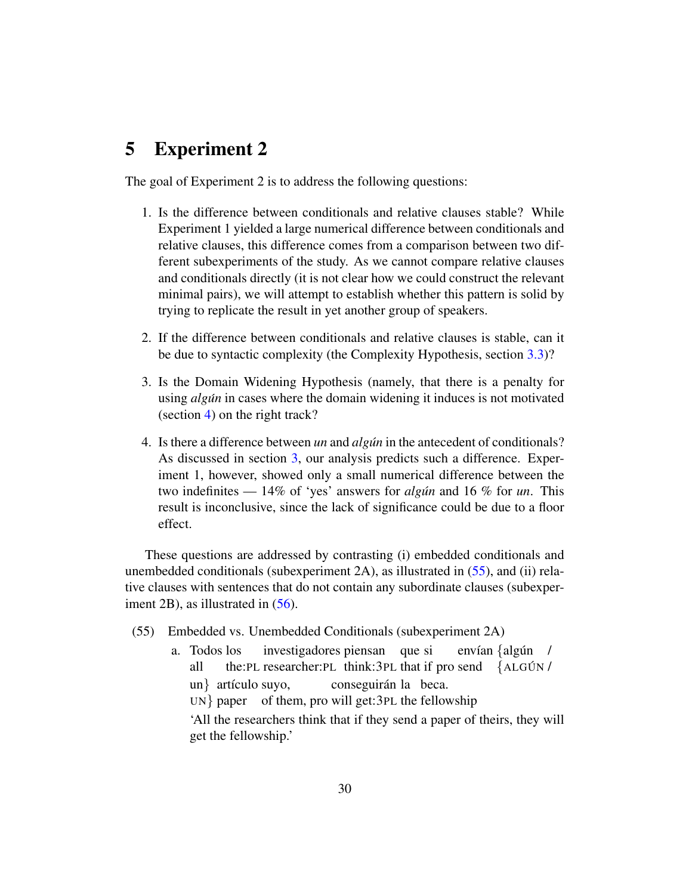# 5 Experiment 2

The goal of Experiment 2 is to address the following questions:

1. Is the difference between conditionals and relative clauses stable? While Experiment 1 yielded a large numerical difference between conditionals and relative clauses, this difference comes from a comparison between two different subexperiments of the study. As we cannot compare relative clauses and conditionals directly (it is not clear how we could construct the relevant minimal pairs), we will attempt to establish whether this pattern is solid by trying to replicate the result in yet another group of speakers.

2. If the difference between conditionals and relative clauses is stable, can it be due to syntactic complexity (the Complexity Hypothesis, section 3.3)?

3. Is the Domain Widening Hypothesis (namely, that there is a penalty for using *algún* in cases where the domain widening it induces is not motivated (section 4) on the right track?

4. Is there a difference between *un* and *algún* in the antecedent of conditionals? As discussed in section 3, our analysis predicts such a difference. Experiment 1, however, showed only a small numerical difference between the two indefinites — 14% of 'yes' answers for *algún* and 16 % for *un*. This result is inconclusive, since the lack of significance could be due to a floor effect.

These questions are addressed by contrasting (i) embedded conditionals and unembedded conditionals (subexperiment 2A), as illustrated in (55), and (ii) relative clauses with sentences that do not contain any subordinate clauses (subexperiment 2B), as illustrated in (56).

(55) Embedded vs. Unembedded Conditionals (subexperiment 2A)

a. Todos los investigadores piensan que si envían {algún / un} artículo suyo, conseguirán la beca.
   all the:PL researcher:PL think:3PL that if pro send {ALGÚN / UN} paper of them, pro will get:3PL the fellowship
   'All the researchers think that if they send a paper of theirs, they will get the fellowship.'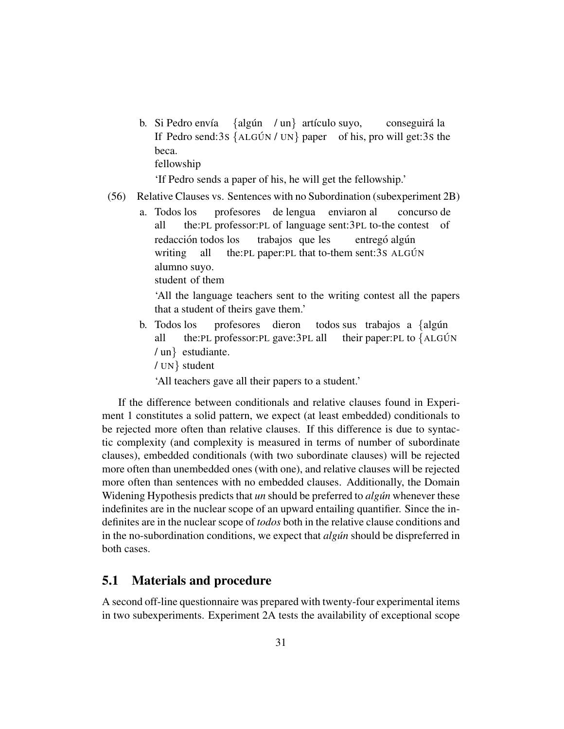b. Si Pedro envía {algún / un} artículo suyo, conseguirá la
   If Pedro send:3S {ALGÚN / UN} paper of his, pro will get:3S the
   beca.
   fellowship

   'If Pedro sends a paper of his, he will get the fellowship.'

(56) Relative Clauses vs. Sentences with no Subordination (subexperiment 2B)

a. Todos los profesores de lengua enviaron al concurso de
   all the:PL professor:PL of language sent:3PL to-the contest of
   redacción todos los trabajos que les entregó algún
   writing all the:PL paper:PL that to-them sent:3S ALGÚN
   alumno suyo.
   student of them

   'All the language teachers sent to the writing contest all the papers that a student of theirs gave them.'

b. Todos los profesores dieron todos sus trabajos a {algún
   all the:PL professor:PL gave:3PL all their paper:PL to {ALGÚN
   / un} estudiante.
   / UN} student

   'All teachers gave all their papers to a student.'

If the difference between conditionals and relative clauses found in Experiment 1 constitutes a solid pattern, we expect (at least embedded) conditionals to be rejected more often than relative clauses. If this difference is due to syntactic complexity (and complexity is measured in terms of number of subordinate clauses), embedded conditionals (with two subordinate clauses) will be rejected more often than unembedded ones (with one), and relative clauses will be rejected more often than sentences with no embedded clauses. Additionally, the Domain Widening Hypothesis predicts that *un* should be preferred to *algún* whenever these indefinites are in the nuclear scope of an upward entailing quantifier. Since the indefinites are in the nuclear scope of *todos* both in the relative clause conditions and in the no-subordination conditions, we expect that *algún* should be dispreferred in both cases.

## 5.1 Materials and procedure

A second off-line questionnaire was prepared with twenty-four experimental items in two subexperiments. Experiment 2A tests the availability of exceptional scope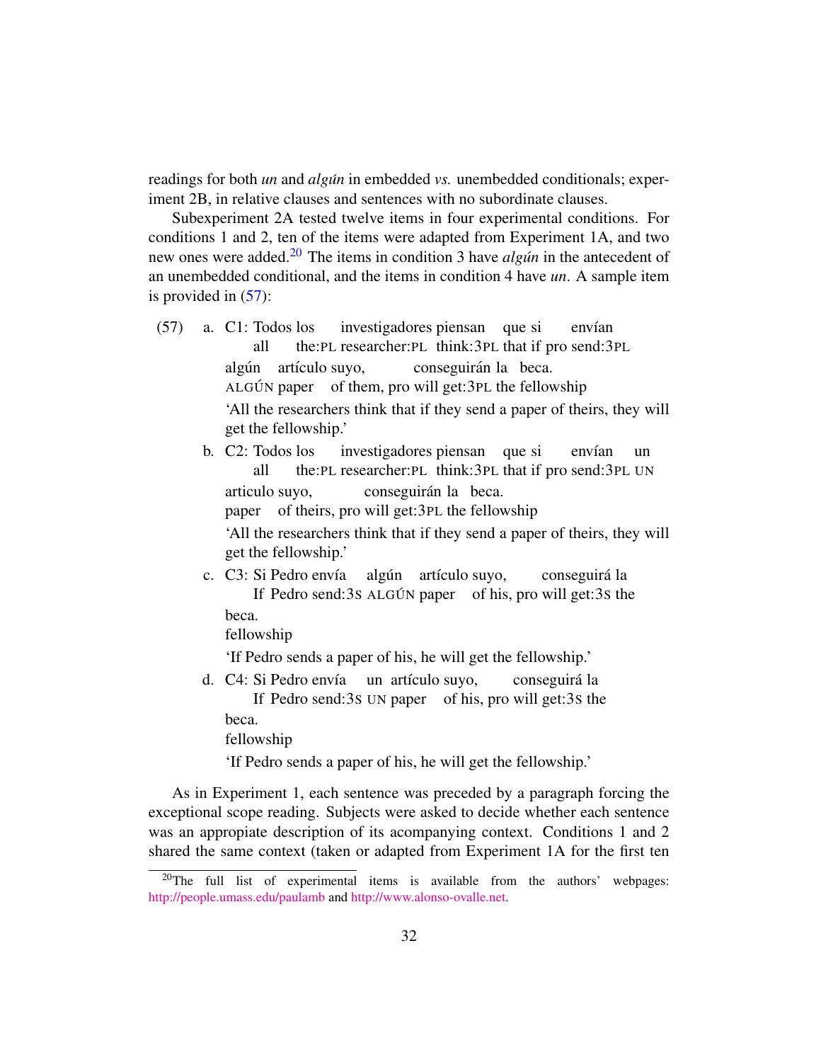readings for both *un* and *algún* in embedded *vs.* unembedded conditionals; experiment 2B, in relative clauses and sentences with no subordinate clauses.

Subexperiment 2A tested twelve items in four experimental conditions. For conditions 1 and 2, ten of the items were adapted from Experiment 1A, and two new ones were added.[20] The items in condition 3 have *algún* in the antecedent of an unembedded conditional, and the items in condition 4 have *un*. A sample item is provided in (57):

(57) a. C1: Todos los investigadores piensan que si envían algún artículo suyo, conseguirán la beca.
all the:PL researcher:PL think:3PL that if pro send:3PL ALGÚN paper of them, pro will get:3PL the fellowship
'All the researchers think that if they send a paper of theirs, they will get the fellowship.'

b. C2: Todos los investigadores piensan que si envían un articulo suyo, conseguirán la beca.
all the:PL researcher:PL think:3PL that if pro send:3PL UN paper of theirs, pro will get:3PL the fellowship
'All the researchers think that if they send a paper of theirs, they will get the fellowship.'

c. C3: Si Pedro envía algún artículo suyo, conseguirá la beca.
If Pedro send:3S ALGÚN paper of his, pro will get:3S the fellowship
'If Pedro sends a paper of his, he will get the fellowship.'

d. C4: Si Pedro envía un artículo suyo, conseguirá la beca.
If Pedro send:3S UN paper of his, pro will get:3S the fellowship
'If Pedro sends a paper of his, he will get the fellowship.'

As in Experiment 1, each sentence was preceded by a paragraph forcing the exceptional scope reading. Subjects were asked to decide whether each sentence was an appropiate description of its accompanying context. Conditions 1 and 2 shared the same context (taken or adapted from Experiment 1A for the first ten

[20] The full list of experimental items is available from the authors' webpages: http://people.umass.edu/paulamb and http://www.alonso-ovalle.net.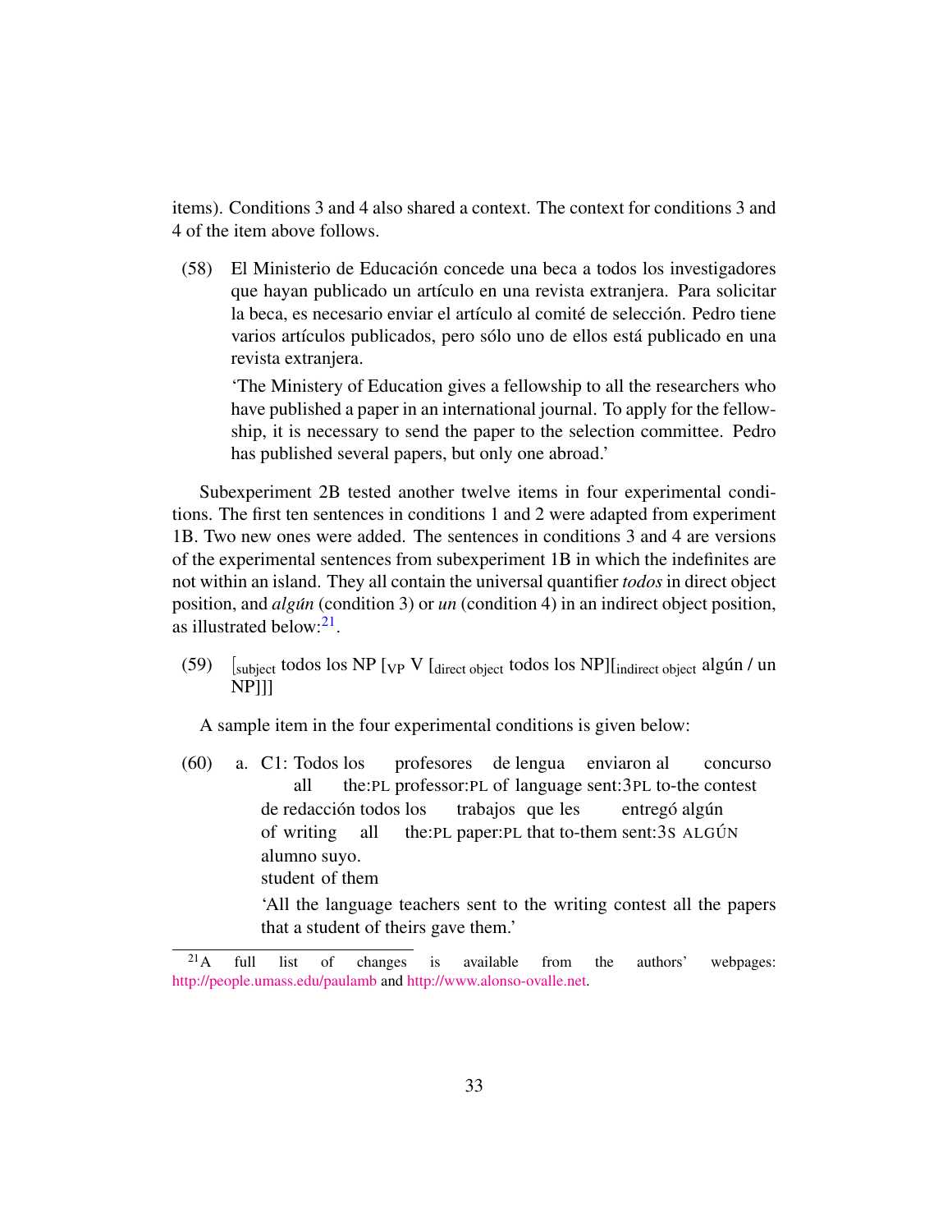items). Conditions 3 and 4 also shared a context. The context for conditions 3 and 4 of the item above follows.

(58) El Ministerio de Educación concede una beca a todos los investigadores que hayan publicado un artículo en una revista extranjera. Para solicitar la beca, es necesario enviar el artículo al comité de selección. Pedro tiene varios artículos publicados, pero sólo uno de ellos está publicado en una revista extranjera.

'The Ministry of Education gives a fellowship to all the researchers who have published a paper in an international journal. To apply for the fellowship, it is necessary to send the paper to the selection committee. Pedro has published several papers, but only one abroad.'

Subexperiment 2B tested another twelve items in four experimental conditions. The first ten sentences in conditions 1 and 2 were adapted from experiment 1B. Two new ones were added. The sentences in conditions 3 and 4 are versions of the experimental sentences from subexperiment 1B in which the indefinites are not within an island. They all contain the universal quantifier *todos* in direct object position, and *algún* (condition 3) or *un* (condition 4) in an indirect object position, as illustrated below:[21].

(59) [$_{\text{subject}}$ todos los NP [$_{\text{VP}}$ V [$_{\text{direct object}}$ todos los NP][$_{\text{indirect object}}$ algún / un NP]]]

A sample item in the four experimental conditions is given below:

(60) a. C1: Todos los profesores de lengua enviaron al concurso de redacción todos los trabajos que les entregó algún alumno suyo.
all the:PL professor:PL of language sent:3PL to-the contest of writing all the:PL paper:PL that to-them sent:3S ALGÚN student of them
'All the language teachers sent to the writing contest all the papers that a student of theirs gave them.'

---

[21] A full list of changes is available from the authors' webpages: http://people.umass.edu/paulamb and http://www.alonso-ovalle.net.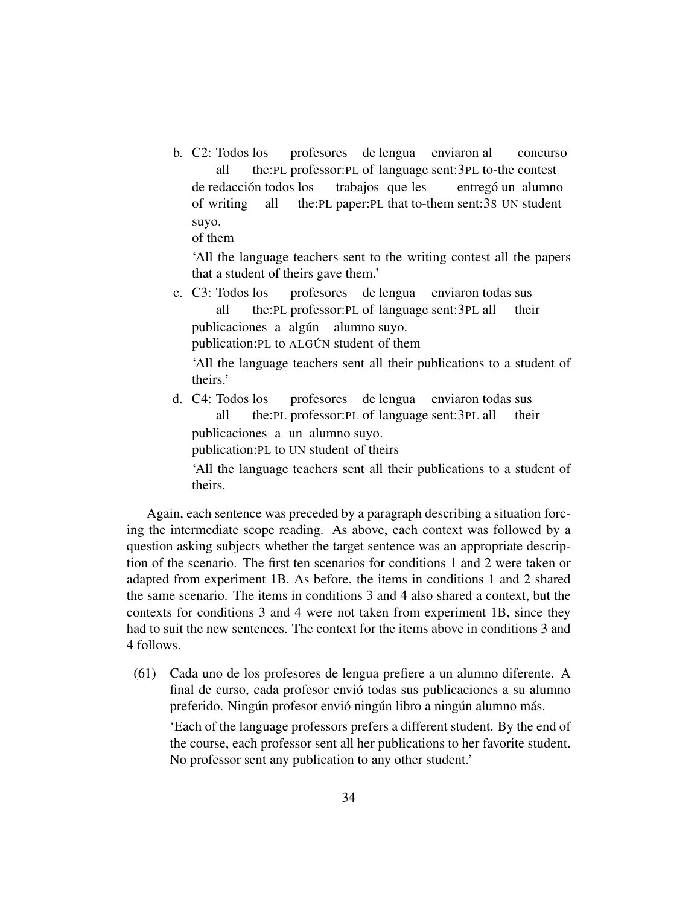b. C2: Todos los profesores de lengua enviaron al concurso  
all the:PL professor:PL of language sent:3PL to-the contest  
de redacción todos los trabajos que les entregó un alumno  
of writing all the:PL paper:PL that to-them sent:3S UN student  
suyo.  
of them  

'All the language teachers sent to the writing contest all the papers that a student of theirs gave them.'

c. C3: Todos los profesores de lengua enviaron todas sus  
all the:PL professor:PL of language sent:3PL all their  
publicaciones a algún alumno suyo.  
publication:PL to ALGÚN student of them  

'All the language teachers sent all their publications to a student of theirs.'

d. C4: Todos los profesores de lengua enviaron todas sus  
all the:PL professor:PL of language sent:3PL all their  
publicaciones a un alumno suyo.  
publication:PL to UN student of theirs  

'All the language teachers sent all their publications to a student of theirs.

Again, each sentence was preceded by a paragraph describing a situation forcing the intermediate scope reading. As above, each context was followed by a question asking subjects whether the target sentence was an appropriate description of the scenario. The first ten scenarios for conditions 1 and 2 were taken or adapted from experiment 1B. As before, the items in conditions 1 and 2 shared the same scenario. The items in conditions 3 and 4 also shared a context, but the contexts for conditions 3 and 4 were not taken from experiment 1B, since they had to suit the new sentences. The context for the items above in conditions 3 and 4 follows.

(61) Cada uno de los profesores de lengua prefiere a un alumno diferente. A final de curso, cada profesor envió todas sus publicaciones a su alumno preferido. Ningún profesor envió ningún libro a ningún alumno más.

'Each of the language professors prefers a different student. By the end of the course, each professor sent all her publications to her favorite student. No professor sent any publication to any other student.'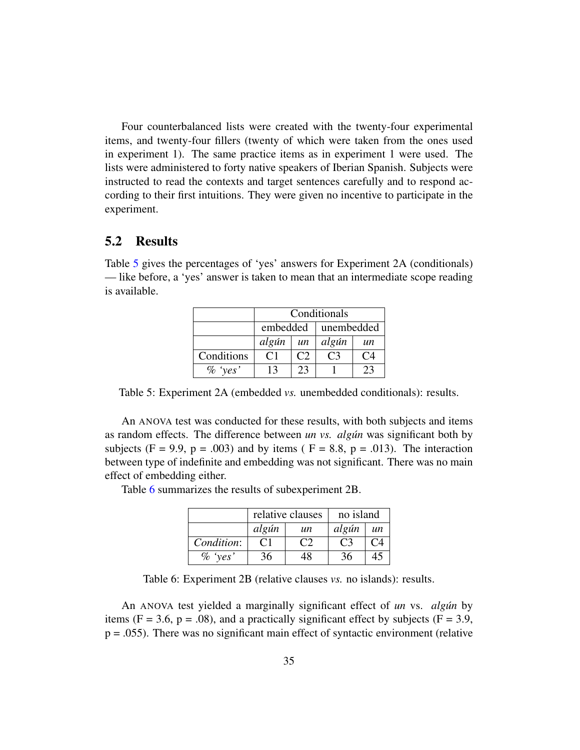Four counterbalanced lists were created with the twenty-four experimental items, and twenty-four fillers (twenty of which were taken from the ones used in experiment 1). The same practice items as in experiment 1 were used. The lists were administered to forty native speakers of Iberian Spanish. Subjects were instructed to read the contexts and target sentences carefully and to respond according to their first intuitions. They were given no incentive to participate in the experiment.

## 5.2 Results

Table 5 gives the percentages of 'yes' answers for Experiment 2A (conditionals) — like before, a 'yes' answer is taken to mean that an intermediate scope reading is available.

| | Conditionals | | | |
|---|---|---|---|---|
| | embedded | | unembedded | |
| | *algún* | *un* | *algún* | *un* |
| Conditions | C1 | C2 | C3 | C4 |
| *% 'yes'* | 13 | 23 | 1 | 23 |

Table 5: Experiment 2A (embedded *vs.* unembedded conditionals): results.

An ANOVA test was conducted for these results, with both subjects and items as random effects. The difference between *un vs. algún* was significant both by subjects (F = 9.9, p = .003) and by items ( F = 8.8, p = .013). The interaction between type of indefinite and embedding was not significant. There was no main effect of embedding either.

Table 6 summarizes the results of subexperiment 2B.

| | relative clauses | | no island | |
|---|---|---|---|---|
| | *algún* | *un* | *algún* | *un* |
| *Condition*: | C1 | C2 | C3 | C4 |
| *% 'yes'* | 36 | 48 | 36 | 45 |

Table 6: Experiment 2B (relative clauses *vs.* no islands): results.

An ANOVA test yielded a marginally significant effect of *un* vs. *algún* by items (F = 3.6, p = .08), and a practically significant effect by subjects (F = 3.9, p = .055). There was no significant main effect of syntactic environment (relative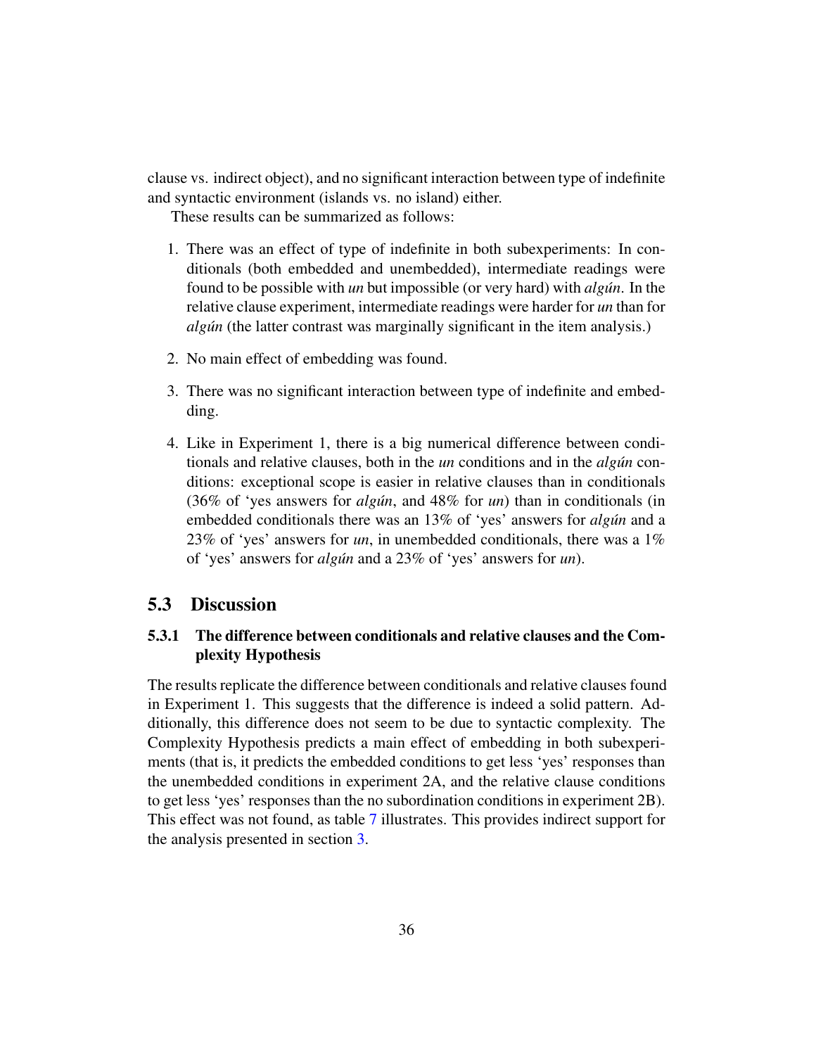clause vs. indirect object), and no significant interaction between type of indefinite and syntactic environment (islands vs. no island) either.

These results can be summarized as follows:

1. There was an effect of type of indefinite in both subexperiments: In conditionals (both embedded and unembedded), intermediate readings were found to be possible with *un* but impossible (or very hard) with *algún*. In the relative clause experiment, intermediate readings were harder for *un* than for *algún* (the latter contrast was marginally significant in the item analysis.)

2. No main effect of embedding was found.

3. There was no significant interaction between type of indefinite and embedding.

4. Like in Experiment 1, there is a big numerical difference between conditionals and relative clauses, both in the *un* conditions and in the *algún* conditions: exceptional scope is easier in relative clauses than in conditionals (36% of 'yes answers for *algún*, and 48% for *un*) than in conditionals (in embedded conditionals there was an 13% of 'yes' answers for *algún* and a 23% of 'yes' answers for *un*, in unembedded conditionals, there was a 1% of 'yes' answers for *algún* and a 23% of 'yes' answers for *un*).

## 5.3 Discussion

### 5.3.1 The difference between conditionals and relative clauses and the Complexity Hypothesis

The results replicate the difference between conditionals and relative clauses found in Experiment 1. This suggests that the difference is indeed a solid pattern. Additionally, this difference does not seem to be due to syntactic complexity. The Complexity Hypothesis predicts a main effect of embedding in both subexperiments (that is, it predicts the embedded conditions to get less 'yes' responses than the unembedded conditions in experiment 2A, and the relative clause conditions to get less 'yes' responses than the no subordination conditions in experiment 2B). This effect was not found, as table 7 illustrates. This provides indirect support for the analysis presented in section 3.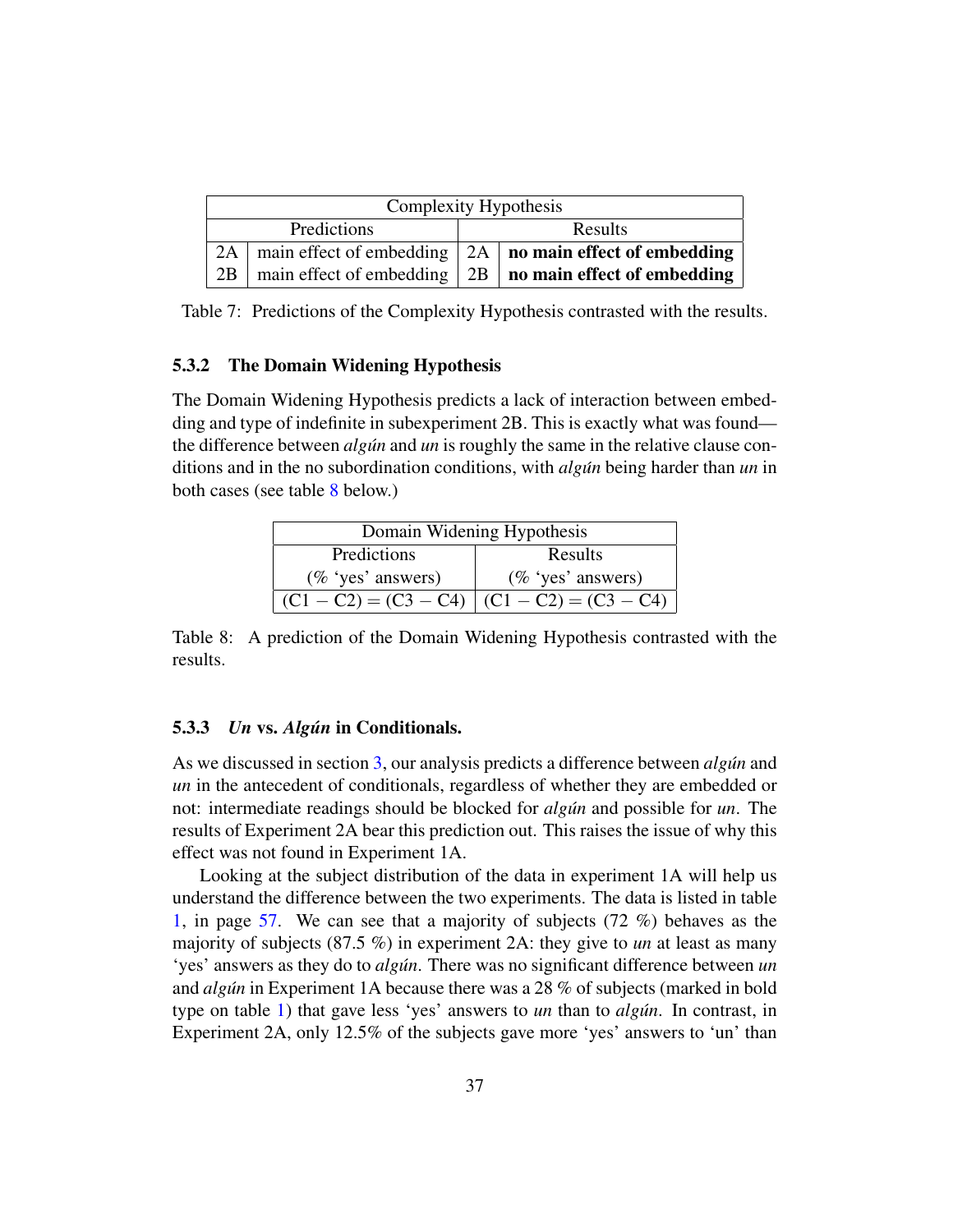| Complexity Hypothesis | | | |
|---|---|---|---|
| Predictions | | Results | |
| 2A | main effect of embedding | 2A | **no main effect of embedding** |
| 2B | main effect of embedding | 2B | **no main effect of embedding** |

Table 7: Predictions of the Complexity Hypothesis contrasted with the results.

### 5.3.2 The Domain Widening Hypothesis

The Domain Widening Hypothesis predicts a lack of interaction between embedding and type of indefinite in subexperiment 2B. This is exactly what was found—the difference between *algún* and *un* is roughly the same in the relative clause conditions and in the no subordination conditions, with *algún* being harder than *un* in both cases (see table 8 below.)

| Domain Widening Hypothesis | |
|---|---|
| Predictions (% 'yes' answers) | Results (% 'yes' answers) |
| (C1 − C2) = (C3 − C4) | (C1 − C2) = (C3 − C4) |

Table 8: A prediction of the Domain Widening Hypothesis contrasted with the results.

### 5.3.3 *Un* vs. *Algún* in Conditionals.

As we discussed in section 3, our analysis predicts a difference between *algún* and *un* in the antecedent of conditionals, regardless of whether they are embedded or not: intermediate readings should be blocked for *algún* and possible for *un*. The results of Experiment 2A bear this prediction out. This raises the issue of why this effect was not found in Experiment 1A.

Looking at the subject distribution of the data in experiment 1A will help us understand the difference between the two experiments. The data is listed in table 1, in page 57. We can see that a majority of subjects (72 %) behaves as the majority of subjects (87.5 %) in experiment 2A: they give to *un* at least as many 'yes' answers as they do to *algún*. There was no significant difference between *un* and *algún* in Experiment 1A because there was a 28 % of subjects (marked in bold type on table 1) that gave less 'yes' answers to *un* than to *algún*. In contrast, in Experiment 2A, only 12.5% of the subjects gave more 'yes' answers to 'un' than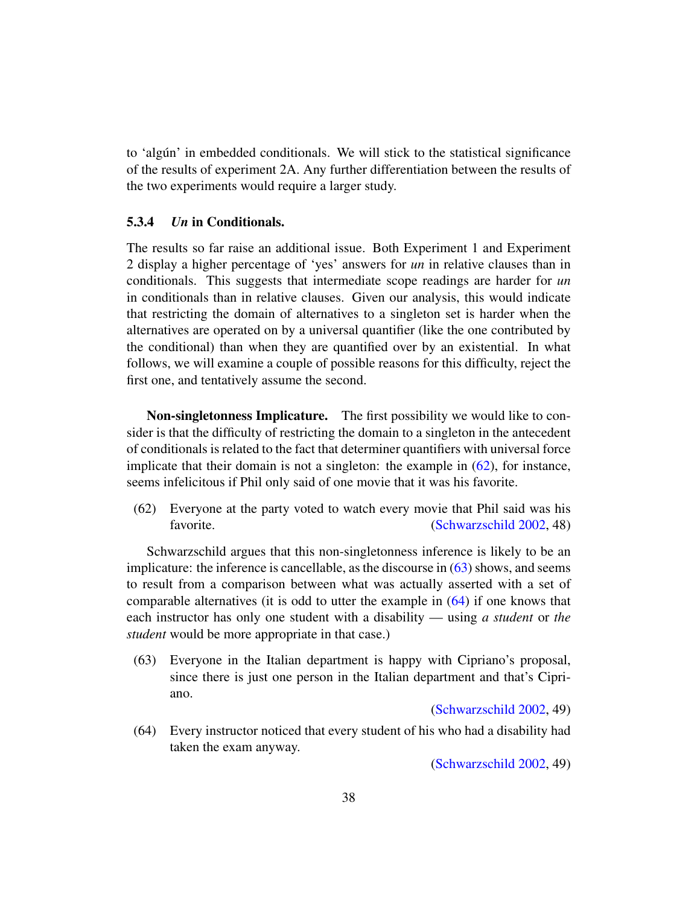to 'algún' in embedded conditionals. We will stick to the statistical significance of the results of experiment 2A. Any further differentiation between the results of the two experiments would require a larger study.

### 5.3.4 *Un* in Conditionals.

The results so far raise an additional issue. Both Experiment 1 and Experiment 2 display a higher percentage of 'yes' answers for *un* in relative clauses than in conditionals. This suggests that intermediate scope readings are harder for *un* in conditionals than in relative clauses. Given our analysis, this would indicate that restricting the domain of alternatives to a singleton set is harder when the alternatives are operated on by a universal quantifier (like the one contributed by the conditional) than when they are quantified over by an existential. In what follows, we will examine a couple of possible reasons for this difficulty, reject the first one, and tentatively assume the second.

**Non-singletonness Implicature.** The first possibility we would like to consider is that the difficulty of restricting the domain to a singleton in the antecedent of conditionals is related to the fact that determiner quantifiers with universal force implicate that their domain is not a singleton: the example in (62), for instance, seems infelicitous if Phil only said of one movie that it was his favorite.

(62) Everyone at the party voted to watch every movie that Phil said was his favorite. (Schwarzschild 2002, 48)

Schwarzschild argues that this non-singletonness inference is likely to be an implicature: the inference is cancellable, as the discourse in (63) shows, and seems to result from a comparison between what was actually asserted with a set of comparable alternatives (it is odd to utter the example in (64) if one knows that each instructor has only one student with a disability — using *a student* or *the student* would be more appropriate in that case.)

(63) Everyone in the Italian department is happy with Cipriano's proposal, since there is just one person in the Italian department and that's Cipriano.
(Schwarzschild 2002, 49)

(64) Every instructor noticed that every student of his who had a disability had taken the exam anyway.
(Schwarzschild 2002, 49)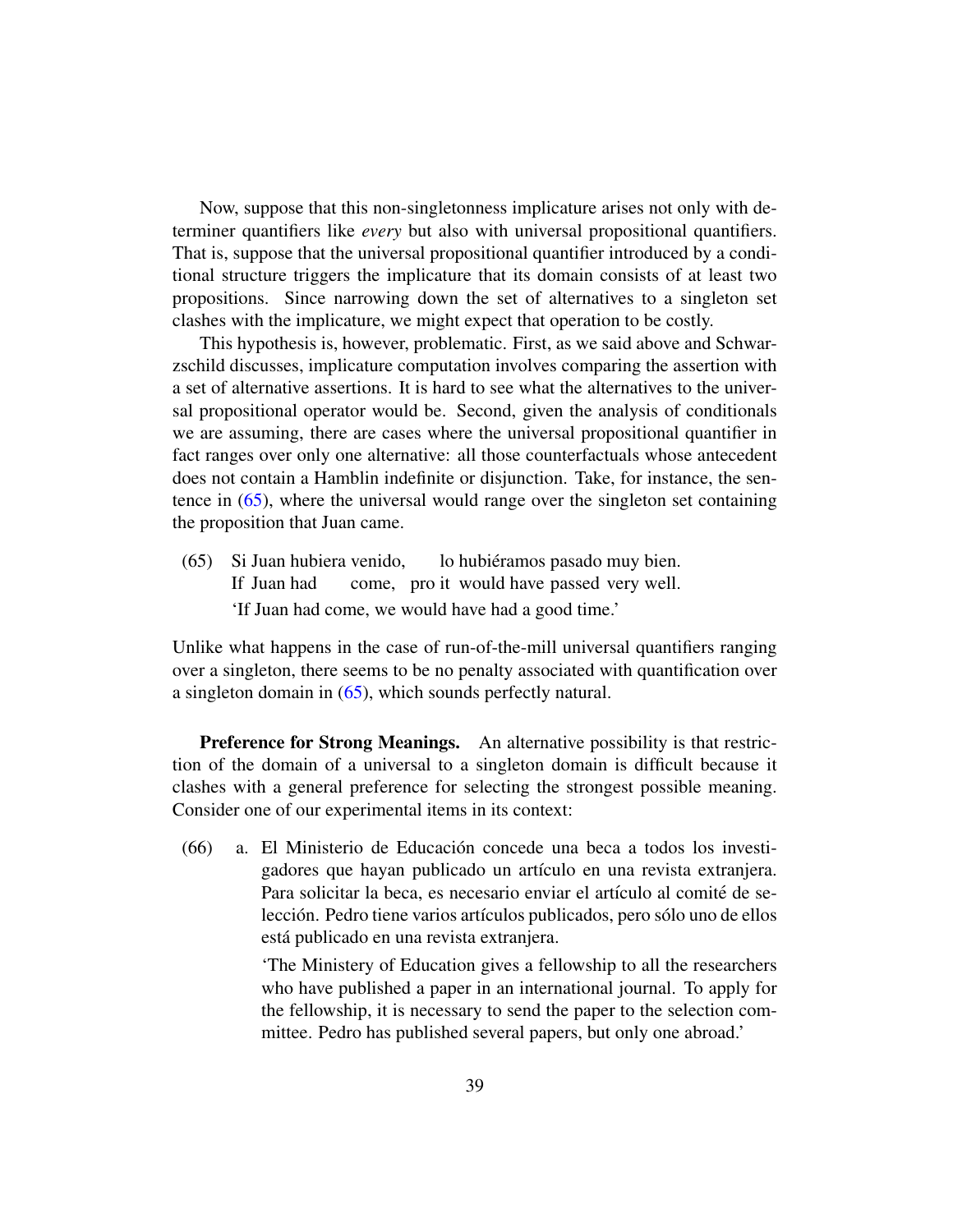Now, suppose that this non-singletonness implicature arises not only with determiner quantifiers like *every* but also with universal propositional quantifiers. That is, suppose that the universal propositional quantifier introduced by a conditional structure triggers the implicature that its domain consists of at least two propositions. Since narrowing down the set of alternatives to a singleton set clashes with the implicature, we might expect that operation to be costly.

This hypothesis is, however, problematic. First, as we said above and Schwarzschild discusses, implicature computation involves comparing the assertion with a set of alternative assertions. It is hard to see what the alternatives to the universal propositional operator would be. Second, given the analysis of conditionals we are assuming, there are cases where the universal propositional quantifier in fact ranges over only one alternative: all those counterfactuals whose antecedent does not contain a Hamblin indefinite or disjunction. Take, for instance, the sentence in (65), where the universal would range over the singleton set containing the proposition that Juan came.

(65) Si Juan hubiera venido, lo hubiéramos pasado muy bien.
 If Juan had come, pro it would have passed very well.
 'If Juan had come, we would have had a good time.'

Unlike what happens in the case of run-of-the-mill universal quantifiers ranging over a singleton, there seems to be no penalty associated with quantification over a singleton domain in (65), which sounds perfectly natural.

**Preference for Strong Meanings.** An alternative possibility is that restriction of the domain of a universal to a singleton domain is difficult because it clashes with a general preference for selecting the strongest possible meaning. Consider one of our experimental items in its context:

(66) a. El Ministerio de Educación concede una beca a todos los investigadores que hayan publicado un artículo en una revista extranjera. Para solicitar la beca, es necesario enviar el artículo al comité de selección. Pedro tiene varios artículos publicados, pero sólo uno de ellos está publicado en una revista extranjera.

 'The Ministry of Education gives a fellowship to all the researchers who have published a paper in an international journal. To apply for the fellowship, it is necessary to send the paper to the selection committee. Pedro has published several papers, but only one abroad.'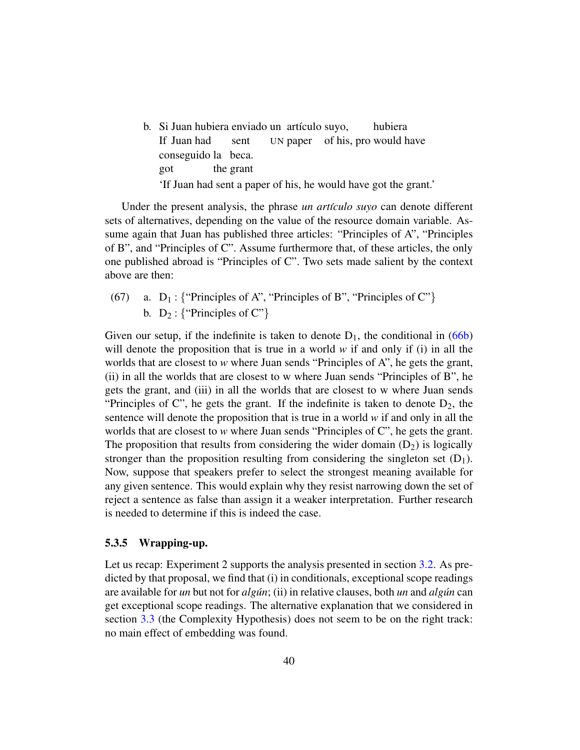b. Si Juan hubiera enviado un artículo suyo, hubiera
   If Juan had sent UN paper of his, pro would have
   conseguido la beca.
   got the grant
   'If Juan had sent a paper of his, he would have got the grant.'

Under the present analysis, the phrase *un artículo suyo* can denote different sets of alternatives, depending on the value of the resource domain variable. Assume again that Juan has published three articles: "Principles of A", "Principles of B", and "Principles of C". Assume furthermore that, of these articles, the only one published abroad is "Principles of C". Two sets made salient by the context above are then:

(67) a. $D_1$ : {"Principles of A", "Principles of B", "Principles of C"}
     b. $D_2$ : {"Principles of C"}

Given our setup, if the indefinite is taken to denote $D_1$, the conditional in (66b) will denote the proposition that is true in a world *w* if and only if (i) in all the worlds that are closest to *w* where Juan sends "Principles of A", he gets the grant, (ii) in all the worlds that are closest to w where Juan sends "Principles of B", he gets the grant, and (iii) in all the worlds that are closest to w where Juan sends "Principles of C", he gets the grant. If the indefinite is taken to denote $D_2$, the sentence will denote the proposition that is true in a world *w* if and only in all the worlds that are closest to *w* where Juan sends "Principles of C", he gets the grant. The proposition that results from considering the wider domain ($D_2$) is logically stronger than the proposition resulting from considering the singleton set ($D_1$). Now, suppose that speakers prefer to select the strongest meaning available for any given sentence. This would explain why they resist narrowing down the set of reject a sentence as false than assign it a weaker interpretation. Further research is needed to determine if this is indeed the case.

### 5.3.5 Wrapping-up.

Let us recap: Experiment 2 supports the analysis presented in section 3.2. As predicted by that proposal, we find that (i) in conditionals, exceptional scope readings are available for *un* but not for *algún*; (ii) in relative clauses, both *un* and *algún* can get exceptional scope readings. The alternative explanation that we considered in section 3.3 (the Complexity Hypothesis) does not seem to be on the right track: no main effect of embedding was found.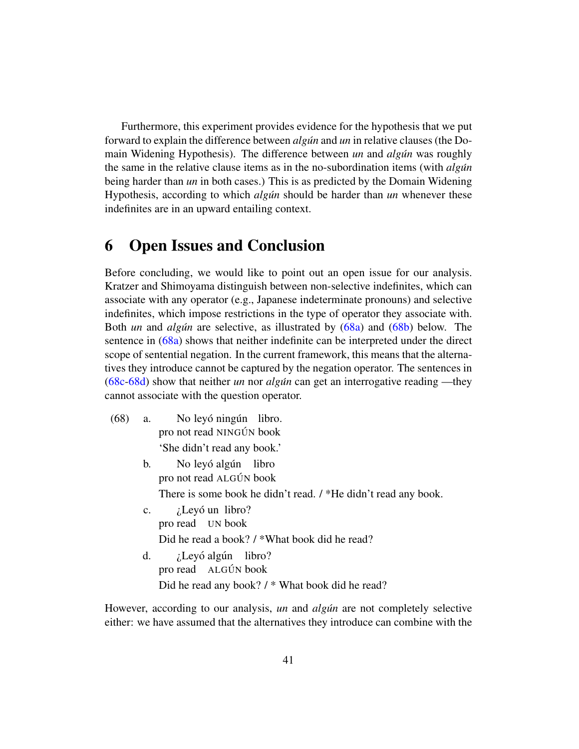Furthermore, this experiment provides evidence for the hypothesis that we put forward to explain the difference between *algún* and *un* in relative clauses (the Domain Widening Hypothesis). The difference between *un* and *algún* was roughly the same in the relative clause items as in the no-subordination items (with *algún* being harder than *un* in both cases.) This is as predicted by the Domain Widening Hypothesis, according to which *algún* should be harder than *un* whenever these indefinites are in an upward entailing context.

# 6 Open Issues and Conclusion

Before concluding, we would like to point out an open issue for our analysis. Kratzer and Shimoyama distinguish between non-selective indefinites, which can associate with any operator (e.g., Japanese indeterminate pronouns) and selective indefinites, which impose restrictions in the type of operator they associate with. Both *un* and *algún* are selective, as illustrated by (68a) and (68b) below. The sentence in (68a) shows that neither indefinite can be interpreted under the direct scope of sentential negation. In the current framework, this means that the alternatives they introduce cannot be captured by the negation operator. The sentences in (68c-68d) show that neither *un* nor *algún* can get an interrogative reading —they cannot associate with the question operator.

(68) a. No leyó ningún libro.
   pro not read NINGÚN book
   'She didn't read any book.'

  b. No leyó algún libro
   pro not read ALGÚN book
   There is some book he didn't read. / *He didn't read any book.

  c. ¿Leyó un libro?
   pro read UN book
   Did he read a book? / *What book did he read?

  d. ¿Leyó algún libro?
   pro read ALGÚN book
   Did he read any book? / * What book did he read?

However, according to our analysis, *un* and *algún* are not completely selective either: we have assumed that the alternatives they introduce can combine with the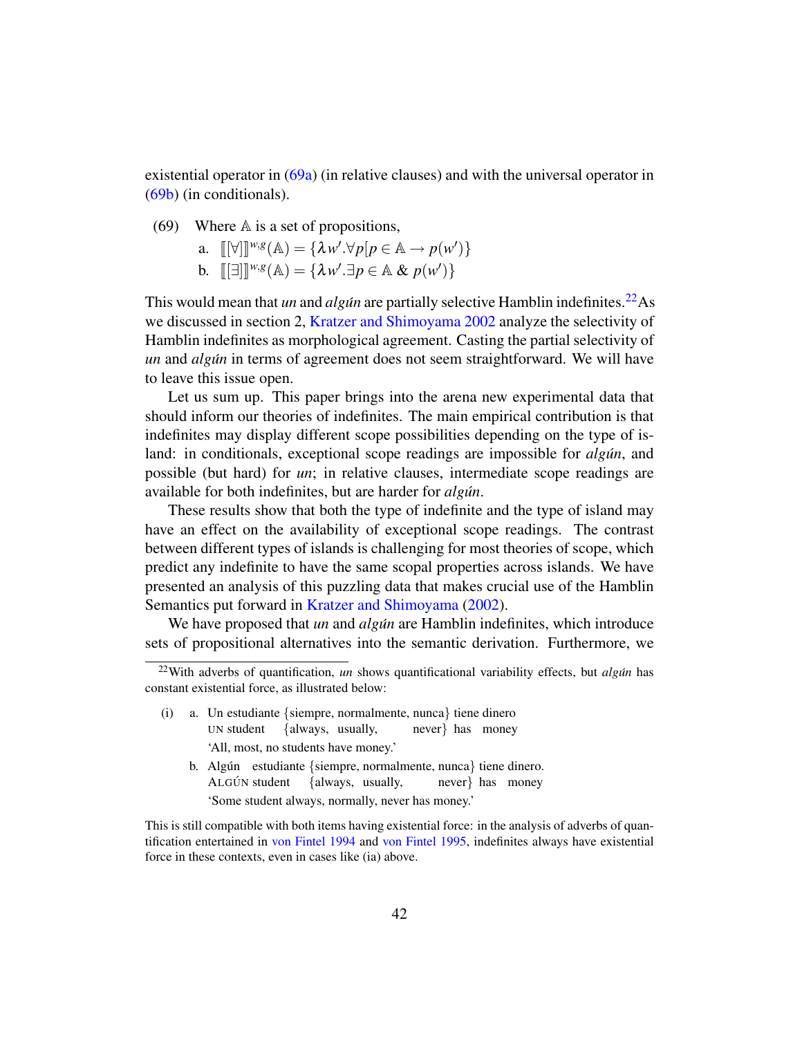existential operator in (69a) (in relative clauses) and with the universal operator in (69b) (in conditionals).

(69) Where $\mathbb{A}$ is a set of propositions,

a. $[\![[\forall]]\!]^{w,g}(\mathbb{A}) = \{\lambda w'.\forall p[p \in \mathbb{A} \rightarrow p(w')\}$

b. $[\![[\exists]]\!]^{w,g}(\mathbb{A}) = \{\lambda w'.\exists p \in \mathbb{A} \;\&\; p(w')\}$

This would mean that *un* and *algún* are partially selective Hamblin indefinites.[22] As we discussed in section 2, Kratzer and Shimoyama 2002 analyze the selectivity of Hamblin indefinites as morphological agreement. Casting the partial selectivity of *un* and *algún* in terms of agreement does not seem straightforward. We will have to leave this issue open.

Let us sum up. This paper brings into the arena new experimental data that should inform our theories of indefinites. The main empirical contribution is that indefinites may display different scope possibilities depending on the type of island: in conditionals, exceptional scope readings are impossible for *algún*, and possible (but hard) for *un*; in relative clauses, intermediate scope readings are available for both indefinites, but are harder for *algún*.

These results show that both the type of indefinite and the type of island may have an effect on the availability of exceptional scope readings. The contrast between different types of islands is challenging for most theories of scope, which predict any indefinite to have the same scopal properties across islands. We have presented an analysis of this puzzling data that makes crucial use of the Hamblin Semantics put forward in Kratzer and Shimoyama (2002).

We have proposed that *un* and *algún* are Hamblin indefinites, which introduce sets of propositional alternatives into the semantic derivation. Furthermore, we

---

[22] With adverbs of quantification, *un* shows quantificational variability effects, but *algún* has constant existential force, as illustrated below:

(i) a. Un estudiante {siempre, normalmente, nunca} tiene dinero
UN student {always, usually, never} has money
'All, most, no students have money.'

b. Algún estudiante {siempre, normalmente, nunca} tiene dinero.
ALGÚN student {always, usually, never} has money
'Some student always, normally, never has money.'

This is still compatible with both items having existential force: in the analysis of adverbs of quantification entertained in von Fintel 1994 and von Fintel 1995, indefinites always have existential force in these contexts, even in cases like (ia) above.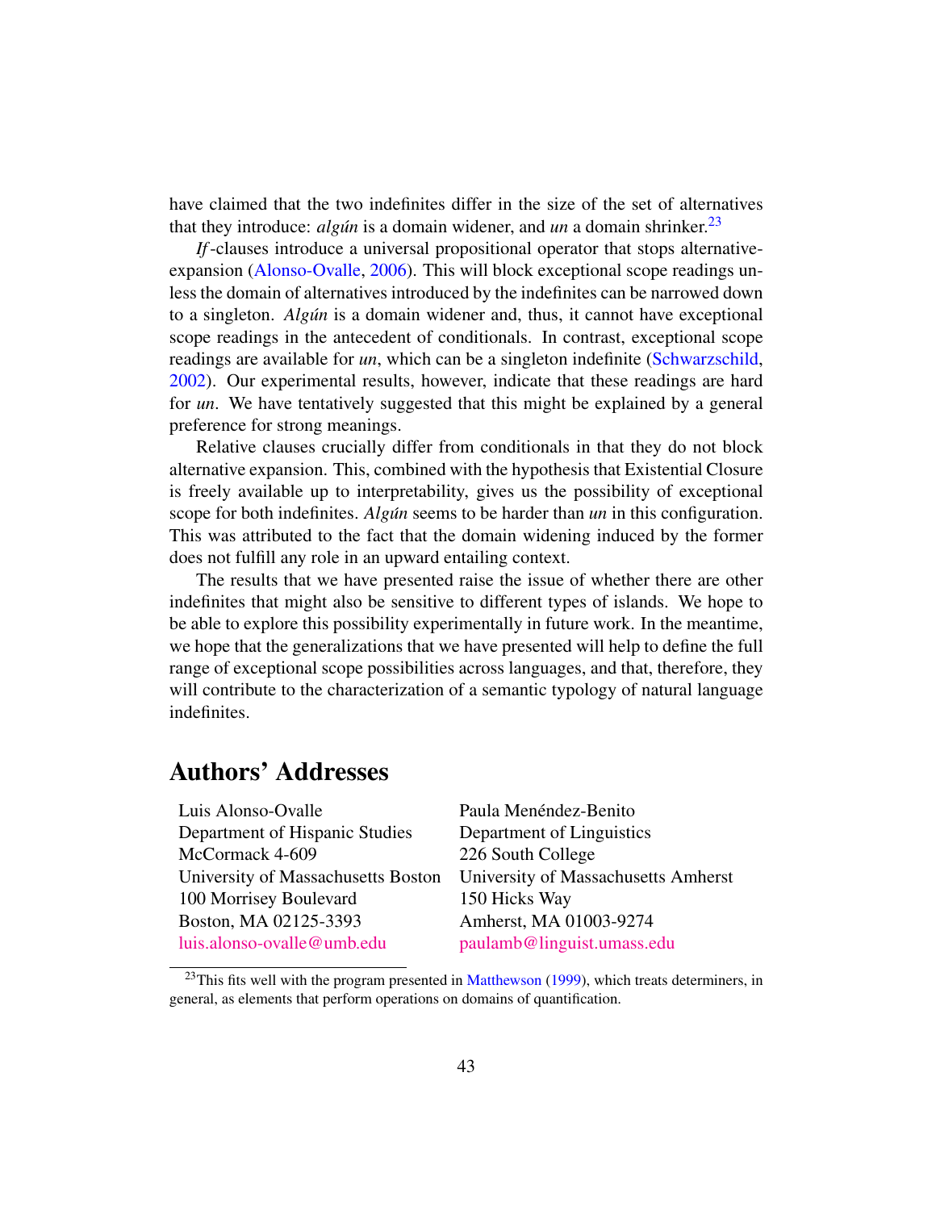have claimed that the two indefinites differ in the size of the set of alternatives that they introduce: *algún* is a domain widener, and *un* a domain shrinker.[23]

*If*-clauses introduce a universal propositional operator that stops alternative-expansion (Alonso-Ovalle, 2006). This will block exceptional scope readings unless the domain of alternatives introduced by the indefinites can be narrowed down to a singleton. *Algún* is a domain widener and, thus, it cannot have exceptional scope readings in the antecedent of conditionals. In contrast, exceptional scope readings are available for *un*, which can be a singleton indefinite (Schwarzschild, 2002). Our experimental results, however, indicate that these readings are hard for *un*. We have tentatively suggested that this might be explained by a general preference for strong meanings.

Relative clauses crucially differ from conditionals in that they do not block alternative expansion. This, combined with the hypothesis that Existential Closure is freely available up to interpretability, gives us the possibility of exceptional scope for both indefinites. *Algún* seems to be harder than *un* in this configuration. This was attributed to the fact that the domain widening induced by the former does not fulfill any role in an upward entailing context.

The results that we have presented raise the issue of whether there are other indefinites that might also be sensitive to different types of islands. We hope to be able to explore this possibility experimentally in future work. In the meantime, we hope that the generalizations that we have presented will help to define the full range of exceptional scope possibilities across languages, and that, therefore, they will contribute to the characterization of a semantic typology of natural language indefinites.

# Authors' Addresses

Luis Alonso-Ovalle
Department of Hispanic Studies
McCormack 4-609
University of Massachusetts Boston
100 Morrisey Boulevard
Boston, MA 02125-3393
luis.alonso-ovalle@umb.edu

Paula Menéndez-Benito
Department of Linguistics
226 South College
University of Massachusetts Amherst
150 Hicks Way
Amherst, MA 01003-9274
paulamb@linguist.umass.edu

[23]This fits well with the program presented in Matthewson (1999), which treats determiners, in general, as elements that perform operations on domains of quantification.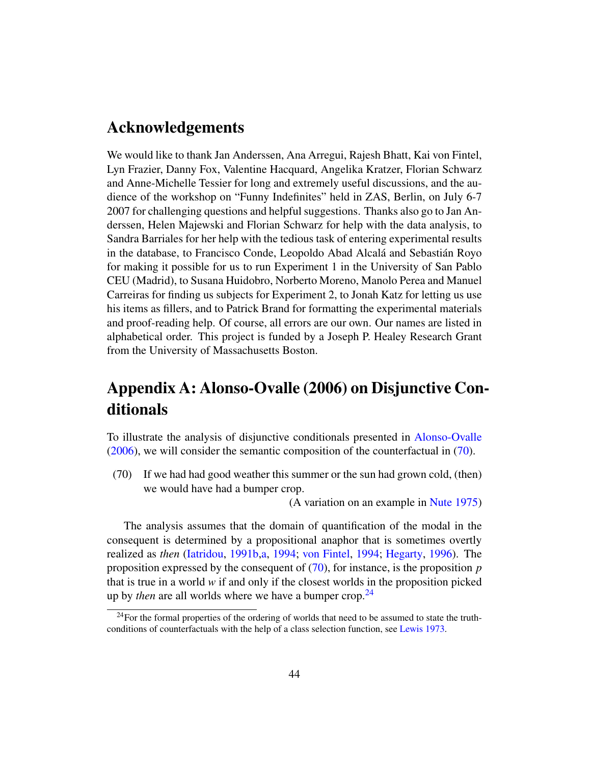# Acknowledgements

We would like to thank Jan Anderssen, Ana Arregui, Rajesh Bhatt, Kai von Fintel, Lyn Frazier, Danny Fox, Valentine Hacquard, Angelika Kratzer, Florian Schwarz and Anne-Michelle Tessier for long and extremely useful discussions, and the audience of the workshop on "Funny Indefinites" held in ZAS, Berlin, on July 6-7 2007 for challenging questions and helpful suggestions. Thanks also go to Jan Anderssen, Helen Majewski and Florian Schwarz for help with the data analysis, to Sandra Barriales for her help with the tedious task of entering experimental results in the database, to Francisco Conde, Leopoldo Abad Alcalá and Sebastián Royo for making it possible for us to run Experiment 1 in the University of San Pablo CEU (Madrid), to Susana Huidobro, Norberto Moreno, Manolo Perea and Manuel Carreiras for finding us subjects for Experiment 2, to Jonah Katz for letting us use his items as fillers, and to Patrick Brand for formatting the experimental materials and proof-reading help. Of course, all errors are our own. Our names are listed in alphabetical order. This project is funded by a Joseph P. Healey Research Grant from the University of Massachusetts Boston.

# Appendix A: Alonso-Ovalle (2006) on Disjunctive Conditionals

To illustrate the analysis of disjunctive conditionals presented in Alonso-Ovalle (2006), we will consider the semantic composition of the counterfactual in (70).

(70) If we had had good weather this summer or the sun had grown cold, (then) we would have had a bumper crop.
(A variation on an example in Nute 1975)

The analysis assumes that the domain of quantification of the modal in the consequent is determined by a propositional anaphor that is sometimes overtly realized as *then* (Iatridou, 1991b,a, 1994; von Fintel, 1994; Hegarty, 1996). The proposition expressed by the consequent of (70), for instance, is the proposition $p$ that is true in a world $w$ if and only if the closest worlds in the proposition picked up by *then* are all worlds where we have a bumper crop.[24]

[24] For the formal properties of the ordering of worlds that need to be assumed to state the truth-conditions of counterfactuals with the help of a class selection function, see Lewis 1973.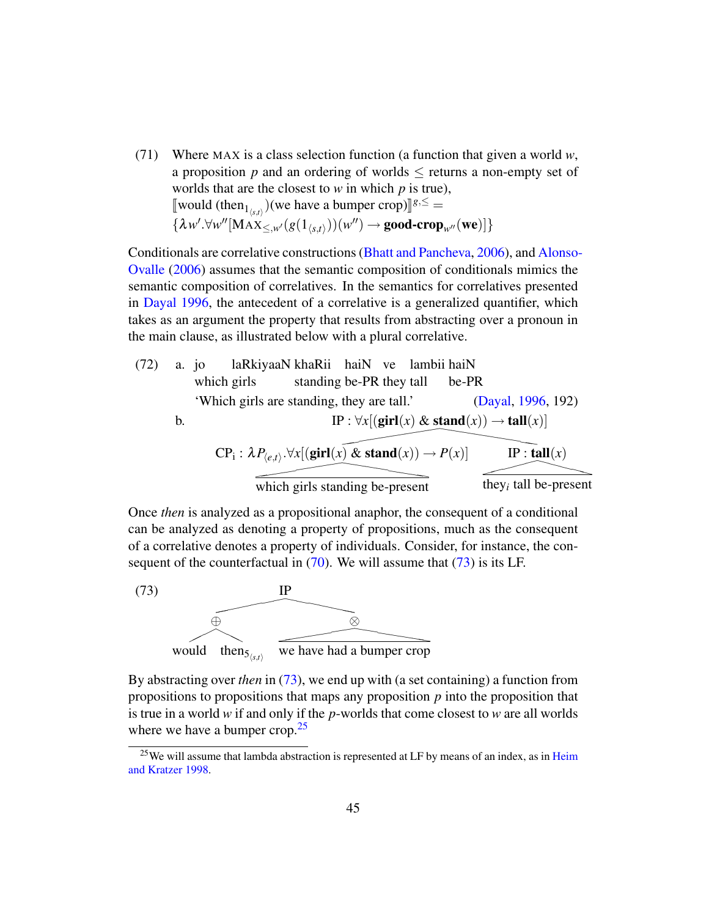(71) Where MAX is a class selection function (a function that given a world $w$, a proposition $p$ and an ordering of worlds $\leq$ returns a non-empty set of worlds that are the closest to $w$ in which $p$ is true),
$[\![$would (then$_{1_{\langle s,t\rangle}}$)(we have a bumper crop)$]\!]^{g,\leq} =$
$\{\lambda w'.\forall w''[\text{MAX}_{\leq,w'}(g(1_{\langle s,t\rangle}))(w'') \rightarrow \textbf{good-crop}_{w''}(\textbf{we})]\}$

Conditionals are correlative constructions (Bhatt and Pancheva, 2006), and Alonso-Ovalle (2006) assumes that the semantic composition of conditionals mimics the semantic composition of correlatives. In the semantics for correlatives presented in Dayal 1996, the antecedent of a correlative is a generalized quantifier, which takes as an argument the property that results from abstracting over a pronoun in the main clause, as illustrated below with a plural correlative.

(72) a. jo laRkiyaaN khaRii haiN ve lambii haiN
which girls standing be-PR they tall be-PR
'Which girls are standing, they are tall.' (Dayal, 1996, 192)

b. [IP : $\forall x[(\textbf{girl}(x)\ \&\ \textbf{stand}(x)) \rightarrow \textbf{tall}(x)]$ [CP$_i$ : $\lambda P_{\langle e,t\rangle}.\forall x[(\textbf{girl}(x)\ \&\ \textbf{stand}(x)) \rightarrow P(x)]$ which girls standing be-present] [IP : $\textbf{tall}(x)$ they$_i$ tall be-present]]

Once *then* is analyzed as a propositional anaphor, the consequent of a conditional can be analyzed as denoting a property of propositions, much as the consequent of a correlative denotes a property of individuals. Consider, for instance, the consequent of the counterfactual in (70). We will assume that (73) is its LF.

(73) [IP [$\oplus$ would then$_{5_{\langle s,t\rangle}}$] [$\otimes$ we have had a bumper crop]]

By abstracting over *then* in (73), we end up with (a set containing) a function from propositions to propositions that maps any proposition $p$ into the proposition that is true in a world $w$ if and only if the $p$-worlds that come closest to $w$ are all worlds where we have a bumper crop.[25]

[25] We will assume that lambda abstraction is represented at LF by means of an index, as in Heim and Kratzer 1998.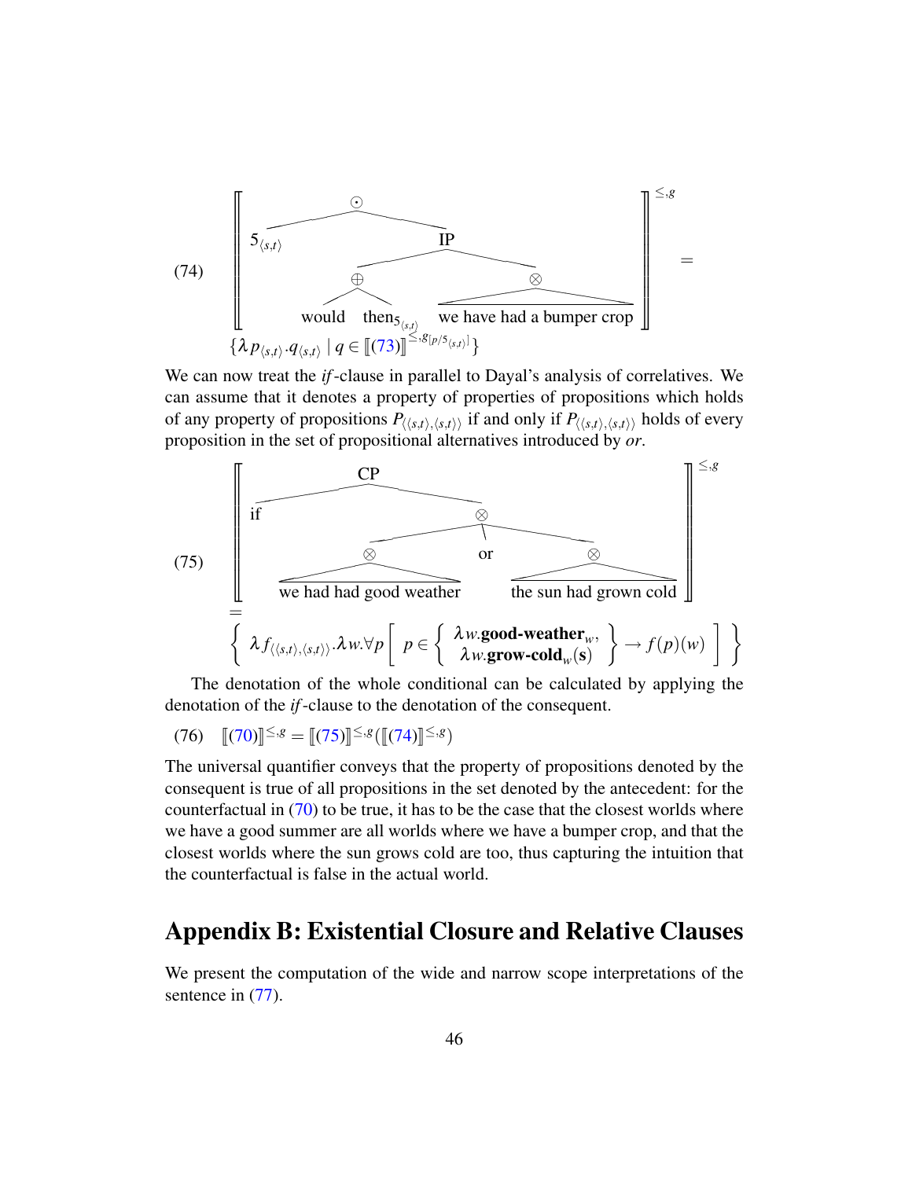(74) $\left[\!\left[ \left[_{\odot}\ 5_{\langle s,t\rangle}\ \left[_{\text{IP}}\ \left[_{\oplus}\ \text{would}\ \ \text{then}_{5_{\langle s,t\rangle}}\right]\ \left[_{\otimes}\ \text{we have had a bumper crop}\right]\right]\right] \right]\!\right]^{\leq,g} =$

$$\{\lambda p_{\langle s,t\rangle}.q_{\langle s,t\rangle} \mid q \in [\![(73)]\!]^{\leq,g[p/5_{\langle s,t\rangle}]}\}$$

We can now treat the *if*-clause in parallel to Dayal's analysis of correlatives. We can assume that it denotes a property of properties of propositions which holds of any property of propositions $P_{\langle\langle s,t\rangle,\langle s,t\rangle\rangle}$ if and only if $P_{\langle\langle s,t\rangle,\langle s,t\rangle\rangle}$ holds of every proposition in the set of propositional alternatives introduced by *or*.

(75) $\left[\!\left[ \left[_{\text{CP}}\ \text{if}\ \left[_{\otimes}\ \left[_{\otimes}\ \text{we had had good weather}\right]\ \text{or}\ \left[_{\otimes}\ \text{the sun had grown cold}\right]\right]\right] \right]\!\right]^{\leq,g}$

$$= \left\{ \lambda f_{\langle\langle s,t\rangle,\langle s,t\rangle\rangle}.\lambda w.\forall p \left[ p \in \left\{ \begin{array}{c} \lambda w.\textbf{good-weather}_w, \\ \lambda w.\textbf{grow-cold}_w(\textbf{s}) \end{array} \right\} \rightarrow f(p)(w) \right] \right\}$$

The denotation of the whole conditional can be calculated by applying the denotation of the *if*-clause to the denotation of the consequent.

(76) $[\![(70)]\!]^{\leq,g} = [\![(75)]\!]^{\leq,g}([\![(74)]\!]^{\leq,g})$

The universal quantifier conveys that the property of propositions denoted by the consequent is true of all propositions in the set denoted by the antecedent: for the counterfactual in (70) to be true, it has to be the case that the closest worlds where we have a good summer are all worlds where we have a bumper crop, and that the closest worlds where the sun grows cold are too, thus capturing the intuition that the counterfactual is false in the actual world.

# Appendix B: Existential Closure and Relative Clauses

We present the computation of the wide and narrow scope interpretations of the sentence in (77).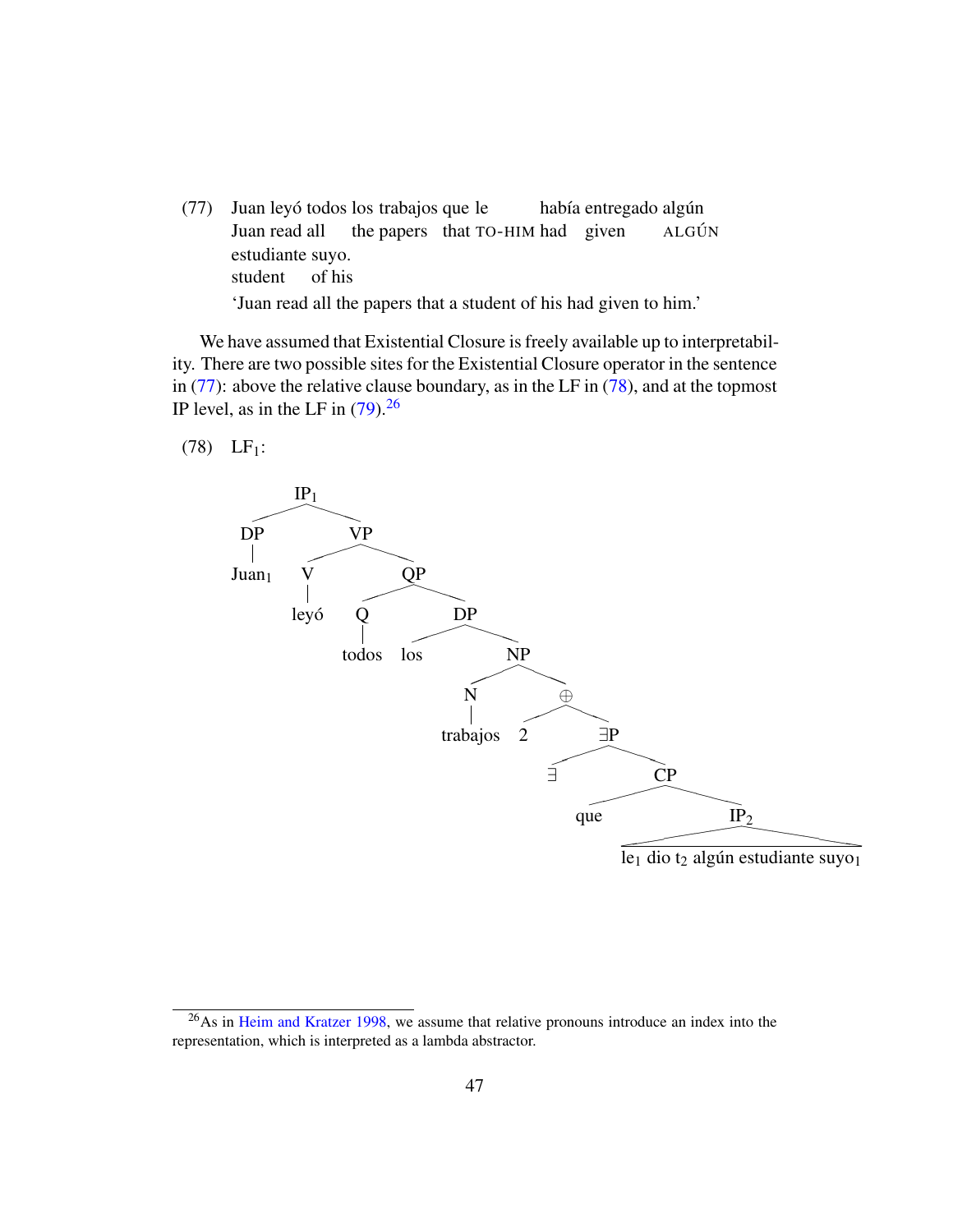(77) Juan leyó todos los trabajos que le había entregado algún estudiante suyo.
     Juan read all the papers that TO-HIM had given ALGÚN student of his
     'Juan read all the papers that a student of his had given to him.'

We have assumed that Existential Closure is freely available up to interpretability. There are two possible sites for the Existential Closure operator in the sentence in (77): above the relative clause boundary, as in the LF in (78), and at the topmost IP level, as in the LF in (79).[26]

(78) $LF_1$:

```
[IP1 [DP Juan1] [VP [V leyó] [QP [Q todos] [DP los [NP [N trabajos] [⊕ 2 [∃P ∃ [CP que [IP2 le1 dio t2 algún estudiante suyo1]]]]]]]]]
```

[26] As in Heim and Kratzer 1998, we assume that relative pronouns introduce an index into the representation, which is interpreted as a lambda abstractor.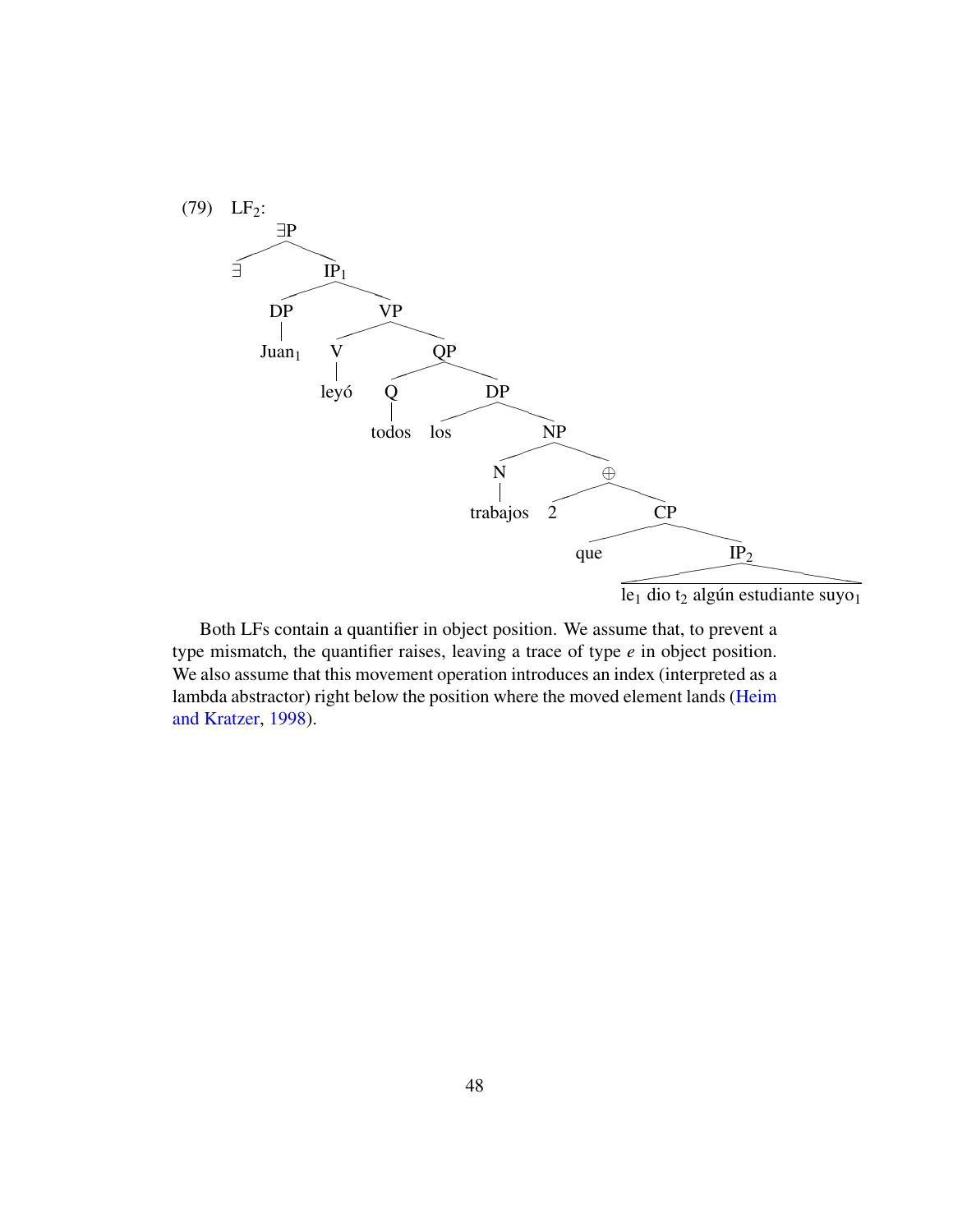(79) $\text{LF}_2$:

```
∃P
├── ∃
└── IP1
    ├── DP
    │   └── Juan1
    └── VP
        ├── V
        │   └── leyó
        └── QP
            ├── Q
            │   └── todos
            └── DP
                ├── los
                └── NP
                    ├── N
                    │   └── trabajos
                    └── ⊕
                        ├── 2
                        └── CP
                            ├── que
                            └── IP2
                                └── le1 dio t2 algún estudiante suyo1
```

Both LFs contain a quantifier in object position. We assume that, to prevent a type mismatch, the quantifier raises, leaving a trace of type *e* in object position. We also assume that this movement operation introduces an index (interpreted as a lambda abstractor) right below the position where the moved element lands (Heim and Kratzer, 1998).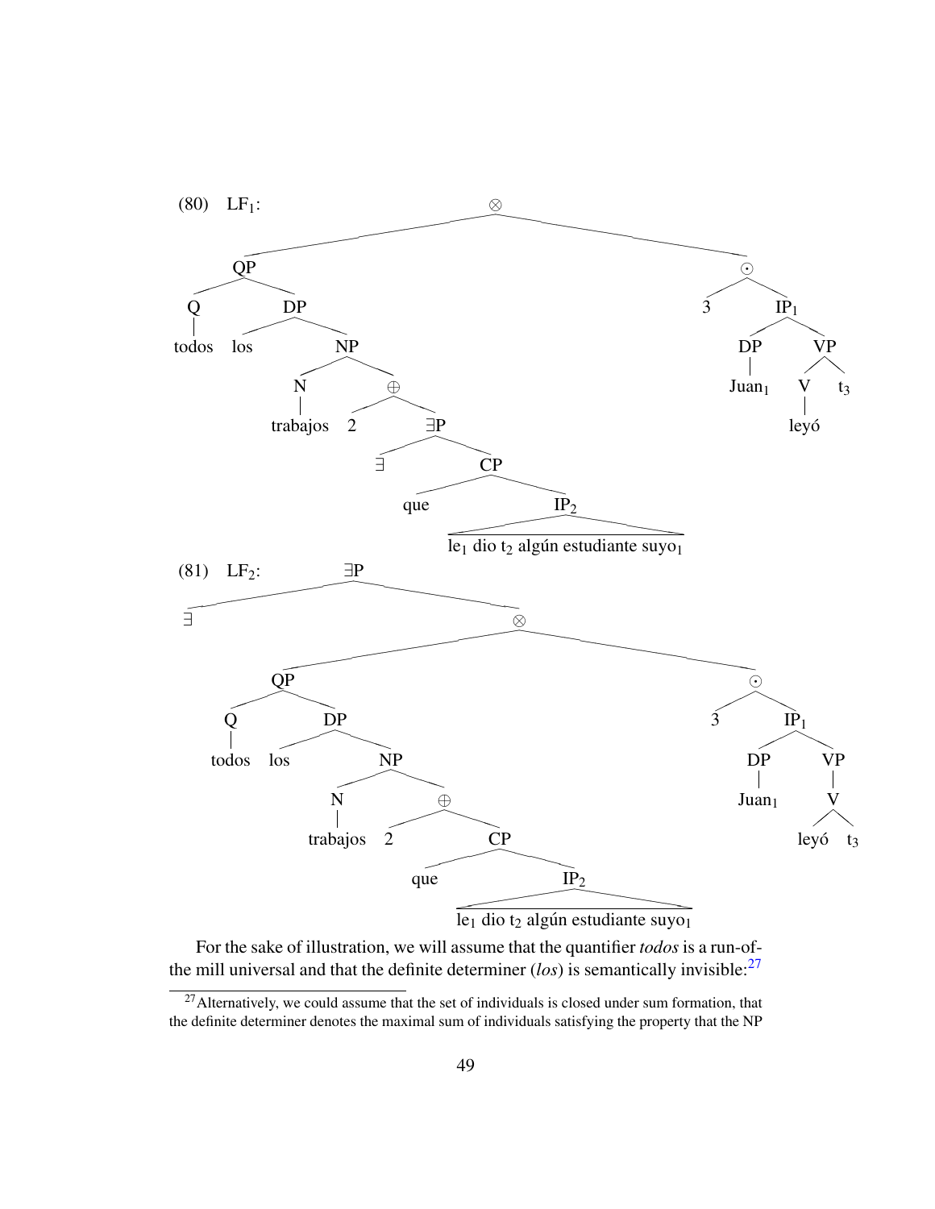(80) LF$_1$:

```
                         ⊗
            ┌────────────┴────────────┐
            QP                        ⊙
        ┌───┴───┐                 ┌───┴───┐
        Q       DP                3       IP1
        |    ┌──┴──┐                   ┌──┴──┐
      todos los    NP                  DP    VP
                ┌──┴──┐                |   ┌─┴─┐
                N     ⊕              Juan1 V   t3
                |  ┌──┴──┐                 |
          trabajos 2    ∃P               leyó
                     ┌──┴──┐
                     ∃     CP
                        ┌──┴──┐
                       que    IP2
                              /\
            le1 dio t2 algún estudiante suyo1
```

(81) LF$_2$:

```
        ∃P
   ┌────┴────┐
   ∃         ⊗
       ┌─────┴──────┐
       QP           ⊙
   ┌───┴───┐    ┌───┴───┐
   Q       DP   3       IP1
   |   ┌───┴──┐      ┌──┴──┐
 todos los    NP     DP    VP
           ┌──┴──┐   |     |
           N     ⊕ Juan1   V
           |  ┌──┴──┐    ┌─┴─┐
     trabajos 2    CP  leyó  t3
                ┌──┴──┐
               que    IP2
                      /\
        le1 dio t2 algún estudiante suyo1
```

For the sake of illustration, we will assume that the quantifier *todos* is a run-of-the mill universal and that the definite determiner (*los*) is semantically invisible:[27]

[27] Alternatively, we could assume that the set of individuals is closed under sum formation, that the definite determiner denotes the maximal sum of individuals satisfying the property that the NP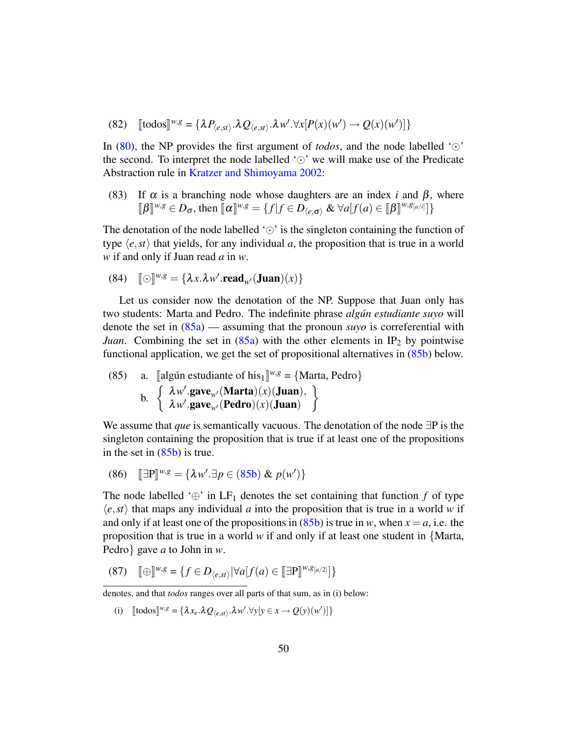(82) $[\![\text{todos}]\!]^{w,g} = \{\lambda P_{\langle e,st\rangle}.\lambda Q_{\langle e,st\rangle}.\lambda w'.\forall x[P(x)(w') \rightarrow Q(x)(w')]\}$

In (80), the NP provides the first argument of *todos*, and the node labelled '$\odot$' the second. To interpret the node labelled '$\odot$' we will make use of the Predicate Abstraction rule in Kratzer and Shimoyama 2002:

(83) If $\alpha$ is a branching node whose daughters are an index $i$ and $\beta$, where $[\![\beta]\!]^{w,g} \in D_\sigma$, then $[\![\alpha]\!]^{w,g} = \{f | f \in D_{\langle e,\sigma\rangle} \ \& \ \forall a[f(a) \in [\![\beta]\!]^{w,g[a/i]}]\}$

The denotation of the node labelled '$\odot$' is the singleton containing the function of type $\langle e,st\rangle$ that yields, for any individual $a$, the proposition that is true in a world $w$ if and only if Juan read $a$ in $w$.

(84) $[\![\odot]\!]^{w,g} = \{\lambda x.\lambda w'.\mathbf{read}_{w'}(\mathbf{Juan})(x)\}$

Let us consider now the denotation of the NP. Suppose that Juan only has two students: Marta and Pedro. The indefinite phrase *algún estudiante suyo* will denote the set in (85a) — assuming that the pronoun *suyo* is correferential with *Juan*. Combining the set in (85a) with the other elements in $\text{IP}_2$ by pointwise functional application, we get the set of propositional alternatives in (85b) below.

(85) a. $[\![\text{algún estudiante of his}_1]\!]^{w,g} = \{\text{Marta, Pedro}\}$

b. $\left\{ \begin{array}{l} \lambda w'.\mathbf{gave}_{w'}(\mathbf{Marta})(x)(\mathbf{Juan}), \\ \lambda w'.\mathbf{gave}_{w'}(\mathbf{Pedro})(x)(\mathbf{Juan}) \end{array} \right\}$

We assume that *que* is semantically vacuous. The denotation of the node $\exists$P is the singleton containing the proposition that is true if at least one of the propositions in the set in (85b) is true.

(86) $[\![\exists\text{P}]\!]^{w,g} = \{\lambda w'.\exists p \in \text{(85b)} \ \& \ p(w')\}$

The node labelled '$\oplus$' in $\text{LF}_1$ denotes the set containing that function $f$ of type $\langle e,st\rangle$ that maps any individual $a$ into the proposition that is true in a world $w$ if and only if at least one of the propositions in (85b) is true in $w$, when $x = a$, i.e. the proposition that is true in a world $w$ if and only if at least one student in {Marta, Pedro} gave $a$ to John in $w$.

(87) $[\![\oplus]\!]^{w,g} = \{f \in D_{\langle e,st\rangle} | \forall a[f(a) \in [\![\exists\text{P}]\!]^{w,g[a/2]}]\}$

---

denotes, and that *todos* ranges over all parts of that sum, as in (i) below:

(i) $[\![\text{todos}]\!]^{w,g} = \{\lambda x_e.\lambda Q_{\langle e,st\rangle}.\lambda w'.\forall y[y \in x \rightarrow Q(y)(w')]\}$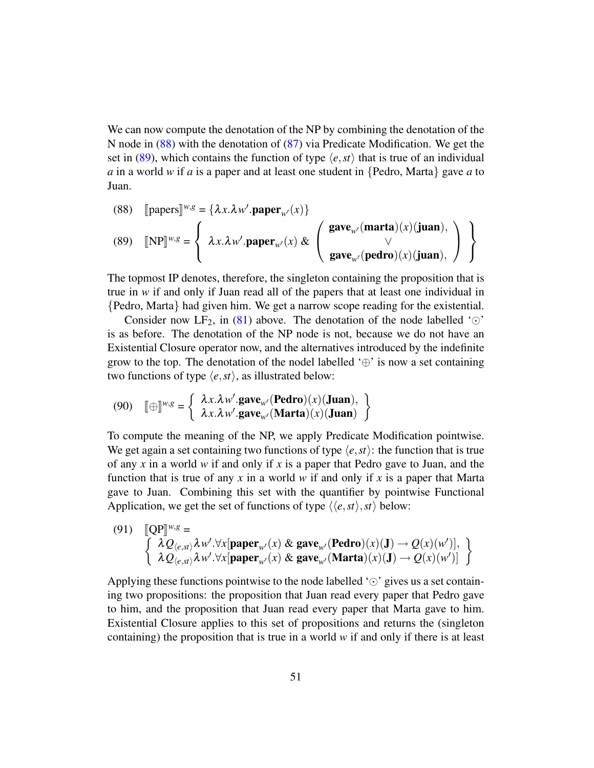We can now compute the denotation of the NP by combining the denotation of the N node in (88) with the denotation of (87) via Predicate Modification. We get the set in (89), which contains the function of type $\langle e, st \rangle$ that is true of an individual $a$ in a world $w$ if $a$ is a paper and at least one student in {Pedro, Marta} gave $a$ to Juan.

(88) $[\![\text{papers}]\!]^{w,g} = \{\lambda x.\lambda w'.\mathbf{paper}_{w'}(x)\}$

(89) $[\![\text{NP}]\!]^{w,g} = \left\{ \lambda x.\lambda w'.\mathbf{paper}_{w'}(x) \;\&\; \left( \begin{array}{c} \mathbf{gave}_{w'}(\mathbf{marta})(x)(\mathbf{juan}), \\ \vee \\ \mathbf{gave}_{w'}(\mathbf{pedro})(x)(\mathbf{juan}), \end{array} \right) \right\}$

The topmost IP denotes, therefore, the singleton containing the proposition that is true in $w$ if and only if Juan read all of the papers that at least one individual in {Pedro, Marta} had given him. We get a narrow scope reading for the existential.

Consider now LF$_2$, in (81) above. The denotation of the node labelled '$\odot$' is as before. The denotation of the NP node is not, because we do not have an Existential Closure operator now, and the alternatives introduced by the indefinite grow to the top. The denotation of the nodel labelled '$\oplus$' is now a set containing two functions of type $\langle e, st \rangle$, as illustrated below:

(90) $[\![\oplus]\!]^{w,g} = \left\{ \begin{array}{l} \lambda x.\lambda w'.\mathbf{gave}_{w'}(\mathbf{Pedro})(x)(\mathbf{Juan}), \\ \lambda x.\lambda w'.\mathbf{gave}_{w'}(\mathbf{Marta})(x)(\mathbf{Juan}) \end{array} \right\}$

To compute the meaning of the NP, we apply Predicate Modification pointwise. We get again a set containing two functions of type $\langle e, st \rangle$: the function that is true of any $x$ in a world $w$ if and only if $x$ is a paper that Pedro gave to Juan, and the function that is true of any $x$ in a world $w$ if and only if $x$ is a paper that Marta gave to Juan. Combining this set with the quantifier by pointwise Functional Application, we get the set of functions of type $\langle\langle e, st \rangle, st \rangle$ below:

(91) $[\![\text{QP}]\!]^{w,g} =$
$\left\{ \begin{array}{l} \lambda Q_{\langle e,st \rangle}\lambda w'.\forall x[\mathbf{paper}_{w'}(x) \;\&\; \mathbf{gave}_{w'}(\mathbf{Pedro})(x)(\mathbf{J}) \rightarrow Q(x)(w')], \\ \lambda Q_{\langle e,st \rangle}\lambda w'.\forall x[\mathbf{paper}_{w'}(x) \;\&\; \mathbf{gave}_{w'}(\mathbf{Marta})(x)(\mathbf{J}) \rightarrow Q(x)(w')] \end{array} \right\}$

Applying these functions pointwise to the node labelled '$\odot$' gives us a set containing two propositions: the proposition that Juan read every paper that Pedro gave to him, and the proposition that Juan read every paper that Marta gave to him. Existential Closure applies to this set of propositions and returns the (singleton containing) the proposition that is true in a world $w$ if and only if there is at least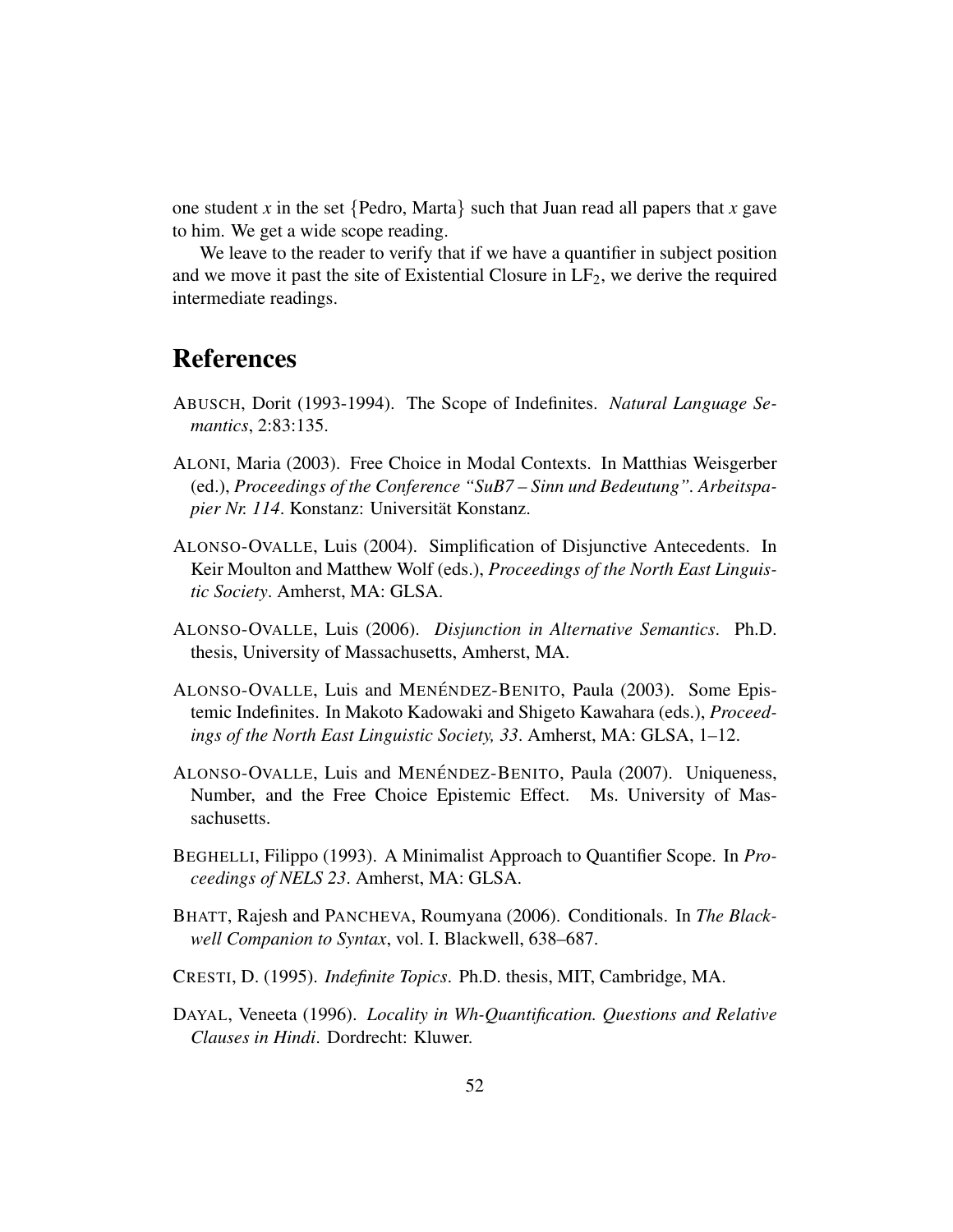one student $x$ in the set {Pedro, Marta} such that Juan read all papers that $x$ gave to him. We get a wide scope reading.

We leave to the reader to verify that if we have a quantifier in subject position and we move it past the site of Existential Closure in $LF_2$, we derive the required intermediate readings.

# References

ABUSCH, Dorit (1993-1994). The Scope of Indefinites. *Natural Language Semantics*, 2:83:135.

ALONI, Maria (2003). Free Choice in Modal Contexts. In Matthias Weisgerber (ed.), *Proceedings of the Conference "SuB7 – Sinn und Bedeutung". Arbeitspapier Nr. 114*. Konstanz: Universität Konstanz.

ALONSO-OVALLE, Luis (2004). Simplification of Disjunctive Antecedents. In Keir Moulton and Matthew Wolf (eds.), *Proceedings of the North East Linguistic Society*. Amherst, MA: GLSA.

ALONSO-OVALLE, Luis (2006). *Disjunction in Alternative Semantics*. Ph.D. thesis, University of Massachusetts, Amherst, MA.

ALONSO-OVALLE, Luis and MENÉNDEZ-BENITO, Paula (2003). Some Epistemic Indefinites. In Makoto Kadowaki and Shigeto Kawahara (eds.), *Proceedings of the North East Linguistic Society, 33*. Amherst, MA: GLSA, 1–12.

ALONSO-OVALLE, Luis and MENÉNDEZ-BENITO, Paula (2007). Uniqueness, Number, and the Free Choice Epistemic Effect. Ms. University of Massachusetts.

BEGHELLI, Filippo (1993). A Minimalist Approach to Quantifier Scope. In *Proceedings of NELS 23*. Amherst, MA: GLSA.

BHATT, Rajesh and PANCHEVA, Roumyana (2006). Conditionals. In *The Blackwell Companion to Syntax*, vol. I. Blackwell, 638–687.

CRESTI, D. (1995). *Indefinite Topics*. Ph.D. thesis, MIT, Cambridge, MA.

DAYAL, Veneeta (1996). *Locality in Wh-Quantification. Questions and Relative Clauses in Hindi*. Dordrecht: Kluwer.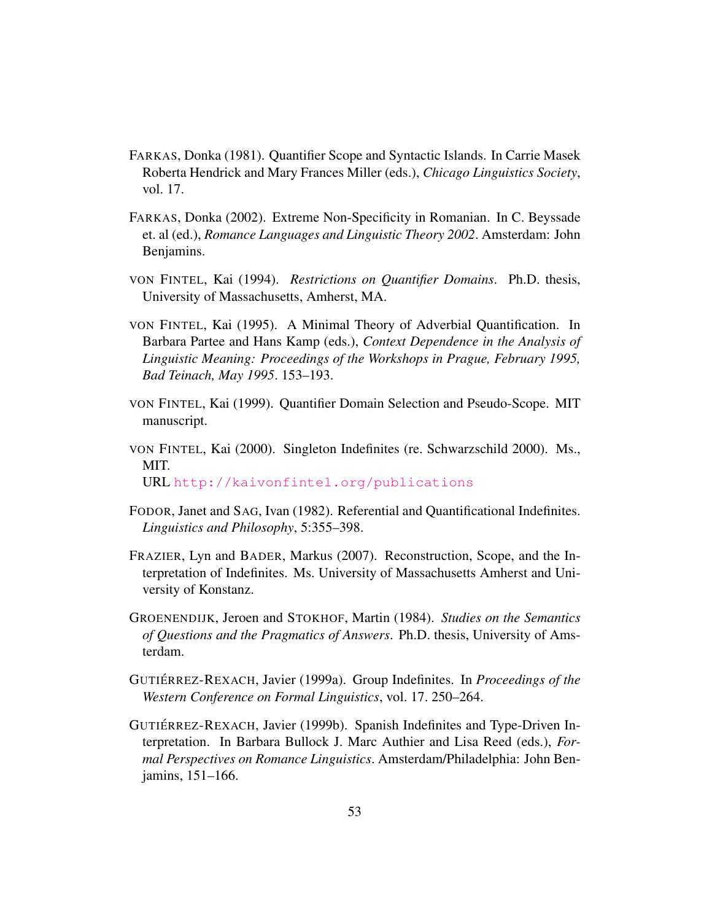FARKAS, Donka (1981). Quantifier Scope and Syntactic Islands. In Carrie Masek Roberta Hendrick and Mary Frances Miller (eds.), *Chicago Linguistics Society*, vol. 17.

FARKAS, Donka (2002). Extreme Non-Specificity in Romanian. In C. Beyssade et. al (ed.), *Romance Languages and Linguistic Theory 2002*. Amsterdam: John Benjamins.

VON FINTEL, Kai (1994). *Restrictions on Quantifier Domains*. Ph.D. thesis, University of Massachusetts, Amherst, MA.

VON FINTEL, Kai (1995). A Minimal Theory of Adverbial Quantification. In Barbara Partee and Hans Kamp (eds.), *Context Dependence in the Analysis of Linguistic Meaning: Proceedings of the Workshops in Prague, February 1995, Bad Teinach, May 1995*. 153–193.

VON FINTEL, Kai (1999). Quantifier Domain Selection and Pseudo-Scope. MIT manuscript.

VON FINTEL, Kai (2000). Singleton Indefinites (re. Schwarzschild 2000). Ms., MIT.
URL http://kaivonfintel.org/publications

FODOR, Janet and SAG, Ivan (1982). Referential and Quantificational Indefinites. *Linguistics and Philosophy*, 5:355–398.

FRAZIER, Lyn and BADER, Markus (2007). Reconstruction, Scope, and the Interpretation of Indefinites. Ms. University of Massachusetts Amherst and University of Konstanz.

GROENENDIJK, Jeroen and STOKHOF, Martin (1984). *Studies on the Semantics of Questions and the Pragmatics of Answers*. Ph.D. thesis, University of Amsterdam.

GUTIÉRREZ-REXACH, Javier (1999a). Group Indefinites. In *Proceedings of the Western Conference on Formal Linguistics*, vol. 17. 250–264.

GUTIÉRREZ-REXACH, Javier (1999b). Spanish Indefinites and Type-Driven Interpretation. In Barbara Bullock J. Marc Authier and Lisa Reed (eds.), *Formal Perspectives on Romance Linguistics*. Amsterdam/Philadelphia: John Benjamins, 151–166.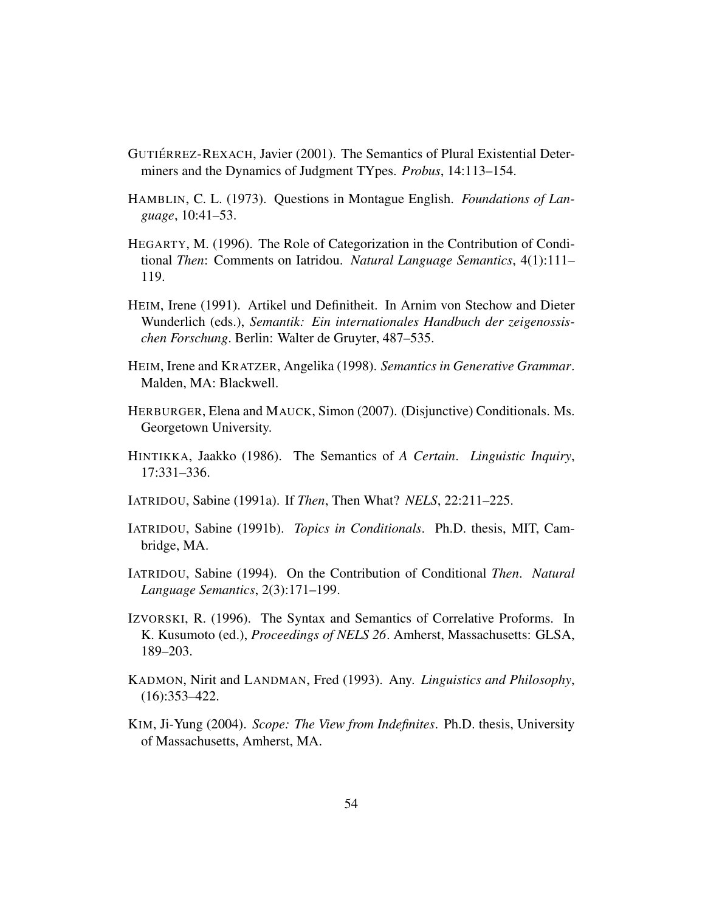GUTIÉRREZ-REXACH, Javier (2001). The Semantics of Plural Existential Determiners and the Dynamics of Judgment TYpes. *Probus*, 14:113–154.

HAMBLIN, C. L. (1973). Questions in Montague English. *Foundations of Language*, 10:41–53.

HEGARTY, M. (1996). The Role of Categorization in the Contribution of Conditional *Then*: Comments on Iatridou. *Natural Language Semantics*, 4(1):111–119.

HEIM, Irene (1991). Artikel und Definitheit. In Arnim von Stechow and Dieter Wunderlich (eds.), *Semantik: Ein internationales Handbuch der zeigenossischen Forschung*. Berlin: Walter de Gruyter, 487–535.

HEIM, Irene and KRATZER, Angelika (1998). *Semantics in Generative Grammar*. Malden, MA: Blackwell.

HERBURGER, Elena and MAUCK, Simon (2007). (Disjunctive) Conditionals. Ms. Georgetown University.

HINTIKKA, Jaakko (1986). The Semantics of *A Certain*. *Linguistic Inquiry*, 17:331–336.

IATRIDOU, Sabine (1991a). If *Then*, Then What? *NELS*, 22:211–225.

IATRIDOU, Sabine (1991b). *Topics in Conditionals*. Ph.D. thesis, MIT, Cambridge, MA.

IATRIDOU, Sabine (1994). On the Contribution of Conditional *Then*. *Natural Language Semantics*, 2(3):171–199.

IZVORSKI, R. (1996). The Syntax and Semantics of Correlative Proforms. In K. Kusumoto (ed.), *Proceedings of NELS 26*. Amherst, Massachusetts: GLSA, 189–203.

KADMON, Nirit and LANDMAN, Fred (1993). Any. *Linguistics and Philosophy*, (16):353–422.

KIM, Ji-Yung (2004). *Scope: The View from Indefinites*. Ph.D. thesis, University of Massachusetts, Amherst, MA.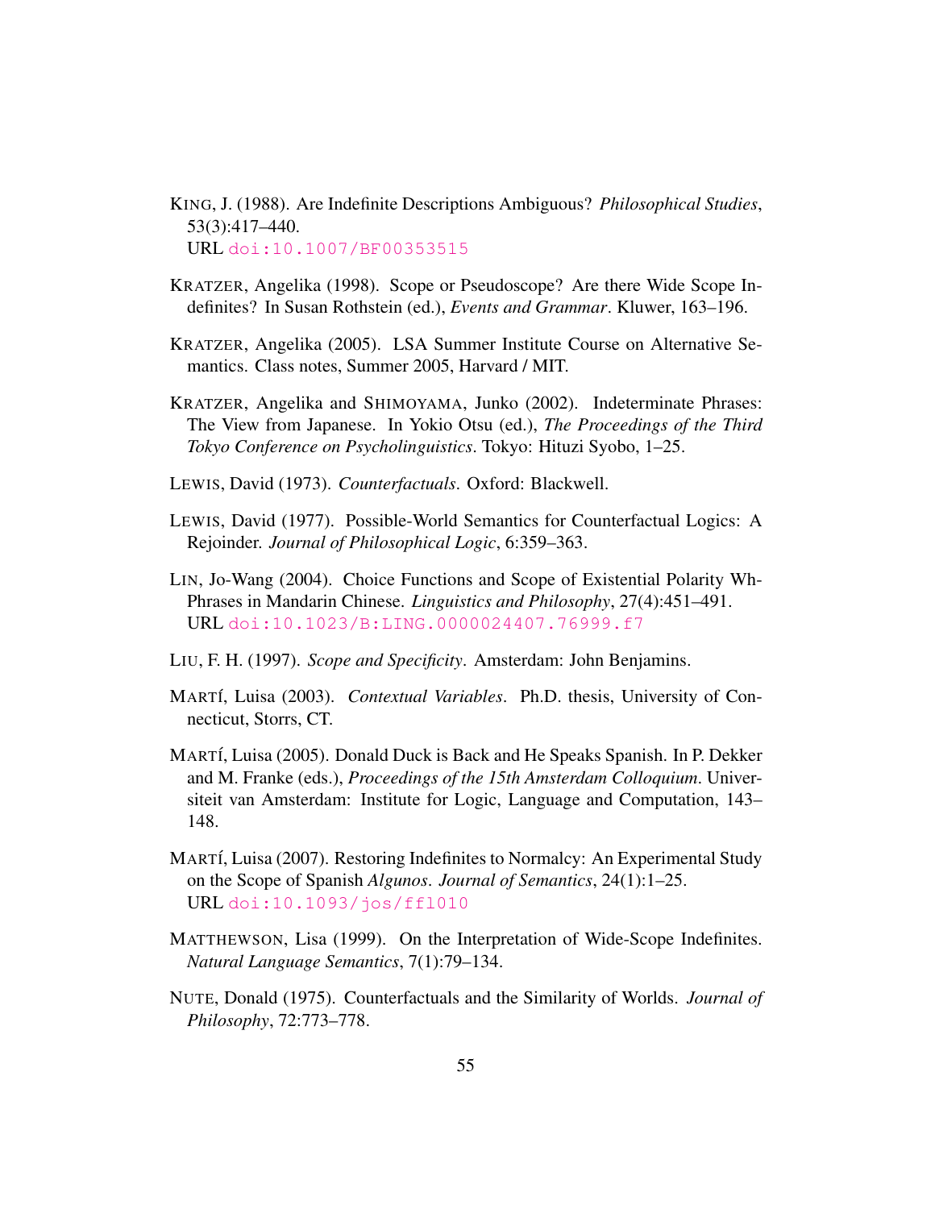KING, J. (1988). Are Indefinite Descriptions Ambiguous? *Philosophical Studies*, 53(3):417–440.
URL doi:10.1007/BF00353515

KRATZER, Angelika (1998). Scope or Pseudoscope? Are there Wide Scope Indefinites? In Susan Rothstein (ed.), *Events and Grammar*. Kluwer, 163–196.

KRATZER, Angelika (2005). LSA Summer Institute Course on Alternative Semantics. Class notes, Summer 2005, Harvard / MIT.

KRATZER, Angelika and SHIMOYAMA, Junko (2002). Indeterminate Phrases: The View from Japanese. In Yokio Otsu (ed.), *The Proceedings of the Third Tokyo Conference on Psycholinguistics*. Tokyo: Hituzi Syobo, 1–25.

LEWIS, David (1973). *Counterfactuals*. Oxford: Blackwell.

LEWIS, David (1977). Possible-World Semantics for Counterfactual Logics: A Rejoinder. *Journal of Philosophical Logic*, 6:359–363.

LIN, Jo-Wang (2004). Choice Functions and Scope of Existential Polarity Wh-Phrases in Mandarin Chinese. *Linguistics and Philosophy*, 27(4):451–491.
URL doi:10.1023/B:LING.0000024407.76999.f7

LIU, F. H. (1997). *Scope and Specificity*. Amsterdam: John Benjamins.

MARTÍ, Luisa (2003). *Contextual Variables*. Ph.D. thesis, University of Connecticut, Storrs, CT.

MARTÍ, Luisa (2005). Donald Duck is Back and He Speaks Spanish. In P. Dekker and M. Franke (eds.), *Proceedings of the 15th Amsterdam Colloquium*. Universiteit van Amsterdam: Institute for Logic, Language and Computation, 143–148.

MARTÍ, Luisa (2007). Restoring Indefinites to Normalcy: An Experimental Study on the Scope of Spanish *Algunos*. *Journal of Semantics*, 24(1):1–25.
URL doi:10.1093/jos/ffl010

MATTHEWSON, Lisa (1999). On the Interpretation of Wide-Scope Indefinites. *Natural Language Semantics*, 7(1):79–134.

NUTE, Donald (1975). Counterfactuals and the Similarity of Worlds. *Journal of Philosophy*, 72:773–778.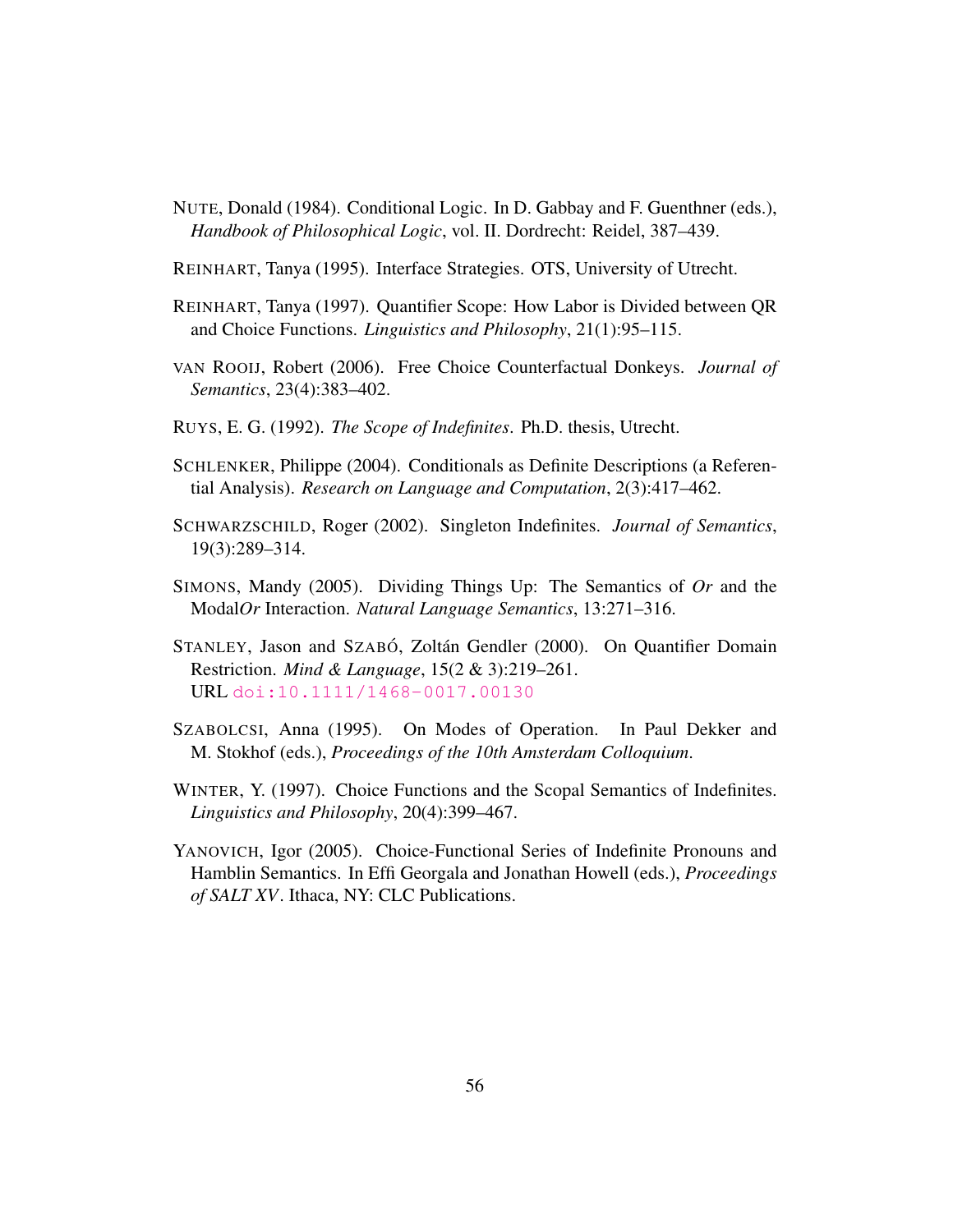NUTE, Donald (1984). Conditional Logic. In D. Gabbay and F. Guenthner (eds.), *Handbook of Philosophical Logic*, vol. II. Dordrecht: Reidel, 387–439.

REINHART, Tanya (1995). Interface Strategies. OTS, University of Utrecht.

REINHART, Tanya (1997). Quantifier Scope: How Labor is Divided between QR and Choice Functions. *Linguistics and Philosophy*, 21(1):95–115.

VAN ROOIJ, Robert (2006). Free Choice Counterfactual Donkeys. *Journal of Semantics*, 23(4):383–402.

RUYS, E. G. (1992). *The Scope of Indefinites*. Ph.D. thesis, Utrecht.

SCHLENKER, Philippe (2004). Conditionals as Definite Descriptions (a Referential Analysis). *Research on Language and Computation*, 2(3):417–462.

SCHWARZSCHILD, Roger (2002). Singleton Indefinites. *Journal of Semantics*, 19(3):289–314.

SIMONS, Mandy (2005). Dividing Things Up: The Semantics of *Or* and the Modal*Or* Interaction. *Natural Language Semantics*, 13:271–316.

STANLEY, Jason and SZABÓ, Zoltán Gendler (2000). On Quantifier Domain Restriction. *Mind & Language*, 15(2 & 3):219–261.
URL doi:10.1111/1468-0017.00130

SZABOLCSI, Anna (1995). On Modes of Operation. In Paul Dekker and M. Stokhof (eds.), *Proceedings of the 10th Amsterdam Colloquium*.

WINTER, Y. (1997). Choice Functions and the Scopal Semantics of Indefinites. *Linguistics and Philosophy*, 20(4):399–467.

YANOVICH, Igor (2005). Choice-Functional Series of Indefinite Pronouns and Hamblin Semantics. In Effi Georgala and Jonathan Howell (eds.), *Proceedings of SALT XV*. Ithaca, NY: CLC Publications.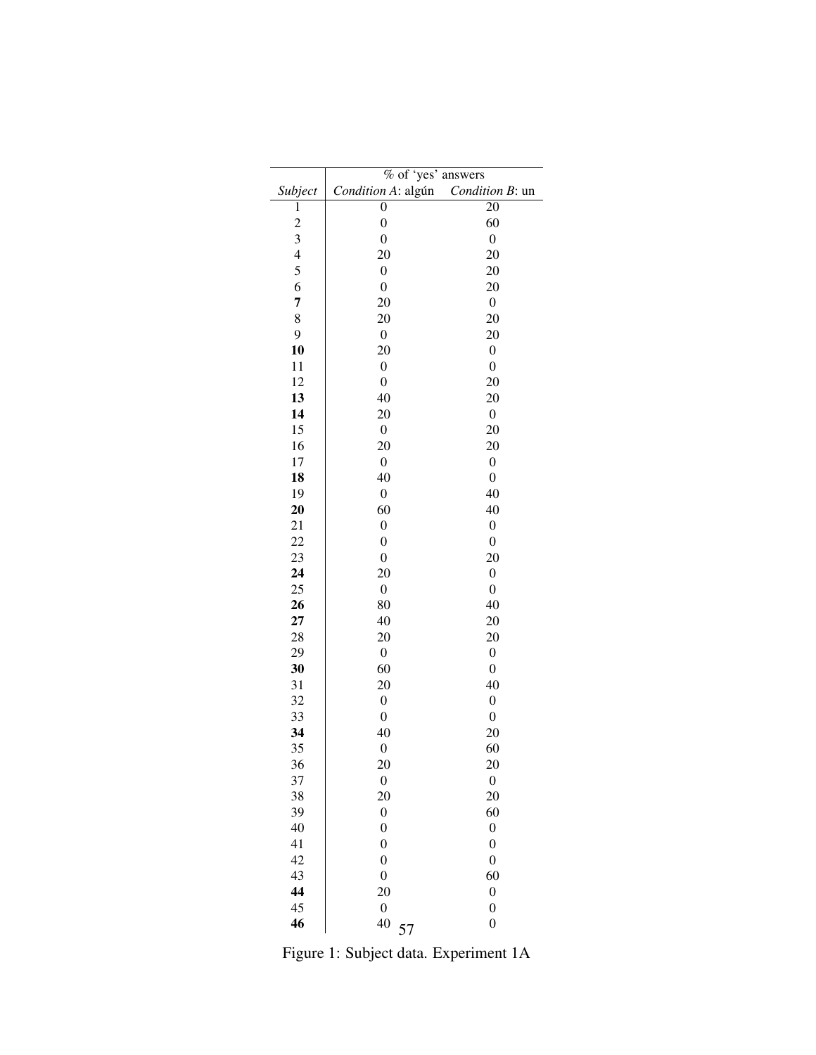| | % of 'yes' answers | |
|---|---|---|
| *Subject* | *Condition A*: algún | *Condition B*: un |
| 1 | 0 | 20 |
| 2 | 0 | 60 |
| 3 | 0 | 0 |
| 4 | 20 | 20 |
| 5 | 0 | 20 |
| 6 | 0 | 20 |
| **7** | 20 | 0 |
| 8 | 20 | 20 |
| 9 | 0 | 20 |
| **10** | 20 | 0 |
| 11 | 0 | 0 |
| 12 | 0 | 20 |
| **13** | 40 | 20 |
| **14** | 20 | 0 |
| 15 | 0 | 20 |
| 16 | 20 | 20 |
| 17 | 0 | 0 |
| **18** | 40 | 0 |
| 19 | 0 | 40 |
| **20** | 60 | 40 |
| 21 | 0 | 0 |
| 22 | 0 | 0 |
| 23 | 0 | 20 |
| **24** | 20 | 0 |
| 25 | 0 | 0 |
| **26** | 80 | 40 |
| **27** | 40 | 20 |
| 28 | 20 | 20 |
| 29 | 0 | 0 |
| **30** | 60 | 0 |
| 31 | 20 | 40 |
| 32 | 0 | 0 |
| 33 | 0 | 0 |
| **34** | 40 | 20 |
| 35 | 0 | 60 |
| 36 | 20 | 20 |
| 37 | 0 | 0 |
| 38 | 20 | 20 |
| 39 | 0 | 60 |
| 40 | 0 | 0 |
| 41 | 0 | 0 |
| 42 | 0 | 0 |
| 43 | 0 | 60 |
| **44** | 20 | 0 |
| 45 | 0 | 0 |
| **46** | 40 | 0 |

Figure 1: Subject data. Experiment 1A